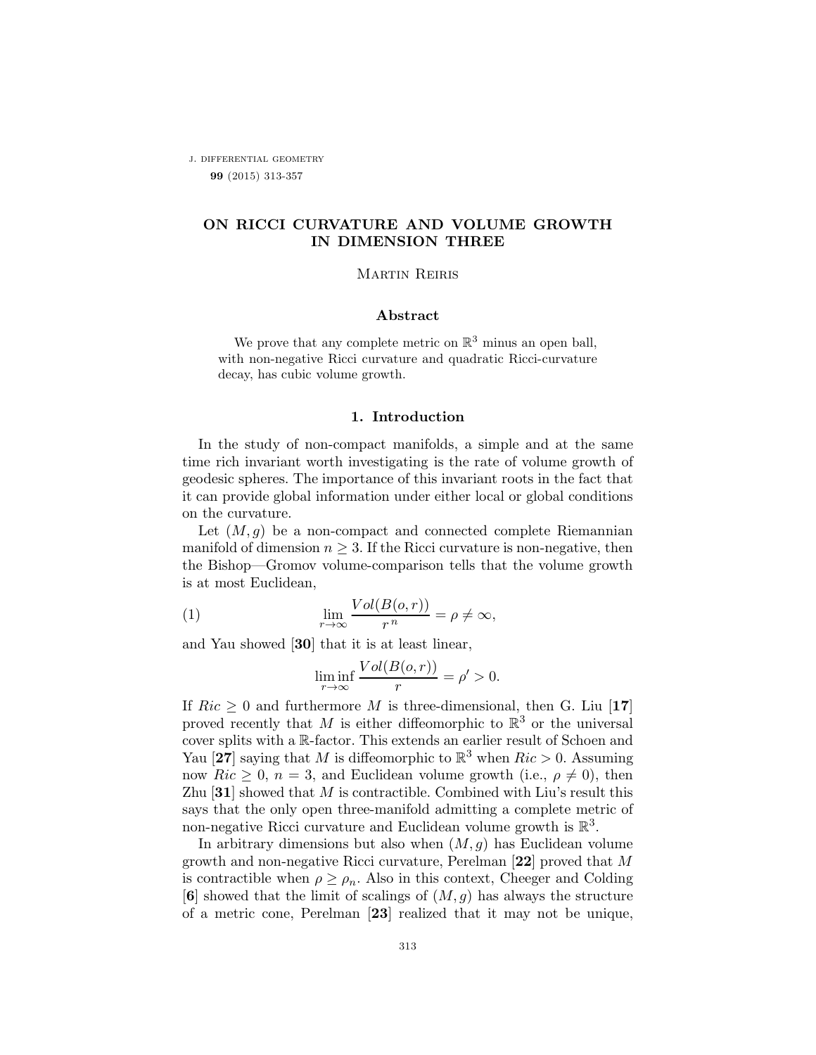# ON RICCI CURVATURE AND VOLUME GROWTH IN DIMENSION THREE

Martin Reiris

## Abstract

We prove that any complete metric on $\mathbb{R}^3$ minus an open ball, with non-negative Ricci curvature and quadratic Ricci-curvature decay, has cubic volume growth.

## 1. Introduction

In the study of non-compact manifolds, a simple and at the same time rich invariant worth investigating is the rate of volume growth of geodesic spheres. The importance of this invariant roots in the fact that it can provide global information under either local or global conditions on the curvature.

Let $(M, g)$ be a non-compact and connected complete Riemannian manifold of dimension $n \geq 3$. If the Ricci curvature is non-negative, then the Bishop—Gromov volume-comparison tells that the volume growth is at most Euclidean,

$$\lim_{r \to \infty} \frac{Vol(B(o,r))}{r^{\,n}} = \rho \neq \infty, \tag{1}$$

and Yau showed [**30**] that it is at least linear,

$$\liminf_{r \to \infty} \frac{Vol(B(o,r))}{r} = \rho' > 0.$$

If $Ric \geq 0$ and furthermore $M$ is three-dimensional, then G. Liu [**17**] proved recently that $M$ is either diffeomorphic to $\mathbb{R}^3$ or the universal cover splits with a $\mathbb{R}$-factor. This extends an earlier result of Schoen and Yau [**27**] saying that $M$ is diffeomorphic to $\mathbb{R}^3$ when $Ric > 0$. Assuming now $Ric \geq 0$, $n = 3$, and Euclidean volume growth (i.e., $\rho \neq 0$), then Zhu [**31**] showed that $M$ is contractible. Combined with Liu's result this says that the only open three-manifold admitting a complete metric of non-negative Ricci curvature and Euclidean volume growth is $\mathbb{R}^3$.

In arbitrary dimensions but also when $(M, g)$ has Euclidean volume growth and non-negative Ricci curvature, Perelman [**22**] proved that $M$ is contractible when $\rho \geq \rho_n$. Also in this context, Cheeger and Colding [**6**] showed that the limit of scalings of $(M, g)$ has always the structure of a metric cone, Perelman [**23**] realized that it may not be unique,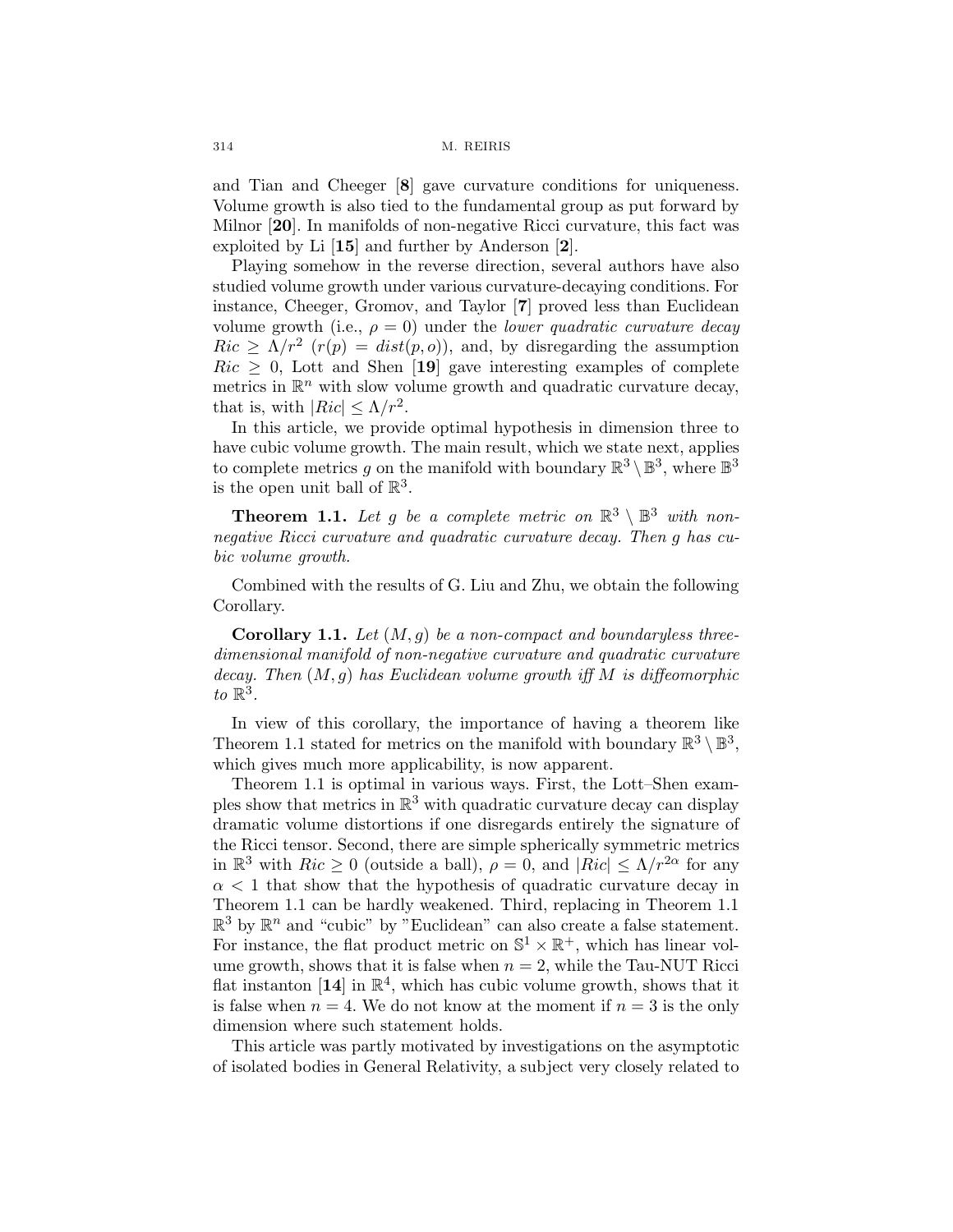and Tian and Cheeger [**8**] gave curvature conditions for uniqueness. Volume growth is also tied to the fundamental group as put forward by Milnor [**20**]. In manifolds of non-negative Ricci curvature, this fact was exploited by Li [**15**] and further by Anderson [**2**].

Playing somehow in the reverse direction, several authors have also studied volume growth under various curvature-decaying conditions. For instance, Cheeger, Gromov, and Taylor [**7**] proved less than Euclidean volume growth (i.e., $\rho = 0$) under the *lower quadratic curvature decay* $Ric \geq \Lambda/r^2$ ($r(p) = dist(p, o)$), and, by disregarding the assumption $Ric \geq 0$, Lott and Shen [**19**] gave interesting examples of complete metrics in $\mathbb{R}^n$ with slow volume growth and quadratic curvature decay, that is, with $|Ric| \leq \Lambda/r^2$.

In this article, we provide optimal hypothesis in dimension three to have cubic volume growth. The main result, which we state next, applies to complete metrics $g$ on the manifold with boundary $\mathbb{R}^3 \setminus \mathbb{B}^3$, where $\mathbb{B}^3$ is the open unit ball of $\mathbb{R}^3$.

**Theorem 1.1.** *Let $g$ be a complete metric on $\mathbb{R}^3 \setminus \mathbb{B}^3$ with non-negative Ricci curvature and quadratic curvature decay. Then $g$ has cubic volume growth.*

Combined with the results of G. Liu and Zhu, we obtain the following Corollary.

**Corollary 1.1.** *Let $(M, g)$ be a non-compact and boundaryless three-dimensional manifold of non-negative curvature and quadratic curvature decay. Then $(M, g)$ has Euclidean volume growth iff $M$ is diffeomorphic to $\mathbb{R}^3$.*

In view of this corollary, the importance of having a theorem like Theorem 1.1 stated for metrics on the manifold with boundary $\mathbb{R}^3 \setminus \mathbb{B}^3$, which gives much more applicability, is now apparent.

Theorem 1.1 is optimal in various ways. First, the Lott–Shen examples show that metrics in $\mathbb{R}^3$ with quadratic curvature decay can display dramatic volume distortions if one disregards entirely the signature of the Ricci tensor. Second, there are simple spherically symmetric metrics in $\mathbb{R}^3$ with $Ric \geq 0$ (outside a ball), $\rho = 0$, and $|Ric| \leq \Lambda/r^{2\alpha}$ for any $\alpha < 1$ that show that the hypothesis of quadratic curvature decay in Theorem 1.1 can be hardly weakened. Third, replacing in Theorem 1.1 $\mathbb{R}^3$ by $\mathbb{R}^n$ and "cubic" by "Euclidean" can also create a false statement. For instance, the flat product metric on $\mathbb{S}^1 \times \mathbb{R}^+$, which has linear volume growth, shows that it is false when $n = 2$, while the Tau-NUT Ricci flat instanton [**14**] in $\mathbb{R}^4$, which has cubic volume growth, shows that it is false when $n = 4$. We do not know at the moment if $n = 3$ is the only dimension where such statement holds.

This article was partly motivated by investigations on the asymptotic of isolated bodies in General Relativity, a subject very closely related to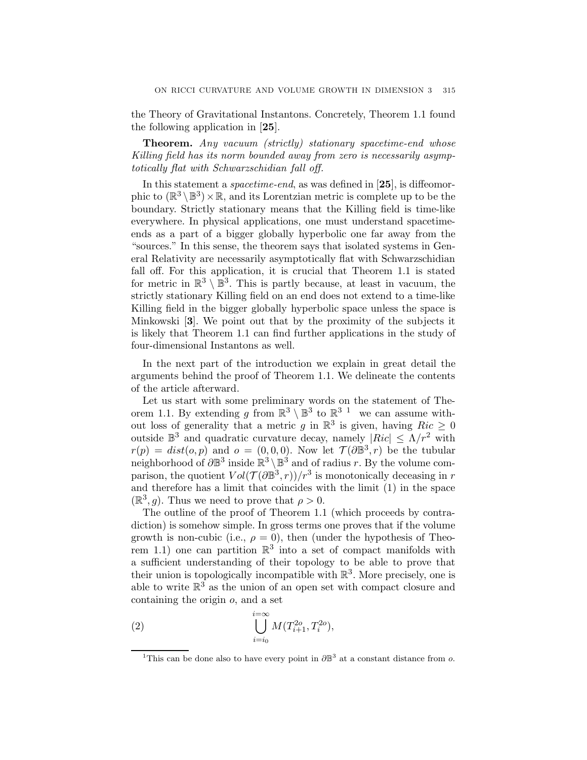the Theory of Gravitational Instantons. Concretely, Theorem 1.1 found the following application in [**25**].

**Theorem.** *Any vacuum (strictly) stationary spacetime-end whose Killing field has its norm bounded away from zero is necessarily asymptotically flat with Schwarzschidian fall off.*

In this statement a *spacetime-end*, as was defined in [**25**], is diffeomorphic to $(\mathbb{R}^3 \setminus \mathbb{B}^3) \times \mathbb{R}$, and its Lorentzian metric is complete up to be the boundary. Strictly stationary means that the Killing field is time-like everywhere. In physical applications, one must understand spacetime-ends as a part of a bigger globally hyperbolic one far away from the "sources." In this sense, the theorem says that isolated systems in General Relativity are necessarily asymptotically flat with Schwarzschidian fall off. For this application, it is crucial that Theorem 1.1 is stated for metric in $\mathbb{R}^3 \setminus \mathbb{B}^3$. This is partly because, at least in vacuum, the strictly stationary Killing field on an end does not extend to a time-like Killing field in the bigger globally hyperbolic space unless the space is Minkowski [**3**]. We point out that by the proximity of the subjects it is likely that Theorem 1.1 can find further applications in the study of four-dimensional Instantons as well.

In the next part of the introduction we explain in great detail the arguments behind the proof of Theorem 1.1. We delineate the contents of the article afterward.

Let us start with some preliminary words on the statement of Theorem 1.1. By extending $g$ from $\mathbb{R}^3 \setminus \mathbb{B}^3$ to $\mathbb{R}^3$ [1] we can assume without loss of generality that a metric $g$ in $\mathbb{R}^3$ is given, having $Ric \geq 0$ outside $\mathbb{B}^3$ and quadratic curvature decay, namely $|Ric| \leq \Lambda/r^2$ with $r(p) = dist(o,p)$ and $o = (0,0,0)$. Now let $\mathcal{T}(\partial\mathbb{B}^3, r)$ be the tubular neighborhood of $\partial\mathbb{B}^3$ inside $\mathbb{R}^3 \setminus \mathbb{B}^3$ and of radius $r$. By the volume comparison, the quotient $Vol(\mathcal{T}(\partial\mathbb{B}^3, r))/r^3$ is monotonically deceasing in $r$ and therefore has a limit that coincides with the limit (1) in the space $(\mathbb{R}^3, g)$. Thus we need to prove that $\rho > 0$.

The outline of the proof of Theorem 1.1 (which proceeds by contradiction) is somehow simple. In gross terms one proves that if the volume growth is non-cubic (i.e., $\rho = 0$), then (under the hypothesis of Theorem 1.1) one can partition $\mathbb{R}^3$ into a set of compact manifolds with a sufficient understanding of their topology to be able to prove that their union is topologically incompatible with $\mathbb{R}^3$. More precisely, one is able to write $\mathbb{R}^3$ as the union of an open set with compact closure and containing the origin $o$, and a set

$$\bigcup_{i=i_0}^{i=\infty} M(T^{2o}_{i+1}, T^{2o}_i), \tag{2}$$

[1] This can be done also to have every point in $\partial\mathbb{B}^3$ at a constant distance from $o$.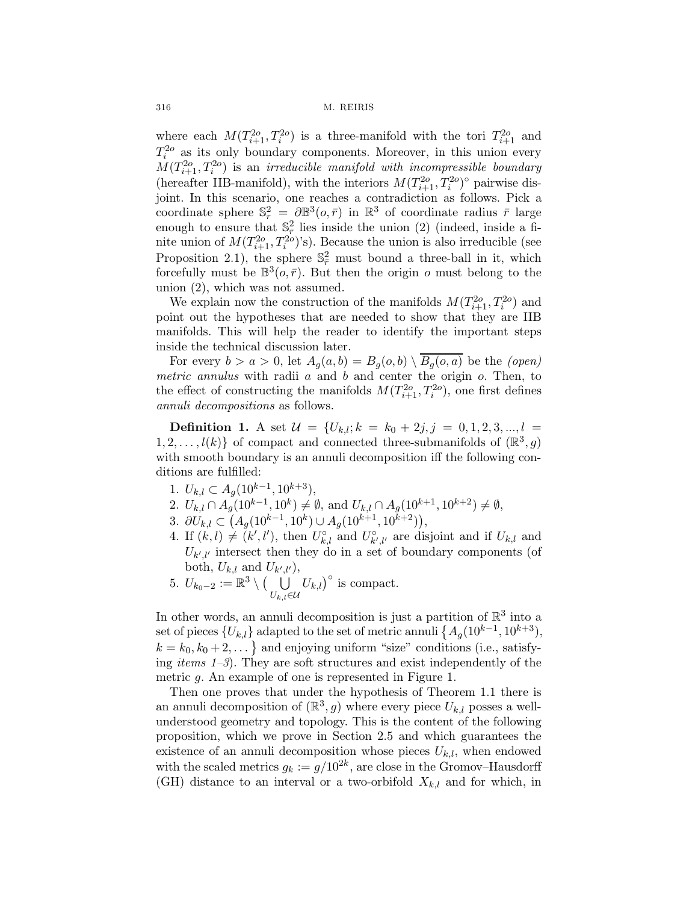where each $M(T^{2o}_{i+1}, T^{2o}_i)$ is a three-manifold with the tori $T^{2o}_{i+1}$ and $T^{2o}_i$ as its only boundary components. Moreover, in this union every $M(T^{2o}_{i+1}, T^{2o}_i)$ is an *irreducible manifold with incompressible boundary* (hereafter IIB-manifold), with the interiors $M(T^{2o}_{i+1}, T^{2o}_i)^\circ$ pairwise disjoint. In this scenario, one reaches a contradiction as follows. Pick a coordinate sphere $\mathbb{S}^2_{\bar{r}} = \partial\mathbb{B}^3(o, \bar{r})$ in $\mathbb{R}^3$ of coordinate radius $\bar{r}$ large enough to ensure that $\mathbb{S}^2_{\bar{r}}$ lies inside the union (2) (indeed, inside a finite union of $M(T^{2o}_{i+1}, T^{2o}_i)$'s). Because the union is also irreducible (see Proposition 2.1), the sphere $\mathbb{S}^2_{\bar{r}}$ must bound a three-ball in it, which forcefully must be $\mathbb{B}^3(o, \bar{r})$. But then the origin $o$ must belong to the union (2), which was not assumed.

We explain now the construction of the manifolds $M(T^{2o}_{i+1}, T^{2o}_i)$ and point out the hypotheses that are needed to show that they are IIB manifolds. This will help the reader to identify the important steps inside the technical discussion later.

For every $b > a > 0$, let $A_g(a, b) = B_g(o, b) \setminus \overline{B_g(o, a)}$ be the *(open) metric annulus* with radii $a$ and $b$ and center the origin $o$. Then, to the effect of constructing the manifolds $M(T^{2o}_{i+1}, T^{2o}_i)$, one first defines *annuli decompositions* as follows.

**Definition 1.** A set $\mathcal{U} = \{U_{k,l}; k = k_0 + 2j, j = 0, 1, 2, 3, ..., l = 1, 2, \ldots, l(k)\}$ of compact and connected three-submanifolds of $(\mathbb{R}^3, g)$ with smooth boundary is an annuli decomposition iff the following conditions are fulfilled:

1. $U_{k,l} \subset A_g(10^{k-1}, 10^{k+3})$,
2. $U_{k,l} \cap A_g(10^{k-1}, 10^k) \neq \emptyset$, and $U_{k,l} \cap A_g(10^{k+1}, 10^{k+2}) \neq \emptyset$,
3. $\partial U_{k,l} \subset \big(A_g(10^{k-1}, 10^k) \cup A_g(10^{k+1}, 10^{k+2})\big)$,
4. If $(k, l) \neq (k', l')$, then $U^\circ_{k,l}$ and $U^\circ_{k',l'}$ are disjoint and if $U_{k,l}$ and $U_{k',l'}$ intersect then they do in a set of boundary components (of both, $U_{k,l}$ and $U_{k',l'}$),
5. $U_{k_0-2} := \mathbb{R}^3 \setminus \big(\bigcup_{U_{k,l} \in \mathcal{U}} U_{k,l}\big)^\circ$ is compact.

In other words, an annuli decomposition is just a partition of $\mathbb{R}^3$ into a set of pieces $\{U_{k,l}\}$ adapted to the set of metric annuli $\big\{A_g(10^{k-1}, 10^{k+3}), k = k_0, k_0 + 2, \ldots\big\}$ and enjoying uniform "size" conditions (i.e., satisfying *items 1–3*). They are soft structures and exist independently of the metric $g$. An example of one is represented in Figure 1.

Then one proves that under the hypothesis of Theorem 1.1 there is an annuli decomposition of $(\mathbb{R}^3, g)$ where every piece $U_{k,l}$ posses a well-understood geometry and topology. This is the content of the following proposition, which we prove in Section 2.5 and which guarantees the existence of an annuli decomposition whose pieces $U_{k,l}$, when endowed with the scaled metrics $g_k := g/10^{2k}$, are close in the Gromov–Hausdorff (GH) distance to an interval or a two-orbifold $X_{k,l}$ and for which, in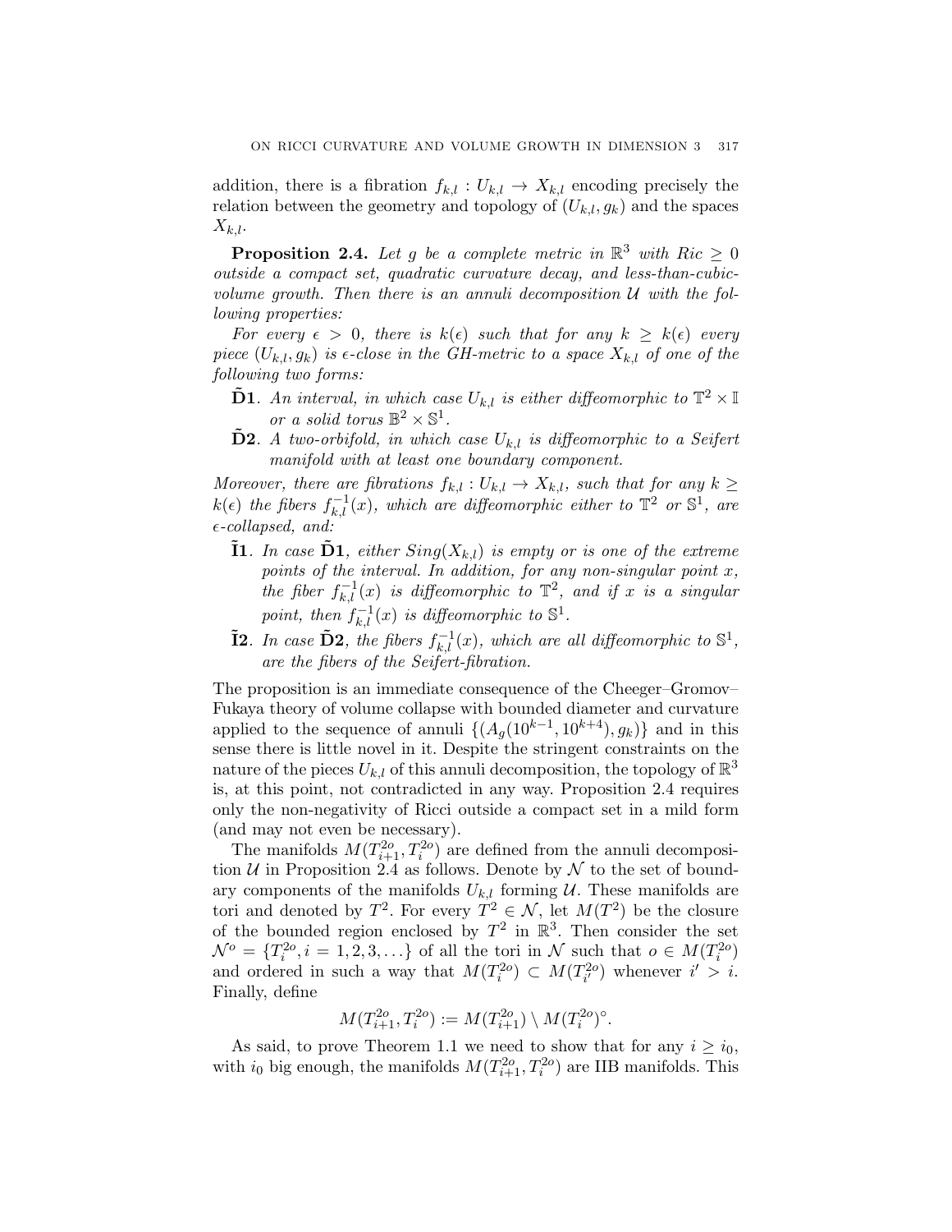addition, there is a fibration $f_{k,l} : U_{k,l} \to X_{k,l}$ encoding precisely the relation between the geometry and topology of $(U_{k,l}, g_k)$ and the spaces $X_{k,l}$.

**Proposition 2.4.** *Let $g$ be a complete metric in $\mathbb{R}^3$ with $Ric \geq 0$ outside a compact set, quadratic curvature decay, and less-than-cubic-volume growth. Then there is an annuli decomposition $\mathcal{U}$ with the following properties:*

*For every $\epsilon > 0$, there is $k(\epsilon)$ such that for any $k \geq k(\epsilon)$ every piece $(U_{k,l}, g_k)$ is $\epsilon$-close in the GH-metric to a space $X_{k,l}$ of one of the following two forms:*

- $\tilde{\mathbf{D}}\mathbf{1}$. *An interval, in which case $U_{k,l}$ is either diffeomorphic to $\mathbb{T}^2 \times \mathbb{I}$ or a solid torus $\mathbb{B}^2 \times \mathbb{S}^1$.*
- $\tilde{\mathbf{D}}\mathbf{2}$. *A two-orbifold, in which case $U_{k,l}$ is diffeomorphic to a Seifert manifold with at least one boundary component.*

*Moreover, there are fibrations $f_{k,l} : U_{k,l} \to X_{k,l}$, such that for any $k \geq k(\epsilon)$ the fibers $f_{k,l}^{-1}(x)$, which are diffeomorphic either to $\mathbb{T}^2$ or $\mathbb{S}^1$, are $\epsilon$-collapsed, and:*

- $\tilde{\mathbf{I}}\mathbf{1}$. *In case $\tilde{\mathbf{D}}\mathbf{1}$, either $Sing(X_{k,l})$ is empty or is one of the extreme points of the interval. In addition, for any non-singular point $x$, the fiber $f_{k,l}^{-1}(x)$ is diffeomorphic to $\mathbb{T}^2$, and if $x$ is a singular point, then $f_{k,l}^{-1}(x)$ is diffeomorphic to $\mathbb{S}^1$.*
- $\tilde{\mathbf{I}}\mathbf{2}$. *In case $\tilde{\mathbf{D}}\mathbf{2}$, the fibers $f_{k,l}^{-1}(x)$, which are all diffeomorphic to $\mathbb{S}^1$, are the fibers of the Seifert-fibration.*

The proposition is an immediate consequence of the Cheeger–Gromov–Fukaya theory of volume collapse with bounded diameter and curvature applied to the sequence of annuli $\{(A_g(10^{k-1}, 10^{k+4}), g_k)\}$ and in this sense there is little novel in it. Despite the stringent constraints on the nature of the pieces $U_{k,l}$ of this annuli decomposition, the topology of $\mathbb{R}^3$ is, at this point, not contradicted in any way. Proposition 2.4 requires only the non-negativity of Ricci outside a compact set in a mild form (and may not even be necessary).

The manifolds $M(T^{2o}_{i+1}, T^{2o}_i)$ are defined from the annuli decomposition $\mathcal{U}$ in Proposition 2.4 as follows. Denote by $\mathcal{N}$ to the set of boundary components of the manifolds $U_{k,l}$ forming $\mathcal{U}$. These manifolds are tori and denoted by $T^2$. For every $T^2 \in \mathcal{N}$, let $M(T^2)$ be the closure of the bounded region enclosed by $T^2$ in $\mathbb{R}^3$. Then consider the set $\mathcal{N}^o = \{T^{2o}_i, i = 1, 2, 3, \ldots\}$ of all the tori in $\mathcal{N}$ such that $o \in M(T^{2o}_i)$ and ordered in such a way that $M(T^{2o}_i) \subset M(T^{2o}_{i'})$ whenever $i' > i$. Finally, define

$$M(T^{2o}_{i+1}, T^{2o}_i) := M(T^{2o}_{i+1}) \setminus M(T^{2o}_i)^{\circ}.$$

As said, to prove Theorem 1.1 we need to show that for any $i \geq i_0$, with $i_0$ big enough, the manifolds $M(T^{2o}_{i+1}, T^{2o}_i)$ are IIB manifolds. This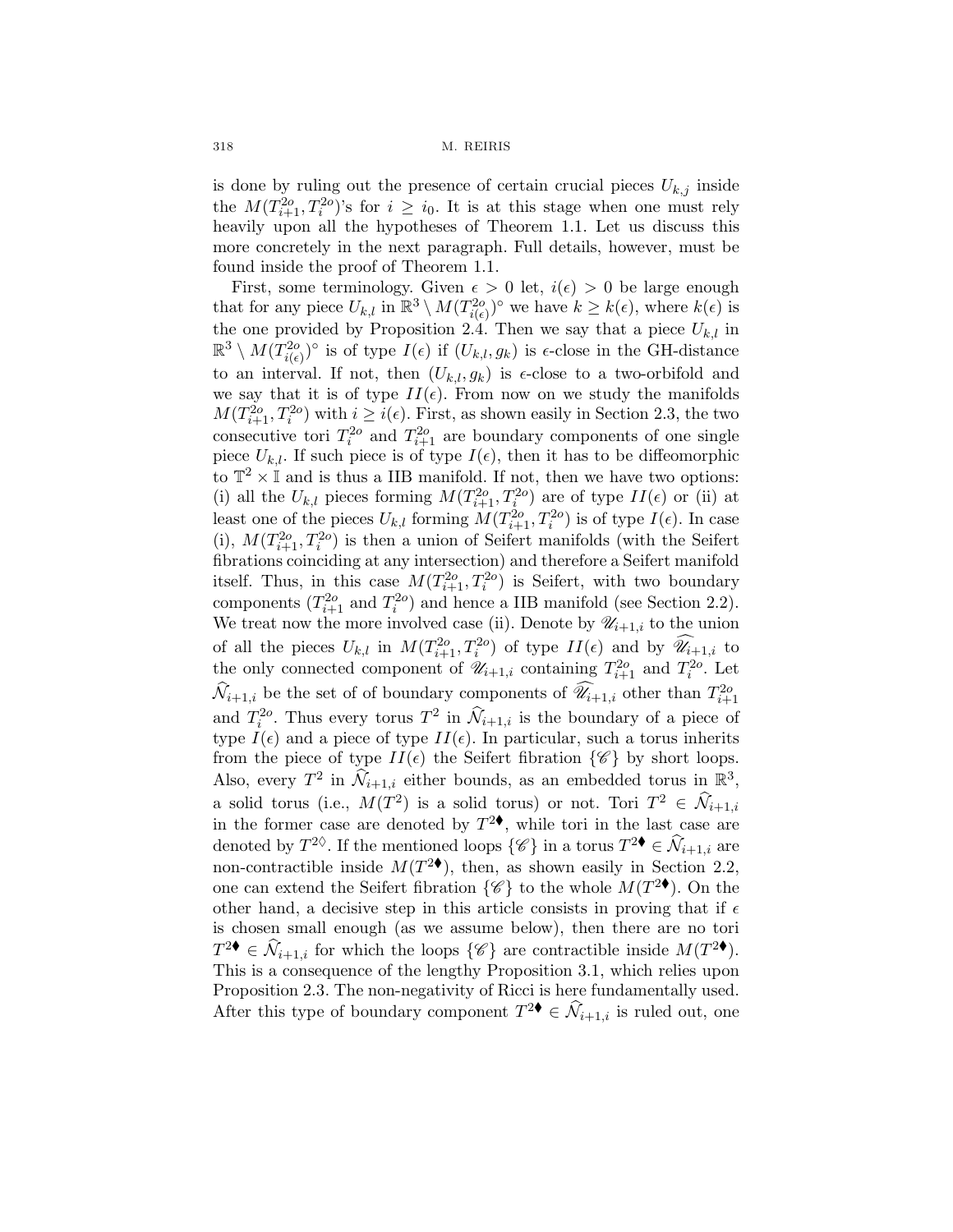is done by ruling out the presence of certain crucial pieces $U_{k,j}$ inside the $M(T^{2o}_{i+1}, T^{2o}_{i})$'s for $i \geq i_0$. It is at this stage when one must rely heavily upon all the hypotheses of Theorem 1.1. Let us discuss this more concretely in the next paragraph. Full details, however, must be found inside the proof of Theorem 1.1.

First, some terminology. Given $\epsilon > 0$ let, $i(\epsilon) > 0$ be large enough that for any piece $U_{k,l}$ in $\mathbb{R}^3 \setminus M(T^{2o}_{i(\epsilon)})^\circ$ we have $k \geq k(\epsilon)$, where $k(\epsilon)$ is the one provided by Proposition 2.4. Then we say that a piece $U_{k,l}$ in $\mathbb{R}^3 \setminus M(T^{2o}_{i(\epsilon)})^\circ$ is of type $I(\epsilon)$ if $(U_{k,l}, g_k)$ is $\epsilon$-close in the GH-distance to an interval. If not, then $(U_{k,l}, g_k)$ is $\epsilon$-close to a two-orbifold and we say that it is of type $II(\epsilon)$. From now on we study the manifolds $M(T^{2o}_{i+1}, T^{2o}_{i})$ with $i \geq i(\epsilon)$. First, as shown easily in Section 2.3, the two consecutive tori $T^{2o}_{i}$ and $T^{2o}_{i+1}$ are boundary components of one single piece $U_{k,l}$. If such piece is of type $I(\epsilon)$, then it has to be diffeomorphic to $\mathbb{T}^2 \times \mathbb{I}$ and is thus a IIB manifold. If not, then we have two options: (i) all the $U_{k,l}$ pieces forming $M(T^{2o}_{i+1}, T^{2o}_{i})$ are of type $II(\epsilon)$ or (ii) at least one of the pieces $U_{k,l}$ forming $M(T^{2o}_{i+1}, T^{2o}_{i})$ is of type $I(\epsilon)$. In case (i), $M(T^{2o}_{i+1}, T^{2o}_{i})$ is then a union of Seifert manifolds (with the Seifert fibrations coinciding at any intersection) and therefore a Seifert manifold itself. Thus, in this case $M(T^{2o}_{i+1}, T^{2o}_{i})$ is Seifert, with two boundary components ($T^{2o}_{i+1}$ and $T^{2o}_{i}$) and hence a IIB manifold (see Section 2.2). We treat now the more involved case (ii). Denote by $\mathscr{U}_{i+1,i}$ to the union of all the pieces $U_{k,l}$ in $M(T^{2o}_{i+1}, T^{2o}_{i})$ of type $II(\epsilon)$ and by $\widehat{\mathscr{U}_{i+1,i}}$ to the only connected component of $\mathscr{U}_{i+1,i}$ containing $T^{2o}_{i+1}$ and $T^{2o}_{i}$. Let $\widehat{\mathcal{N}}_{i+1,i}$ be the set of of boundary components of $\widehat{\mathscr{U}_{i+1,i}}$ other than $T^{2o}_{i+1}$ and $T^{2o}_{i}$. Thus every torus $T^2$ in $\widehat{\mathcal{N}}_{i+1,i}$ is the boundary of a piece of type $I(\epsilon)$ and a piece of type $II(\epsilon)$. In particular, such a torus inherits from the piece of type $II(\epsilon)$ the Seifert fibration $\{\mathscr{C}\}$ by short loops. Also, every $T^2$ in $\widehat{\mathcal{N}}_{i+1,i}$ either bounds, as an embedded torus in $\mathbb{R}^3$, a solid torus (i.e., $M(T^2)$ is a solid torus) or not. Tori $T^2 \in \widehat{\mathcal{N}}_{i+1,i}$ in the former case are denoted by $T^{2\blacklozenge}$, while tori in the last case are denoted by $T^{2\lozenge}$. If the mentioned loops $\{\mathscr{C}\}$ in a torus $T^{2\blacklozenge} \in \widehat{\mathcal{N}}_{i+1,i}$ are non-contractible inside $M(T^{2\blacklozenge})$, then, as shown easily in Section 2.2, one can extend the Seifert fibration $\{\mathscr{C}\}$ to the whole $M(T^{2\blacklozenge})$. On the other hand, a decisive step in this article consists in proving that if $\epsilon$ is chosen small enough (as we assume below), then there are no tori $T^{2\blacklozenge} \in \widehat{\mathcal{N}}_{i+1,i}$ for which the loops $\{\mathscr{C}\}$ are contractible inside $M(T^{2\blacklozenge})$. This is a consequence of the lengthy Proposition 3.1, which relies upon Proposition 2.3. The non-negativity of Ricci is here fundamentally used. After this type of boundary component $T^{2\blacklozenge} \in \widehat{\mathcal{N}}_{i+1,i}$ is ruled out, one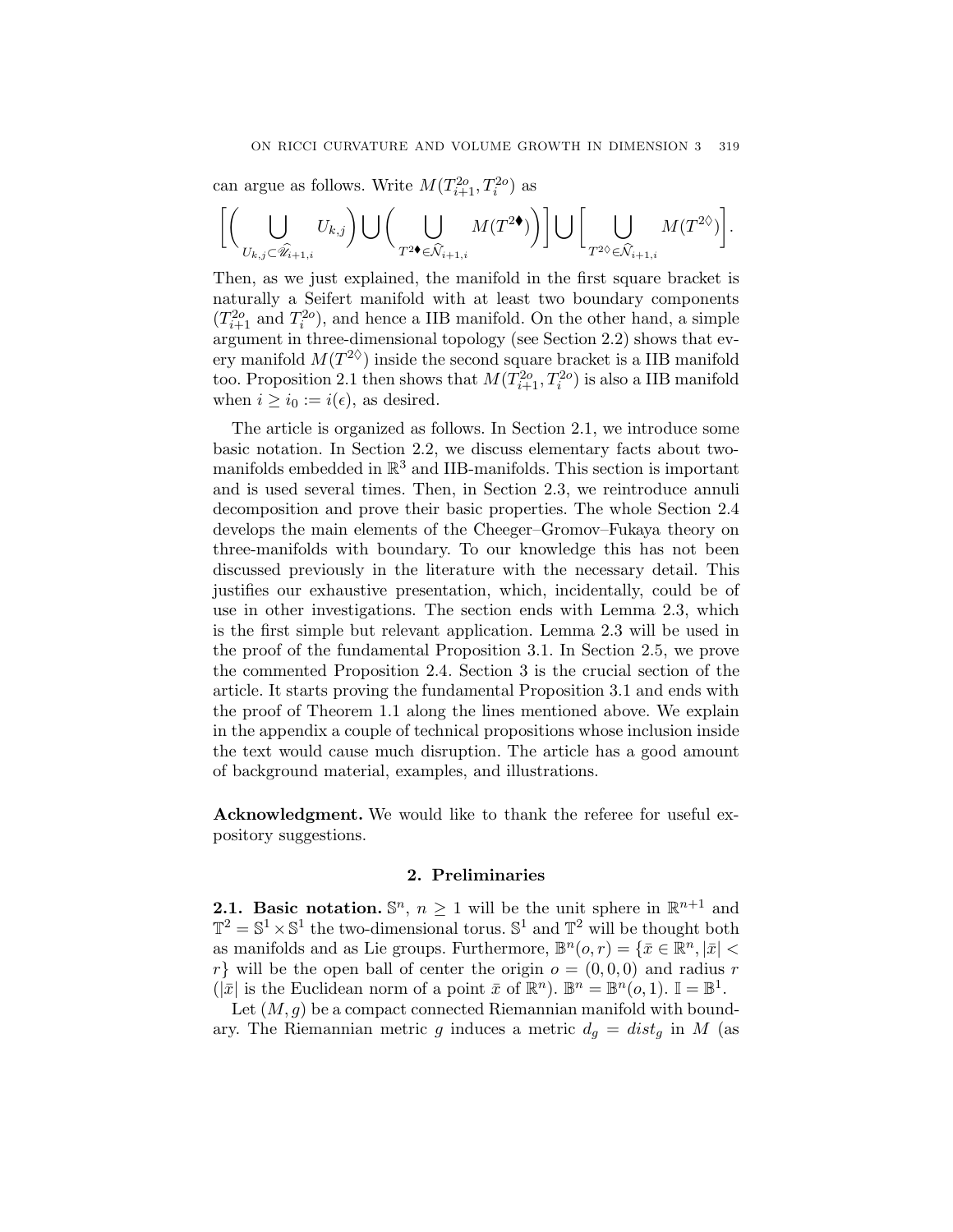can argue as follows. Write $M(T^{2o}_{i+1}, T^{2o}_i)$ as

$$\Big[\Big(\bigcup_{U_{k,j}\subset \widehat{\mathscr{U}}_{i+1,i}} U_{k,j}\Big)\bigcup\Big(\bigcup_{T^{2\blacklozenge}\in \widehat{\mathcal{N}}_{i+1,i}} M(T^{2\blacklozenge})\Big)\Big]\bigcup\Big[\bigcup_{T^{2\lozenge}\in \widehat{\mathcal{N}}_{i+1,i}} M(T^{2\lozenge})\Big].$$

Then, as we just explained, the manifold in the first square bracket is naturally a Seifert manifold with at least two boundary components ($T^{2o}_{i+1}$ and $T^{2o}_i$), and hence a IIB manifold. On the other hand, a simple argument in three-dimensional topology (see Section 2.2) shows that every manifold $M(T^{2\lozenge})$ inside the second square bracket is a IIB manifold too. Proposition 2.1 then shows that $M(T^{2o}_{i+1}, T^{2o}_i)$ is also a IIB manifold when $i \geq i_0 := i(\epsilon)$, as desired.

The article is organized as follows. In Section 2.1, we introduce some basic notation. In Section 2.2, we discuss elementary facts about two-manifolds embedded in $\mathbb{R}^3$ and IIB-manifolds. This section is important and is used several times. Then, in Section 2.3, we reintroduce annuli decomposition and prove their basic properties. The whole Section 2.4 develops the main elements of the Cheeger–Gromov–Fukaya theory on three-manifolds with boundary. To our knowledge this has not been discussed previously in the literature with the necessary detail. This justifies our exhaustive presentation, which, incidentally, could be of use in other investigations. The section ends with Lemma 2.3, which is the first simple but relevant application. Lemma 2.3 will be used in the proof of the fundamental Proposition 3.1. In Section 2.5, we prove the commented Proposition 2.4. Section 3 is the crucial section of the article. It starts proving the fundamental Proposition 3.1 and ends with the proof of Theorem 1.1 along the lines mentioned above. We explain in the appendix a couple of technical propositions whose inclusion inside the text would cause much disruption. The article has a good amount of background material, examples, and illustrations.

**Acknowledgment.** We would like to thank the referee for useful expository suggestions.

## 2. Preliminaries

**2.1. Basic notation.** $\mathbb{S}^n$, $n \geq 1$ will be the unit sphere in $\mathbb{R}^{n+1}$ and $\mathbb{T}^2 = \mathbb{S}^1 \times \mathbb{S}^1$ the two-dimensional torus. $\mathbb{S}^1$ and $\mathbb{T}^2$ will be thought both as manifolds and as Lie groups. Furthermore, $\mathbb{B}^n(o, r) = \{\bar{x} \in \mathbb{R}^n, |\bar{x}| < r\}$ will be the open ball of center the origin $o = (0, 0, 0)$ and radius $r$ ($|\bar{x}|$ is the Euclidean norm of a point $\bar{x}$ of $\mathbb{R}^n$). $\mathbb{B}^n = \mathbb{B}^n(o, 1)$. $\mathbb{I} = \mathbb{B}^1$.

Let $(M, g)$ be a compact connected Riemannian manifold with boundary. The Riemannian metric $g$ induces a metric $d_g = dist_g$ in $M$ (as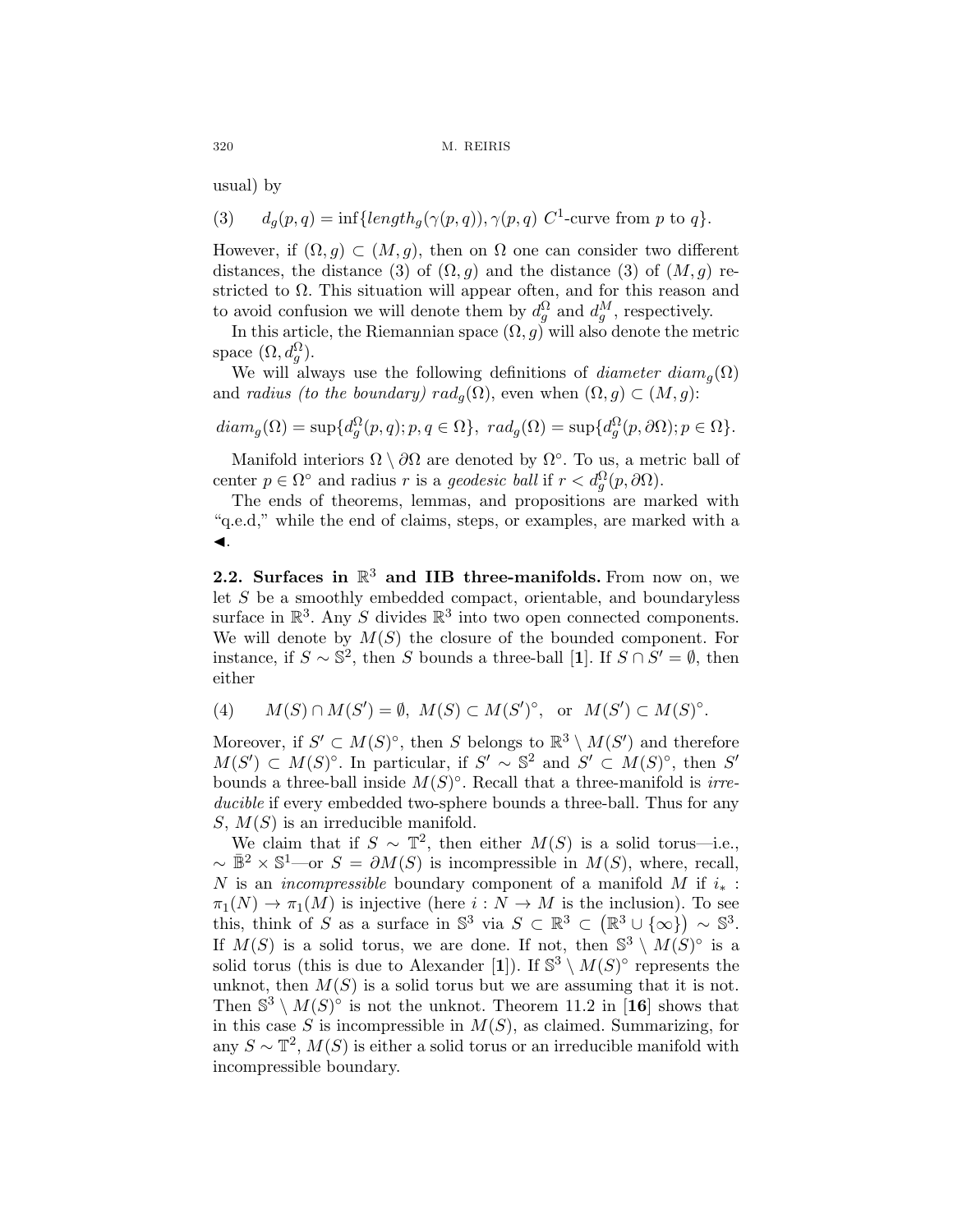usual) by

$$(3) \qquad d_g(p,q) = \inf\{length_g(\gamma(p,q)), \gamma(p,q)\ C^1\text{-curve from } p \text{ to } q\}.$$

However, if $(\Omega, g) \subset (M, g)$, then on $\Omega$ one can consider two different distances, the distance (3) of $(\Omega, g)$ and the distance (3) of $(M, g)$ restricted to $\Omega$. This situation will appear often, and for this reason and to avoid confusion we will denote them by $d_g^{\Omega}$ and $d_g^{M}$, respectively.

In this article, the Riemannian space $(\Omega, g)$ will also denote the metric space $(\Omega, d_g^{\Omega})$.

We will always use the following definitions of *diameter* $diam_g(\Omega)$ and *radius (to the boundary)* $rad_g(\Omega)$, even when $(\Omega, g) \subset (M, g)$:

$$diam_g(\Omega) = \sup\{d_g^{\Omega}(p,q); p, q \in \Omega\},\ rad_g(\Omega) = \sup\{d_g^{\Omega}(p, \partial\Omega); p \in \Omega\}.$$

Manifold interiors $\Omega \setminus \partial\Omega$ are denoted by $\Omega^{\circ}$. To us, a metric ball of center $p \in \Omega^{\circ}$ and radius $r$ is a *geodesic ball* if $r < d_g^{\Omega}(p, \partial\Omega)$.

The ends of theorems, lemmas, and propositions are marked with "q.e.d," while the end of claims, steps, or examples, are marked with a $\blacktriangleleft$.

**2.2. Surfaces in $\mathbb{R}^3$ and IIB three-manifolds.** From now on, we let $S$ be a smoothly embedded compact, orientable, and boundaryless surface in $\mathbb{R}^3$. Any $S$ divides $\mathbb{R}^3$ into two open connected components. We will denote by $M(S)$ the closure of the bounded component. For instance, if $S \sim \mathbb{S}^2$, then $S$ bounds a three-ball [**1**]. If $S \cap S' = \emptyset$, then either

$$(4) \qquad M(S) \cap M(S') = \emptyset,\ M(S) \subset M(S')^{\circ}, \ \text{ or } \ M(S') \subset M(S)^{\circ}.$$

Moreover, if $S' \subset M(S)^{\circ}$, then $S$ belongs to $\mathbb{R}^3 \setminus M(S')$ and therefore $M(S') \subset M(S)^{\circ}$. In particular, if $S' \sim \mathbb{S}^2$ and $S' \subset M(S)^{\circ}$, then $S'$ bounds a three-ball inside $M(S)^{\circ}$. Recall that a three-manifold is *irreducible* if every embedded two-sphere bounds a three-ball. Thus for any $S$, $M(S)$ is an irreducible manifold.

We claim that if $S \sim \mathbb{T}^2$, then either $M(S)$ is a solid torus—i.e., $\sim \bar{\mathbb{B}}^2 \times \mathbb{S}^1$—or $S = \partial M(S)$ is incompressible in $M(S)$, where, recall, $N$ is an *incompressible* boundary component of a manifold $M$ if $i_* : \pi_1(N) \to \pi_1(M)$ is injective (here $i : N \to M$ is the inclusion). To see this, think of $S$ as a surface in $\mathbb{S}^3$ via $S \subset \mathbb{R}^3 \subset (\mathbb{R}^3 \cup \{\infty\}) \sim \mathbb{S}^3$. If $M(S)$ is a solid torus, we are done. If not, then $\mathbb{S}^3 \setminus M(S)^{\circ}$ is a solid torus (this is due to Alexander [**1**]). If $\mathbb{S}^3 \setminus M(S)^{\circ}$ represents the unknot, then $M(S)$ is a solid torus but we are assuming that it is not. Then $\mathbb{S}^3 \setminus M(S)^{\circ}$ is not the unknot. Theorem 11.2 in [**16**] shows that in this case $S$ is incompressible in $M(S)$, as claimed. Summarizing, for any $S \sim \mathbb{T}^2$, $M(S)$ is either a solid torus or an irreducible manifold with incompressible boundary.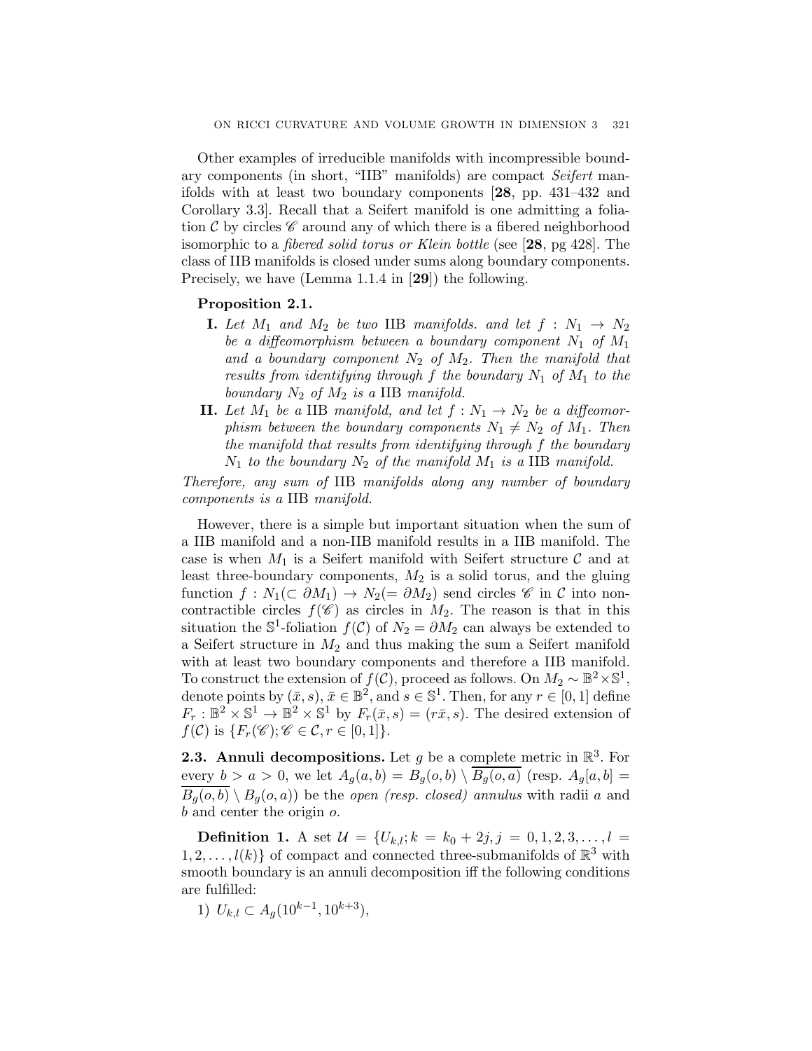Other examples of irreducible manifolds with incompressible boundary components (in short, "IIB" manifolds) are compact *Seifert* manifolds with at least two boundary components [**28**, pp. 431–432 and Corollary 3.3]. Recall that a Seifert manifold is one admitting a foliation $\mathcal{C}$ by circles $\mathscr{C}$ around any of which there is a fibered neighborhood isomorphic to a *fibered solid torus or Klein bottle* (see [**28**, pg 428]. The class of IIB manifolds is closed under sums along boundary components. Precisely, we have (Lemma 1.1.4 in [**29**]) the following.

**Proposition 2.1.**

- **I.** *Let $M_1$ and $M_2$ be two* IIB *manifolds. and let $f : N_1 \to N_2$ be a diffeomorphism between a boundary component $N_1$ of $M_1$ and a boundary component $N_2$ of $M_2$. Then the manifold that results from identifying through $f$ the boundary $N_1$ of $M_1$ to the boundary $N_2$ of $M_2$ is a* IIB *manifold.*
- **II.** *Let $M_1$ be a* IIB *manifold, and let $f : N_1 \to N_2$ be a diffeomorphism between the boundary components $N_1 \neq N_2$ of $M_1$. Then the manifold that results from identifying through $f$ the boundary $N_1$ to the boundary $N_2$ of the manifold $M_1$ is a* IIB *manifold.*

*Therefore, any sum of* IIB *manifolds along any number of boundary components is a* IIB *manifold.*

However, there is a simple but important situation when the sum of a IIB manifold and a non-IIB manifold results in a IIB manifold. The case is when $M_1$ is a Seifert manifold with Seifert structure $\mathcal{C}$ and at least three-boundary components, $M_2$ is a solid torus, and the gluing function $f : N_1(\subset \partial M_1) \to N_2(= \partial M_2)$ send circles $\mathscr{C}$ in $\mathcal{C}$ into non-contractible circles $f(\mathscr{C})$ as circles in $M_2$. The reason is that in this situation the $\mathbb{S}^1$-foliation $f(\mathcal{C})$ of $N_2 = \partial M_2$ can always be extended to a Seifert structure in $M_2$ and thus making the sum a Seifert manifold with at least two boundary components and therefore a IIB manifold. To construct the extension of $f(\mathcal{C})$, proceed as follows. On $M_2 \sim \mathbb{B}^2 \times \mathbb{S}^1$, denote points by $(\bar{x}, s)$, $\bar{x} \in \mathbb{B}^2$, and $s \in \mathbb{S}^1$. Then, for any $r \in [0, 1]$ define $F_r : \mathbb{B}^2 \times \mathbb{S}^1 \to \mathbb{B}^2 \times \mathbb{S}^1$ by $F_r(\bar{x}, s) = (r\bar{x}, s)$. The desired extension of $f(\mathcal{C})$ is $\{F_r(\mathscr{C}); \mathscr{C} \in \mathcal{C}, r \in [0, 1]\}$.

### 2.3. Annuli decompositions.

Let $g$ be a complete metric in $\mathbb{R}^3$. For every $b > a > 0$, we let $A_g(a, b) = B_g(o, b) \setminus \overline{B_g(o, a)}$ (resp. $A_g[a, b] = \overline{B_g(o, b)} \setminus B_g(o, a)$) be the *open (resp. closed) annulus* with radii $a$ and $b$ and center the origin $o$.

**Definition 1.** A set $\mathcal{U} = \{U_{k,l}; k = k_0 + 2j, j = 0, 1, 2, 3, \dots, l = 1, 2, \dots, l(k)\}$ of compact and connected three-submanifolds of $\mathbb{R}^3$ with smooth boundary is an annuli decomposition iff the following conditions are fulfilled:

1) $U_{k,l} \subset A_g(10^{k-1}, 10^{k+3})$,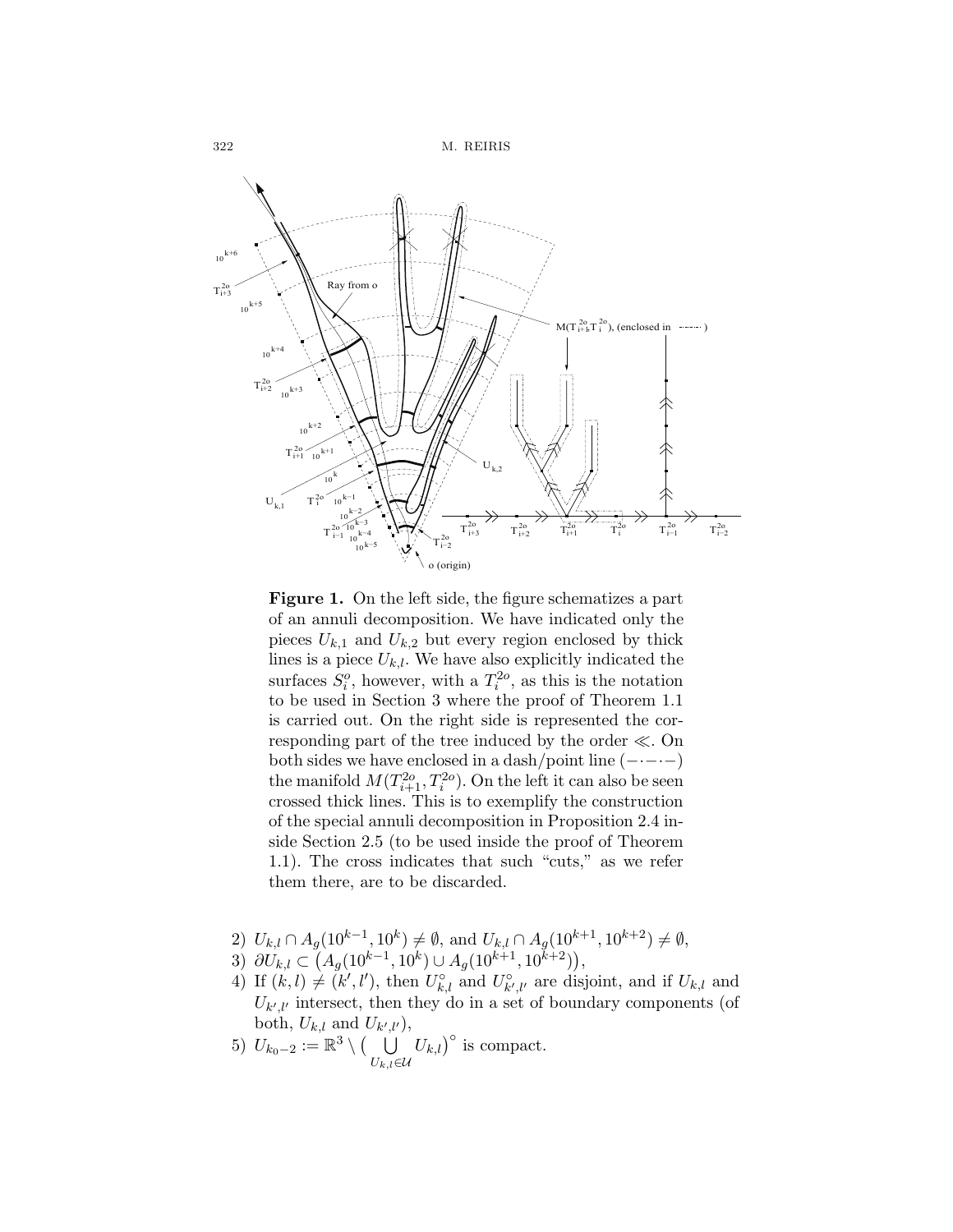**Figure 1.** On the left side, the figure schematizes a part of an annuli decomposition. We have indicated only the pieces $U_{k,1}$ and $U_{k,2}$ but every region enclosed by thick lines is a piece $U_{k,l}$. We have also explicitly indicated the surfaces $S^{o}_{i}$, however, with a $T^{2o}_{i}$, as this is the notation to be used in Section 3 where the proof of Theorem 1.1 is carried out. On the right side is represented the corresponding part of the tree induced by the order $\ll$. On both sides we have enclosed in a dash/point line $(-\cdot-\cdot-)$ the manifold $M(T^{2o}_{i+1}, T^{2o}_{i})$. On the left it can also be seen crossed thick lines. This is to exemplify the construction of the special annuli decomposition in Proposition 2.4 inside Section 2.5 (to be used inside the proof of Theorem 1.1). The cross indicates that such "cuts," as we refer them there, are to be discarded.

2) $U_{k,l} \cap A_g(10^{k-1}, 10^{k}) \neq \emptyset$, and $U_{k,l} \cap A_g(10^{k+1}, 10^{k+2}) \neq \emptyset$,
3) $\partial U_{k,l} \subset \big(A_g(10^{k-1}, 10^{k}) \cup A_g(10^{k+1}, 10^{k+2})\big)$,
4) If $(k,l) \neq (k',l')$, then $U^{\circ}_{k,l}$ and $U^{\circ}_{k',l'}$ are disjoint, and if $U_{k,l}$ and $U_{k',l'}$ intersect, then they do in a set of boundary components (of both, $U_{k,l}$ and $U_{k',l'}$),
5) $U_{k_0-2} := \mathbb{R}^3 \setminus \big(\bigcup_{U_{k,l}\in\mathcal{U}} U_{k,l}\big)^{\circ}$ is compact.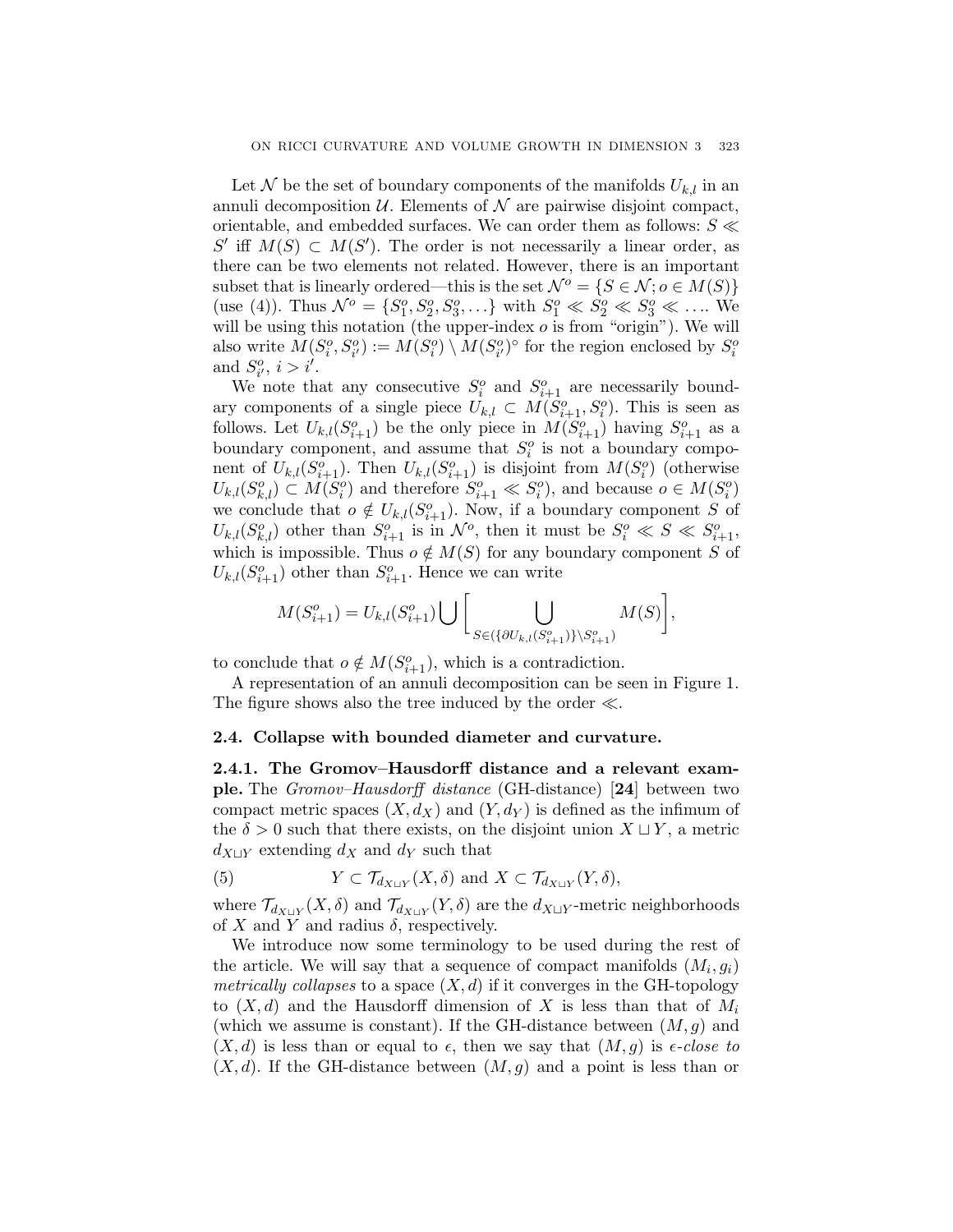Let $\mathcal{N}$ be the set of boundary components of the manifolds $U_{k,l}$ in an annuli decomposition $\mathcal{U}$. Elements of $\mathcal{N}$ are pairwise disjoint compact, orientable, and embedded surfaces. We can order them as follows: $S \ll S'$ iff $M(S) \subset M(S')$. The order is not necessarily a linear order, as there can be two elements not related. However, there is an important subset that is linearly ordered—this is the set $\mathcal{N}^o = \{S \in \mathcal{N}; o \in M(S)\}$ (use (4)). Thus $\mathcal{N}^o = \{S^o_1, S^o_2, S^o_3, \ldots\}$ with $S^o_1 \ll S^o_2 \ll S^o_3 \ll \ldots$. We will be using this notation (the upper-index $o$ is from "origin"). We will also write $M(S^o_i, S^o_{i'}) := M(S^o_i) \setminus M(S^o_{i'})^\circ$ for the region enclosed by $S^o_i$ and $S^o_{i'}$, $i > i'$.

We note that any consecutive $S^o_i$ and $S^o_{i+1}$ are necessarily boundary components of a single piece $U_{k,l} \subset M(S^o_{i+1}, S^o_i)$. This is seen as follows. Let $U_{k,l}(S^o_{i+1})$ be the only piece in $M(S^o_{i+1})$ having $S^o_{i+1}$ as a boundary component, and assume that $S^o_i$ is not a boundary component of $U_{k,l}(S^o_{i+1})$. Then $U_{k,l}(S^o_{i+1})$ is disjoint from $M(S^o_i)$ (otherwise $U_{k,l}(S^o_{k,l}) \subset M(S^o_i)$ and therefore $S^o_{i+1} \ll S^o_i$), and because $o \in M(S^o_i)$ we conclude that $o \notin U_{k,l}(S^o_{i+1})$. Now, if a boundary component $S$ of $U_{k,l}(S^o_{k,l})$ other than $S^o_{i+1}$ is in $\mathcal{N}^o$, then it must be $S^o_i \ll S \ll S^o_{i+1}$, which is impossible. Thus $o \notin M(S)$ for any boundary component $S$ of $U_{k,l}(S^o_{i+1})$ other than $S^o_{i+1}$. Hence we can write

$$M(S^o_{i+1}) = U_{k,l}(S^o_{i+1}) \bigcup \Bigg[ \bigcup_{S \in (\{\partial U_{k,l}(S^o_{i+1})\} \setminus S^o_{i+1})} M(S) \Bigg],$$

to conclude that $o \notin M(S^o_{i+1})$, which is a contradiction.

A representation of an annuli decomposition can be seen in Figure 1. The figure shows also the tree induced by the order $\ll$.

### 2.4. Collapse with bounded diameter and curvature.

**2.4.1. The Gromov–Hausdorff distance and a relevant example.** The *Gromov–Hausdorff distance* (GH-distance) [**24**] between two compact metric spaces $(X, d_X)$ and $(Y, d_Y)$ is defined as the infimum of the $\delta > 0$ such that there exists, on the disjoint union $X \sqcup Y$, a metric $d_{X \sqcup Y}$ extending $d_X$ and $d_Y$ such that

$$Y \subset \mathcal{T}_{d_{X \sqcup Y}}(X, \delta) \text{ and } X \subset \mathcal{T}_{d_{X \sqcup Y}}(Y, \delta), \tag{5}$$

where $\mathcal{T}_{d_{X \sqcup Y}}(X, \delta)$ and $\mathcal{T}_{d_{X \sqcup Y}}(Y, \delta)$ are the $d_{X \sqcup Y}$-metric neighborhoods of $X$ and $Y$ and radius $\delta$, respectively.

We introduce now some terminology to be used during the rest of the article. We will say that a sequence of compact manifolds $(M_i, g_i)$ *metrically collapses* to a space $(X, d)$ if it converges in the GH-topology to $(X, d)$ and the Hausdorff dimension of $X$ is less than that of $M_i$ (which we assume is constant). If the GH-distance between $(M, g)$ and $(X, d)$ is less than or equal to $\epsilon$, then we say that $(M, g)$ is $\epsilon$*-close to* $(X, d)$. If the GH-distance between $(M, g)$ and a point is less than or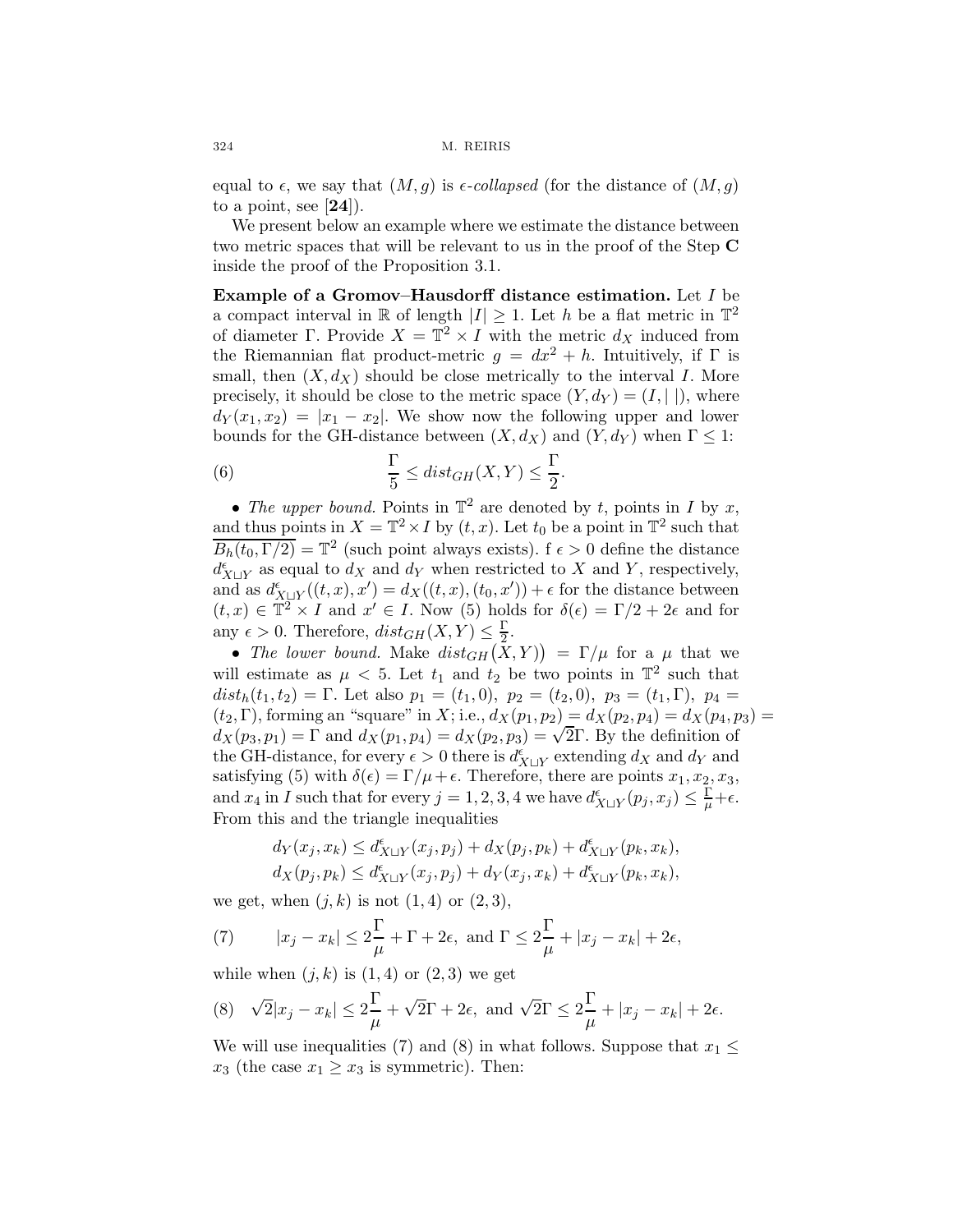equal to $\epsilon$, we say that $(M, g)$ is *$\epsilon$-collapsed* (for the distance of $(M, g)$ to a point, see [**24**]).

We present below an example where we estimate the distance between two metric spaces that will be relevant to us in the proof of the Step **C** inside the proof of the Proposition 3.1.

**Example of a Gromov–Hausdorff distance estimation.** Let $I$ be a compact interval in $\mathbb{R}$ of length $|I| \geq 1$. Let $h$ be a flat metric in $\mathbb{T}^2$ of diameter $\Gamma$. Provide $X = \mathbb{T}^2 \times I$ with the metric $d_X$ induced from the Riemannian flat product-metric $g = dx^2 + h$. Intuitively, if $\Gamma$ is small, then $(X, d_X)$ should be close metrically to the interval $I$. More precisely, it should be close to the metric space $(Y, d_Y) = (I, |\ |)$, where $d_Y(x_1, x_2) = |x_1 - x_2|$. We show now the following upper and lower bounds for the GH-distance between $(X, d_X)$ and $(Y, d_Y)$ when $\Gamma \leq 1$:

$$\frac{\Gamma}{5} \leq dist_{GH}(X, Y) \leq \frac{\Gamma}{2}. \tag{6}$$

• *The upper bound.* Points in $\mathbb{T}^2$ are denoted by $t$, points in $I$ by $x$, and thus points in $X = \mathbb{T}^2 \times I$ by $(t, x)$. Let $t_0$ be a point in $\mathbb{T}^2$ such that $\overline{B_h(t_0, \Gamma/2)} = \mathbb{T}^2$ (such point always exists). f $\epsilon > 0$ define the distance $d^{\epsilon}_{X \sqcup Y}$ as equal to $d_X$ and $d_Y$ when restricted to $X$ and $Y$, respectively, and as $d^{\epsilon}_{X \sqcup Y}((t, x), x') = d_X((t, x), (t_0, x')) + \epsilon$ for the distance between $(t, x) \in \mathbb{T}^2 \times I$ and $x' \in I$. Now (5) holds for $\delta(\epsilon) = \Gamma/2 + 2\epsilon$ and for any $\epsilon > 0$. Therefore, $dist_{GH}(X, Y) \leq \frac{\Gamma}{2}$.

• *The lower bound.* Make $dist_{GH}\big(X, Y)\big) = \Gamma/\mu$ for a $\mu$ that we will estimate as $\mu < 5$. Let $t_1$ and $t_2$ be two points in $\mathbb{T}^2$ such that $dist_h(t_1, t_2) = \Gamma$. Let also $p_1 = (t_1, 0)$, $p_2 = (t_2, 0)$, $p_3 = (t_1, \Gamma)$, $p_4 = (t_2, \Gamma)$, forming an "square" in $X$; i.e., $d_X(p_1, p_2) = d_X(p_2, p_4) = d_X(p_4, p_3) = d_X(p_3, p_1) = \Gamma$ and $d_X(p_1, p_4) = d_X(p_2, p_3) = \sqrt{2}\Gamma$. By the definition of the GH-distance, for every $\epsilon > 0$ there is $d^{\epsilon}_{X \sqcup Y}$ extending $d_X$ and $d_Y$ and satisfying (5) with $\delta(\epsilon) = \Gamma/\mu + \epsilon$. Therefore, there are points $x_1, x_2, x_3$, and $x_4$ in $I$ such that for every $j = 1, 2, 3, 4$ we have $d^{\epsilon}_{X \sqcup Y}(p_j, x_j) \leq \frac{\Gamma}{\mu} + \epsilon$. From this and the triangle inequalities

$$d_Y(x_j, x_k) \leq d^{\epsilon}_{X \sqcup Y}(x_j, p_j) + d_X(p_j, p_k) + d^{\epsilon}_{X \sqcup Y}(p_k, x_k),$$
$$d_X(p_j, p_k) \leq d^{\epsilon}_{X \sqcup Y}(x_j, p_j) + d_Y(x_j, x_k) + d^{\epsilon}_{X \sqcup Y}(p_k, x_k),$$

we get, when $(j, k)$ is not $(1, 4)$ or $(2, 3)$,

$$|x_j - x_k| \leq 2\frac{\Gamma}{\mu} + \Gamma + 2\epsilon, \text{ and } \Gamma \leq 2\frac{\Gamma}{\mu} + |x_j - x_k| + 2\epsilon, \tag{7}$$

while when $(j, k)$ is $(1, 4)$ or $(2, 3)$ we get

$$\sqrt{2}|x_j - x_k| \leq 2\frac{\Gamma}{\mu} + \sqrt{2}\Gamma + 2\epsilon, \text{ and } \sqrt{2}\Gamma \leq 2\frac{\Gamma}{\mu} + |x_j - x_k| + 2\epsilon. \tag{8}$$

We will use inequalities (7) and (8) in what follows. Suppose that $x_1 \leq x_3$ (the case $x_1 \geq x_3$ is symmetric). Then: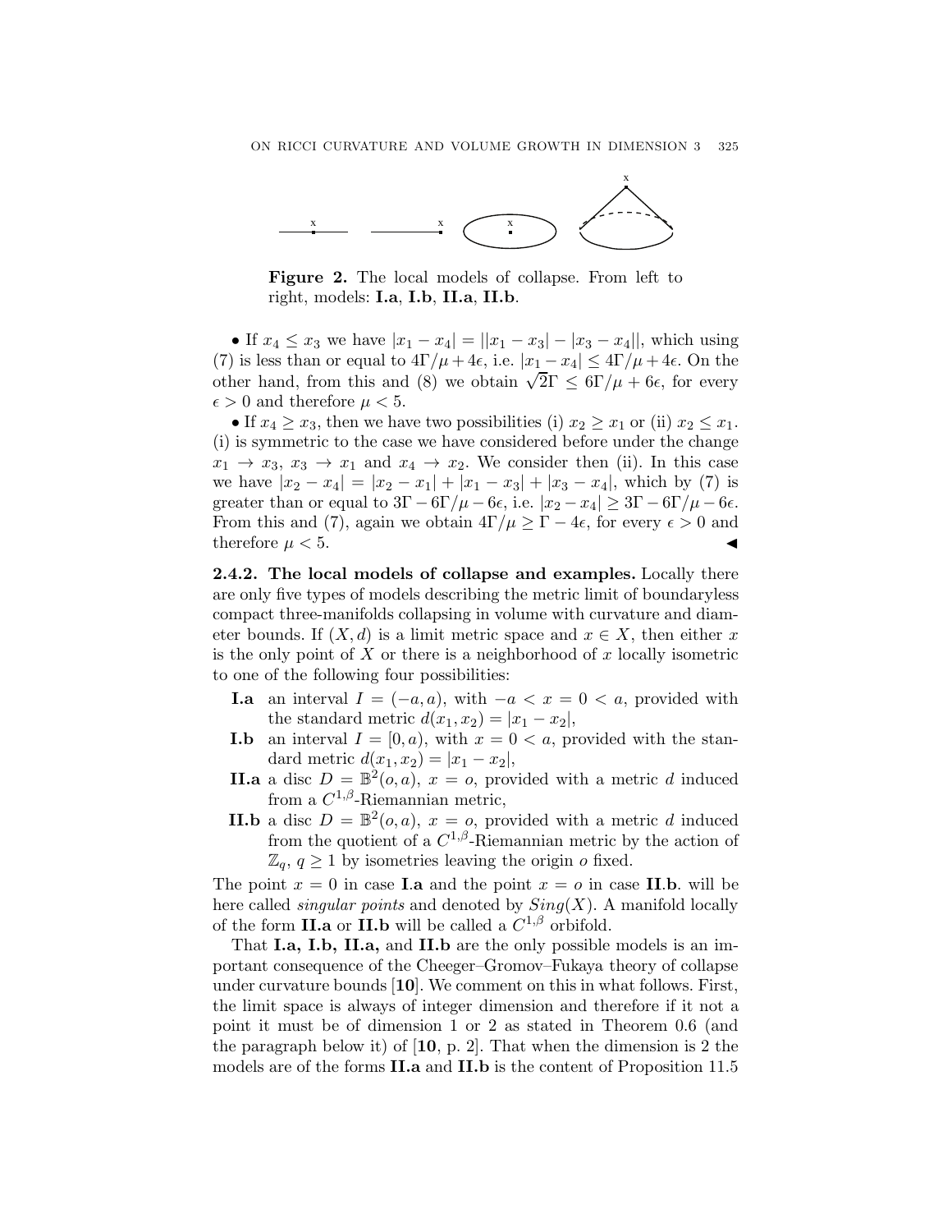**Figure 2.** The local models of collapse. From left to right, models: **I.a**, **I.b**, **II.a**, **II.b**.

• If $x_4 \leq x_3$ we have $|x_1 - x_4| = ||x_1 - x_3| - |x_3 - x_4||$, which using (7) is less than or equal to $4\Gamma/\mu + 4\epsilon$, i.e. $|x_1 - x_4| \leq 4\Gamma/\mu + 4\epsilon$. On the other hand, from this and (8) we obtain $\sqrt{2}\Gamma \leq 6\Gamma/\mu + 6\epsilon$, for every $\epsilon > 0$ and therefore $\mu < 5$.

• If $x_4 \geq x_3$, then we have two possibilities (i) $x_2 \geq x_1$ or (ii) $x_2 \leq x_1$. (i) is symmetric to the case we have considered before under the change $x_1 \to x_3$, $x_3 \to x_1$ and $x_4 \to x_2$. We consider then (ii). In this case we have $|x_2 - x_4| = |x_2 - x_1| + |x_1 - x_3| + |x_3 - x_4|$, which by (7) is greater than or equal to $3\Gamma - 6\Gamma/\mu - 6\epsilon$, i.e. $|x_2 - x_4| \geq 3\Gamma - 6\Gamma/\mu - 6\epsilon$. From this and (7), again we obtain $4\Gamma/\mu \geq \Gamma - 4\epsilon$, for every $\epsilon > 0$ and therefore $\mu < 5$. ◀

**2.4.2. The local models of collapse and examples.** Locally there are only five types of models describing the metric limit of boundaryless compact three-manifolds collapsing in volume with curvature and diameter bounds. If $(X, d)$ is a limit metric space and $x \in X$, then either $x$ is the only point of $X$ or there is a neighborhood of $x$ locally isometric to one of the following four possibilities:

- **I.a** an interval $I = (-a, a)$, with $-a < x = 0 < a$, provided with the standard metric $d(x_1, x_2) = |x_1 - x_2|$,
- **I.b** an interval $I = [0, a)$, with $x = 0 < a$, provided with the standard metric $d(x_1, x_2) = |x_1 - x_2|$,
- **II.a** a disc $D = \mathbb{B}^2(o, a)$, $x = o$, provided with a metric $d$ induced from a $C^{1,\beta}$-Riemannian metric,
- **II.b** a disc $D = \mathbb{B}^2(o, a)$, $x = o$, provided with a metric $d$ induced from the quotient of a $C^{1,\beta}$-Riemannian metric by the action of $\mathbb{Z}_q$, $q \geq 1$ by isometries leaving the origin $o$ fixed.

The point $x = 0$ in case **I.a** and the point $x = o$ in case **II.b**. will be here called *singular points* and denoted by $Sing(X)$. A manifold locally of the form **II.a** or **II.b** will be called a $C^{1,\beta}$ orbifold.

That **I.a, I.b, II.a,** and **II.b** are the only possible models is an important consequence of the Cheeger–Gromov–Fukaya theory of collapse under curvature bounds [**10**]. We comment on this in what follows. First, the limit space is always of integer dimension and therefore if it not a point it must be of dimension 1 or 2 as stated in Theorem 0.6 (and the paragraph below it) of [**10**, p. 2]. That when the dimension is 2 the models are of the forms **II.a** and **II.b** is the content of Proposition 11.5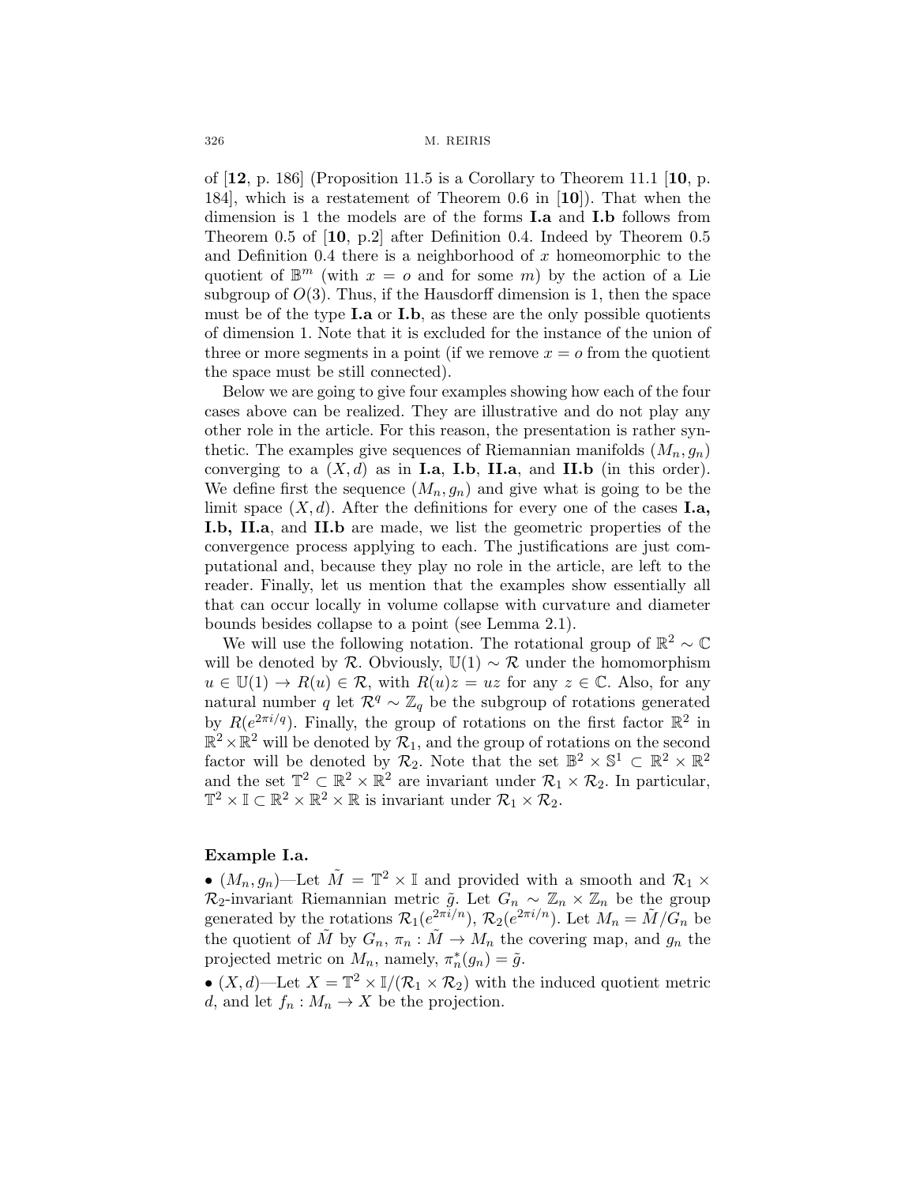of [**12**, p. 186] (Proposition 11.5 is a Corollary to Theorem 11.1 [**10**, p. 184], which is a restatement of Theorem 0.6 in [**10**]). That when the dimension is 1 the models are of the forms **I.a** and **I.b** follows from Theorem 0.5 of [**10**, p.2] after Definition 0.4. Indeed by Theorem 0.5 and Definition 0.4 there is a neighborhood of $x$ homeomorphic to the quotient of $\mathbb{B}^m$ (with $x = o$ and for some $m$) by the action of a Lie subgroup of $O(3)$. Thus, if the Hausdorff dimension is 1, then the space must be of the type **I.a** or **I.b**, as these are the only possible quotients of dimension 1. Note that it is excluded for the instance of the union of three or more segments in a point (if we remove $x = o$ from the quotient the space must be still connected).

Below we are going to give four examples showing how each of the four cases above can be realized. They are illustrative and do not play any other role in the article. For this reason, the presentation is rather synthetic. The examples give sequences of Riemannian manifolds $(M_n, g_n)$ converging to a $(X, d)$ as in **I.a**, **I.b**, **II.a**, and **II.b** (in this order). We define first the sequence $(M_n, g_n)$ and give what is going to be the limit space $(X, d)$. After the definitions for every one of the cases **I.a, I.b, II.a**, and **II.b** are made, we list the geometric properties of the convergence process applying to each. The justifications are just computational and, because they play no role in the article, are left to the reader. Finally, let us mention that the examples show essentially all that can occur locally in volume collapse with curvature and diameter bounds besides collapse to a point (see Lemma 2.1).

We will use the following notation. The rotational group of $\mathbb{R}^2 \sim \mathbb{C}$ will be denoted by $\mathcal{R}$. Obviously, $\mathbb{U}(1) \sim \mathcal{R}$ under the homomorphism $u \in \mathbb{U}(1) \to R(u) \in \mathcal{R}$, with $R(u)z = uz$ for any $z \in \mathbb{C}$. Also, for any natural number $q$ let $\mathcal{R}^q \sim \mathbb{Z}_q$ be the subgroup of rotations generated by $R(e^{2\pi i/q})$. Finally, the group of rotations on the first factor $\mathbb{R}^2$ in $\mathbb{R}^2 \times \mathbb{R}^2$ will be denoted by $\mathcal{R}_1$, and the group of rotations on the second factor will be denoted by $\mathcal{R}_2$. Note that the set $\mathbb{B}^2 \times \mathbb{S}^1 \subset \mathbb{R}^2 \times \mathbb{R}^2$ and the set $\mathbb{T}^2 \subset \mathbb{R}^2 \times \mathbb{R}^2$ are invariant under $\mathcal{R}_1 \times \mathcal{R}_2$. In particular, $\mathbb{T}^2 \times \mathbb{I} \subset \mathbb{R}^2 \times \mathbb{R}^2 \times \mathbb{R}$ is invariant under $\mathcal{R}_1 \times \mathcal{R}_2$.

**Example I.a.**

• $(M_n, g_n)$—Let $\tilde{M} = \mathbb{T}^2 \times \mathbb{I}$ and provided with a smooth and $\mathcal{R}_1 \times \mathcal{R}_2$-invariant Riemannian metric $\tilde{g}$. Let $G_n \sim \mathbb{Z}_n \times \mathbb{Z}_n$ be the group generated by the rotations $\mathcal{R}_1(e^{2\pi i/n})$, $\mathcal{R}_2(e^{2\pi i/n})$. Let $M_n = \tilde{M}/G_n$ be the quotient of $\tilde{M}$ by $G_n$, $\pi_n : \tilde{M} \to M_n$ the covering map, and $g_n$ the projected metric on $M_n$, namely, $\pi_n^*(g_n) = \tilde{g}$.

• $(X, d)$—Let $X = \mathbb{T}^2 \times \mathbb{I}/(\mathcal{R}_1 \times \mathcal{R}_2)$ with the induced quotient metric $d$, and let $f_n : M_n \to X$ be the projection.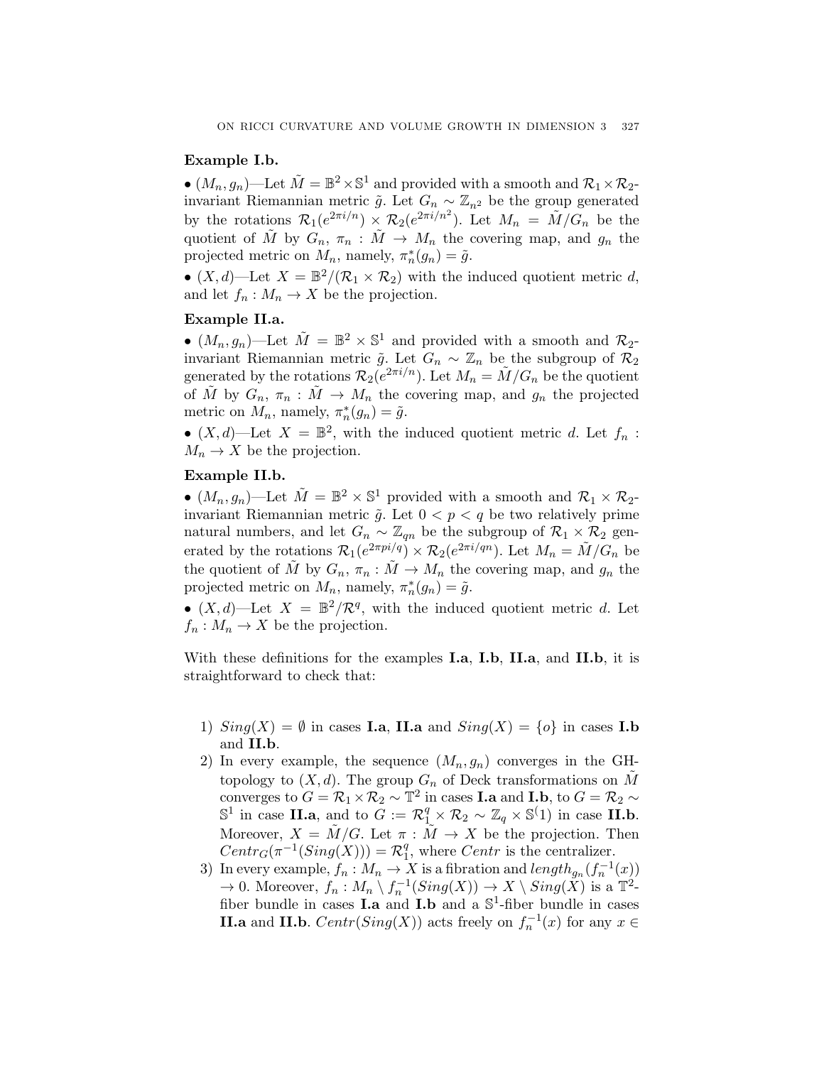**Example I.b.**

• $(M_n, g_n)$—Let $\tilde{M} = \mathbb{B}^2 \times \mathbb{S}^1$ and provided with a smooth and $\mathcal{R}_1 \times \mathcal{R}_2$-invariant Riemannian metric $\tilde{g}$. Let $G_n \sim \mathbb{Z}_{n^2}$ be the group generated by the rotations $\mathcal{R}_1(e^{2\pi i/n}) \times \mathcal{R}_2(e^{2\pi i/n^2})$. Let $M_n = \tilde{M}/G_n$ be the quotient of $\tilde{M}$ by $G_n$, $\pi_n : \tilde{M} \to M_n$ the covering map, and $g_n$ the projected metric on $M_n$, namely, $\pi_n^*(g_n) = \tilde{g}$.

• $(X, d)$—Let $X = \mathbb{B}^2/(\mathcal{R}_1 \times \mathcal{R}_2)$ with the induced quotient metric $d$, and let $f_n : M_n \to X$ be the projection.

**Example II.a.**

• $(M_n, g_n)$—Let $\tilde{M} = \mathbb{B}^2 \times \mathbb{S}^1$ and provided with a smooth and $\mathcal{R}_2$-invariant Riemannian metric $\tilde{g}$. Let $G_n \sim \mathbb{Z}_n$ be the subgroup of $\mathcal{R}_2$ generated by the rotations $\mathcal{R}_2(e^{2\pi i/n})$. Let $M_n = \tilde{M}/G_n$ be the quotient of $\tilde{M}$ by $G_n$, $\pi_n : \tilde{M} \to M_n$ the covering map, and $g_n$ the projected metric on $M_n$, namely, $\pi_n^*(g_n) = \tilde{g}$.

• $(X, d)$—Let $X = \mathbb{B}^2$, with the induced quotient metric $d$. Let $f_n : M_n \to X$ be the projection.

**Example II.b.**

• $(M_n, g_n)$—Let $\tilde{M} = \mathbb{B}^2 \times \mathbb{S}^1$ provided with a smooth and $\mathcal{R}_1 \times \mathcal{R}_2$-invariant Riemannian metric $\tilde{g}$. Let $0 < p < q$ be two relatively prime natural numbers, and let $G_n \sim \mathbb{Z}_{qn}$ be the subgroup of $\mathcal{R}_1 \times \mathcal{R}_2$ generated by the rotations $\mathcal{R}_1(e^{2\pi p i/q}) \times \mathcal{R}_2(e^{2\pi i/qn})$. Let $M_n = \tilde{M}/G_n$ be the quotient of $\tilde{M}$ by $G_n$, $\pi_n : \tilde{M} \to M_n$ the covering map, and $g_n$ the projected metric on $M_n$, namely, $\pi_n^*(g_n) = \tilde{g}$.

• $(X, d)$—Let $X = \mathbb{B}^2/\mathcal{R}^q$, with the induced quotient metric $d$. Let $f_n : M_n \to X$ be the projection.

With these definitions for the examples **I.a**, **I.b**, **II.a**, and **II.b**, it is straightforward to check that:

1) $Sing(X) = \emptyset$ in cases **I.a**, **II.a** and $Sing(X) = \{o\}$ in cases **I.b** and **II.b**.
2) In every example, the sequence $(M_n, g_n)$ converges in the GH-topology to $(X, d)$. The group $G_n$ of Deck transformations on $\tilde{M}$ converges to $G = \mathcal{R}_1 \times \mathcal{R}_2 \sim \mathbb{T}^2$ in cases **I.a** and **I.b**, to $G = \mathcal{R}_2 \sim \mathbb{S}^1$ in case **II.a**, and to $G := \mathcal{R}_1^q \times \mathcal{R}_2 \sim \mathbb{Z}_q \times \mathbb{S}^(1)$ in case **II.b**. Moreover, $X = \tilde{M}/G$. Let $\pi : \tilde{M} \to X$ be the projection. Then $Centr_G(\pi^{-1}(Sing(X))) = \mathcal{R}_1^q$, where $Centr$ is the centralizer.
3) In every example, $f_n : M_n \to X$ is a fibration and $length_{g_n}(f_n^{-1}(x)) \to 0$. Moreover, $f_n : M_n \setminus f_n^{-1}(Sing(X)) \to X \setminus Sing(X)$ is a $\mathbb{T}^2$-fiber bundle in cases **I.a** and **I.b** and a $\mathbb{S}^1$-fiber bundle in cases **II.a** and **II.b**. $Centr(Sing(X))$ acts freely on $f_n^{-1}(x)$ for any $x \in$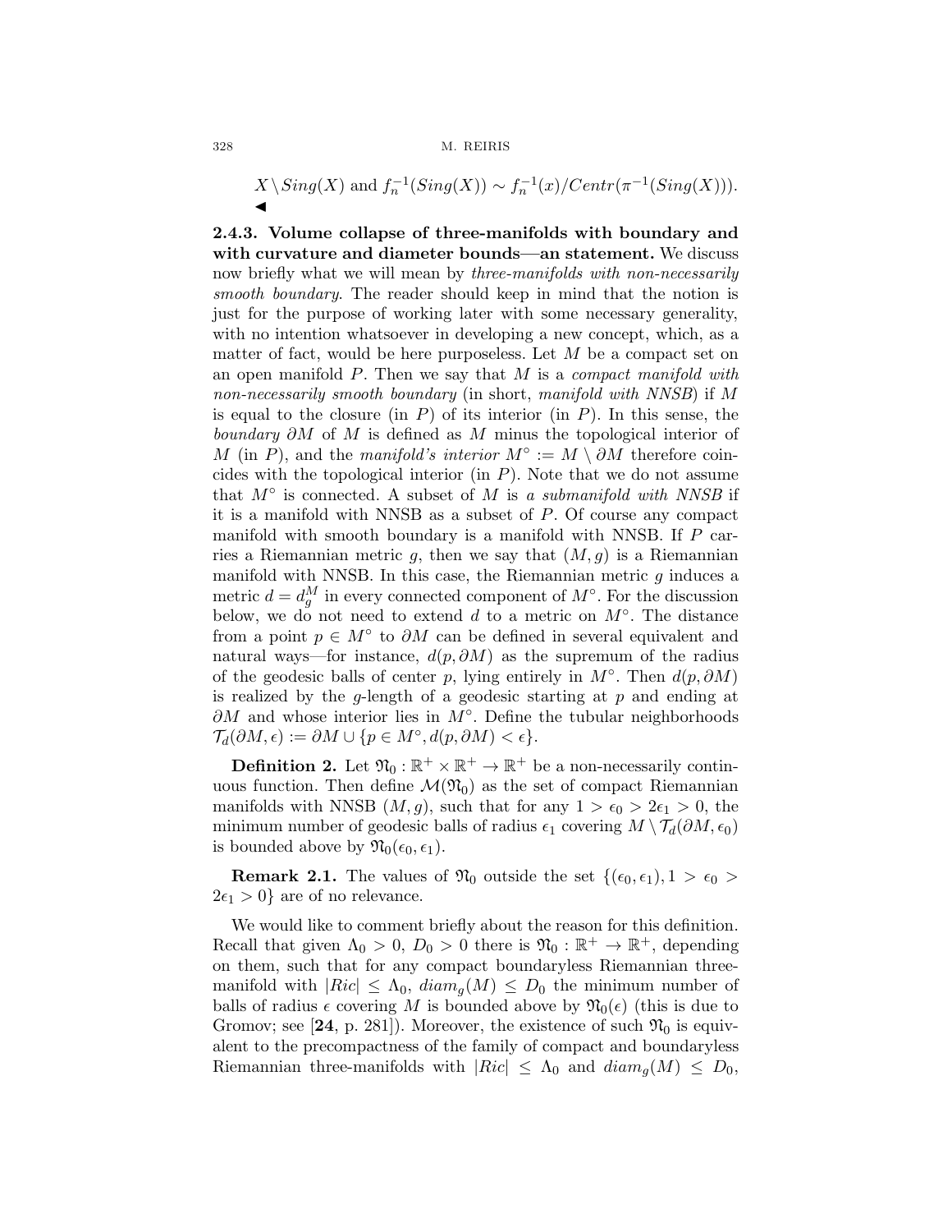$X \setminus Sing(X)$ and $f_n^{-1}(Sing(X)) \sim f_n^{-1}(x)/Centr(\pi^{-1}(Sing(X)))$.
◀

**2.4.3. Volume collapse of three-manifolds with boundary and with curvature and diameter bounds—an statement.** We discuss now briefly what we will mean by *three-manifolds with non-necessarily smooth boundary*. The reader should keep in mind that the notion is just for the purpose of working later with some necessary generality, with no intention whatsoever in developing a new concept, which, as a matter of fact, would be here purposeless. Let $M$ be a compact set on an open manifold $P$. Then we say that $M$ is a *compact manifold with non-necessarily smooth boundary* (in short, *manifold with NNSB*) if $M$ is equal to the closure (in $P$) of its interior (in $P$). In this sense, the *boundary* $\partial M$ of $M$ is defined as $M$ minus the topological interior of $M$ (in $P$), and the *manifold's interior* $M^\circ := M \setminus \partial M$ therefore coincides with the topological interior (in $P$). Note that we do not assume that $M^\circ$ is connected. A subset of $M$ is *a submanifold with NNSB* if it is a manifold with NNSB as a subset of $P$. Of course any compact manifold with smooth boundary is a manifold with NNSB. If $P$ carries a Riemannian metric $g$, then we say that $(M, g)$ is a Riemannian manifold with NNSB. In this case, the Riemannian metric $g$ induces a metric $d = d_g^M$ in every connected component of $M^\circ$. For the discussion below, we do not need to extend $d$ to a metric on $M^\circ$. The distance from a point $p \in M^\circ$ to $\partial M$ can be defined in several equivalent and natural ways—for instance, $d(p, \partial M)$ as the supremum of the radius of the geodesic balls of center $p$, lying entirely in $M^\circ$. Then $d(p, \partial M)$ is realized by the $g$-length of a geodesic starting at $p$ and ending at $\partial M$ and whose interior lies in $M^\circ$. Define the tubular neighborhoods $\mathcal{T}_d(\partial M, \epsilon) := \partial M \cup \{p \in M^\circ, d(p, \partial M) < \epsilon\}$.

**Definition 2.** Let $\mathfrak{N}_0 : \mathbb{R}^+ \times \mathbb{R}^+ \to \mathbb{R}^+$ be a non-necessarily continuous function. Then define $\mathcal{M}(\mathfrak{N}_0)$ as the set of compact Riemannian manifolds with NNSB $(M, g)$, such that for any $1 > \epsilon_0 > 2\epsilon_1 > 0$, the minimum number of geodesic balls of radius $\epsilon_1$ covering $M \setminus \mathcal{T}_d(\partial M, \epsilon_0)$ is bounded above by $\mathfrak{N}_0(\epsilon_0, \epsilon_1)$.

**Remark 2.1.** The values of $\mathfrak{N}_0$ outside the set $\{(\epsilon_0, \epsilon_1), 1 > \epsilon_0 > 2\epsilon_1 > 0\}$ are of no relevance.

We would like to comment briefly about the reason for this definition. Recall that given $\Lambda_0 > 0$, $D_0 > 0$ there is $\mathfrak{N}_0 : \mathbb{R}^+ \to \mathbb{R}^+$, depending on them, such that for any compact boundaryless Riemannian three-manifold with $|Ric| \leq \Lambda_0$, $diam_g(M) \leq D_0$ the minimum number of balls of radius $\epsilon$ covering $M$ is bounded above by $\mathfrak{N}_0(\epsilon)$ (this is due to Gromov; see [**24**, p. 281]). Moreover, the existence of such $\mathfrak{N}_0$ is equivalent to the precompactness of the family of compact and boundaryless Riemannian three-manifolds with $|Ric| \leq \Lambda_0$ and $diam_g(M) \leq D_0$,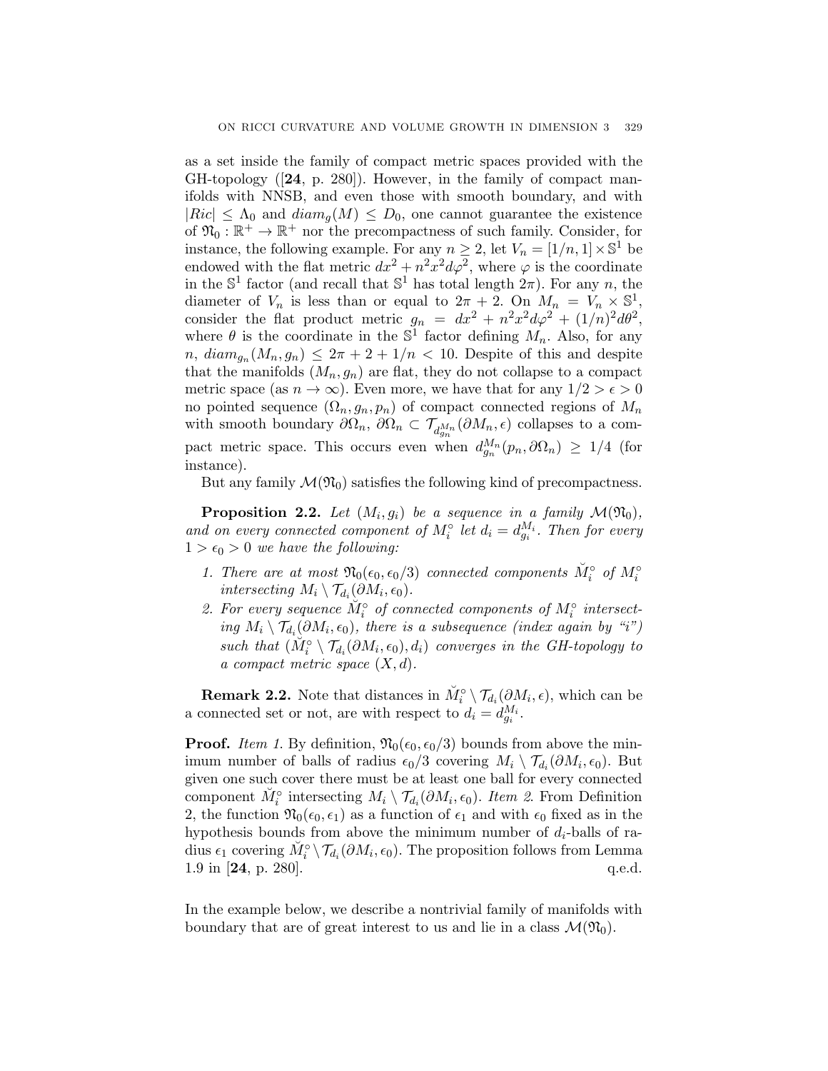as a set inside the family of compact metric spaces provided with the GH-topology ([**24**, p. 280]). However, in the family of compact manifolds with NNSB, and even those with smooth boundary, and with $|Ric| \leq \Lambda_0$ and $diam_g(M) \leq D_0$, one cannot guarantee the existence of $\mathfrak{N}_0 : \mathbb{R}^+ \to \mathbb{R}^+$ nor the precompactness of such family. Consider, for instance, the following example. For any $n \geq 2$, let $V_n = [1/n, 1] \times \mathbb{S}^1$ be endowed with the flat metric $dx^2 + n^2x^2d\varphi^2$, where $\varphi$ is the coordinate in the $\mathbb{S}^1$ factor (and recall that $\mathbb{S}^1$ has total length $2\pi$). For any $n$, the diameter of $V_n$ is less than or equal to $2\pi + 2$. On $M_n = V_n \times \mathbb{S}^1$, consider the flat product metric $g_n = dx^2 + n^2x^2d\varphi^2 + (1/n)^2d\theta^2$, where $\theta$ is the coordinate in the $\mathbb{S}^1$ factor defining $M_n$. Also, for any $n$, $diam_{g_n}(M_n, g_n) \leq 2\pi + 2 + 1/n < 10$. Despite of this and despite that the manifolds $(M_n, g_n)$ are flat, they do not collapse to a compact metric space (as $n \to \infty$). Even more, we have that for any $1/2 > \epsilon > 0$ no pointed sequence $(\Omega_n, g_n, p_n)$ of compact connected regions of $M_n$ with smooth boundary $\partial\Omega_n$, $\partial\Omega_n \subset \mathcal{T}_{d^{M_n}_{g_n}}(\partial M_n, \epsilon)$ collapses to a compact metric space. This occurs even when $d^{M_n}_{g_n}(p_n, \partial\Omega_n) \geq 1/4$ (for instance).

But any family $\mathcal{M}(\mathfrak{N}_0)$ satisfies the following kind of precompactness.

**Proposition 2.2.** *Let $(M_i, g_i)$ be a sequence in a family $\mathcal{M}(\mathfrak{N}_0)$, and on every connected component of $M_i^\circ$ let $d_i = d^{M_i}_{g_i}$. Then for every $1 > \epsilon_0 > 0$ we have the following:*

1. *There are at most $\mathfrak{N}_0(\epsilon_0, \epsilon_0/3)$ connected components $\breve{M}_i^\circ$ of $M_i^\circ$ intersecting $M_i \setminus \mathcal{T}_{d_i}(\partial M_i, \epsilon_0)$.*
2. *For every sequence $\breve{M}_i^\circ$ of connected components of $M_i^\circ$ intersecting $M_i \setminus \mathcal{T}_{d_i}(\partial M_i, \epsilon_0)$, there is a subsequence (index again by "$i$") such that $(\breve{M}_i^\circ \setminus \mathcal{T}_{d_i}(\partial M_i, \epsilon_0), d_i)$ converges in the GH-topology to a compact metric space $(X, d)$.*

**Remark 2.2.** Note that distances in $\breve{M}_i^\circ \setminus \mathcal{T}_{d_i}(\partial M_i, \epsilon)$, which can be a connected set or not, are with respect to $d_i = d^{M_i}_{g_i}$.

**Proof.** *Item 1.* By definition, $\mathfrak{N}_0(\epsilon_0, \epsilon_0/3)$ bounds from above the minimum number of balls of radius $\epsilon_0/3$ covering $M_i \setminus \mathcal{T}_{d_i}(\partial M_i, \epsilon_0)$. But given one such cover there must be at least one ball for every connected component $\breve{M}_i^\circ$ intersecting $M_i \setminus \mathcal{T}_{d_i}(\partial M_i, \epsilon_0)$. *Item 2.* From Definition 2, the function $\mathfrak{N}_0(\epsilon_0, \epsilon_1)$ as a function of $\epsilon_1$ and with $\epsilon_0$ fixed as in the hypothesis bounds from above the minimum number of $d_i$-balls of radius $\epsilon_1$ covering $\breve{M}_i^\circ \setminus \mathcal{T}_{d_i}(\partial M_i, \epsilon_0)$. The proposition follows from Lemma 1.9 in [**24**, p. 280]. q.e.d.

In the example below, we describe a nontrivial family of manifolds with boundary that are of great interest to us and lie in a class $\mathcal{M}(\mathfrak{N}_0)$.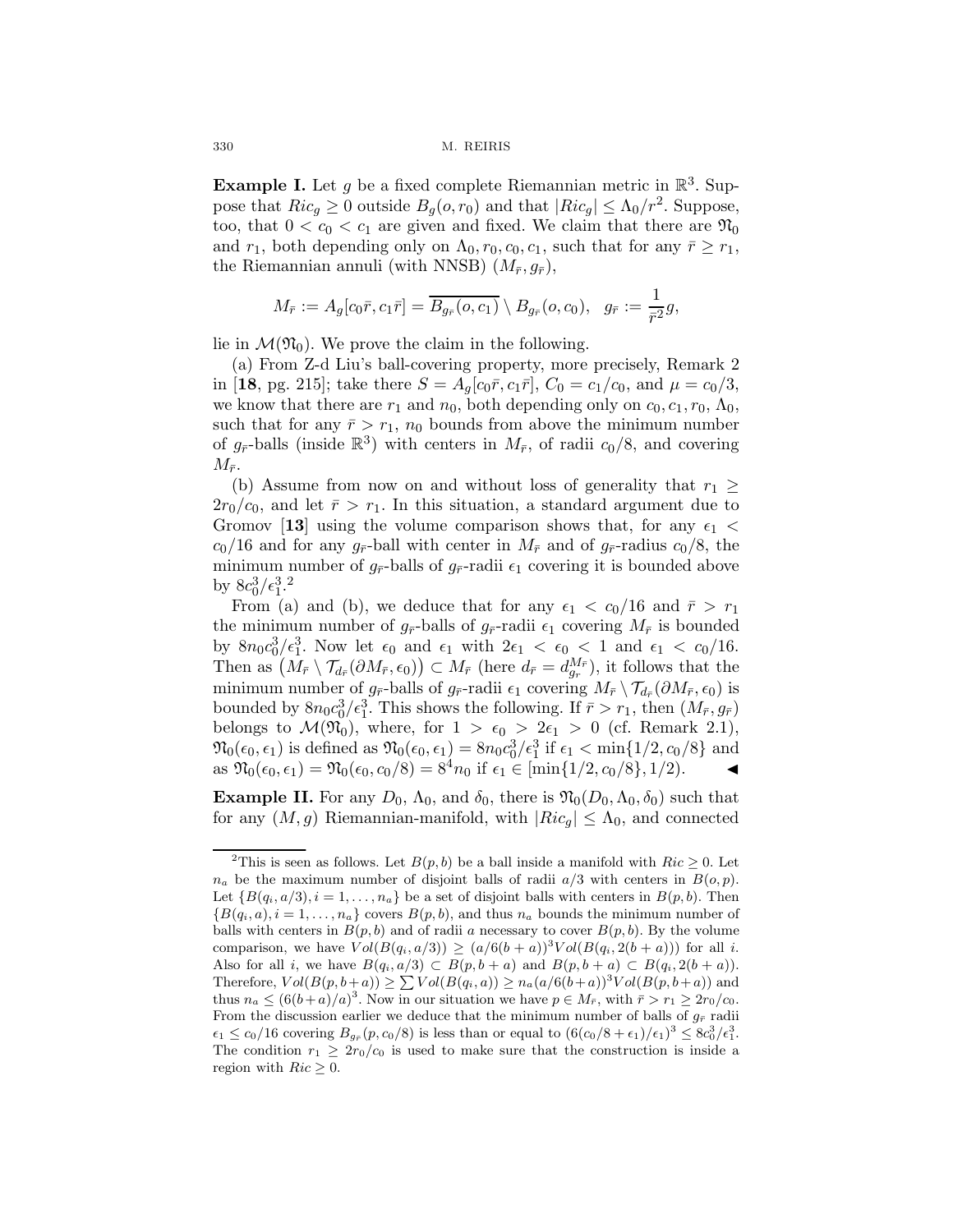**Example I.** Let $g$ be a fixed complete Riemannian metric in $\mathbb{R}^3$. Suppose that $Ric_g \geq 0$ outside $B_g(o, r_0)$ and that $|Ric_g| \leq \Lambda_0/r^2$. Suppose, too, that $0 < c_0 < c_1$ are given and fixed. We claim that there are $\mathfrak{N}_0$ and $r_1$, both depending only on $\Lambda_0, r_0, c_0, c_1$, such that for any $\bar{r} \geq r_1$, the Riemannian annuli (with NNSB) $(M_{\bar{r}}, g_{\bar{r}})$,

$$M_{\bar{r}} := A_g[c_0\bar{r}, c_1\bar{r}] = \overline{B_{g_{\bar{r}}}(o, c_1)} \setminus B_{g_{\bar{r}}}(o, c_0), \quad g_{\bar{r}} := \frac{1}{\bar{r}^2} g,$$

lie in $\mathcal{M}(\mathfrak{N}_0)$. We prove the claim in the following.

(a) From Z-d Liu's ball-covering property, more precisely, Remark 2 in [**18**, pg. 215]; take there $S = A_g[c_0\bar{r}, c_1\bar{r}]$, $C_0 = c_1/c_0$, and $\mu = c_0/3$, we know that there are $r_1$ and $n_0$, both depending only on $c_0, c_1, r_0, \Lambda_0$, such that for any $\bar{r} > r_1$, $n_0$ bounds from above the minimum number of $g_{\bar{r}}$-balls (inside $\mathbb{R}^3$) with centers in $M_{\bar{r}}$, of radii $c_0/8$, and covering $M_{\bar{r}}$.

(b) Assume from now on and without loss of generality that $r_1 \geq 2r_0/c_0$, and let $\bar{r} > r_1$. In this situation, a standard argument due to Gromov [**13**] using the volume comparison shows that, for any $\epsilon_1 < c_0/16$ and for any $g_{\bar{r}}$-ball with center in $M_{\bar{r}}$ and of $g_{\bar{r}}$-radius $c_0/8$, the minimum number of $g_{\bar{r}}$-balls of $g_{\bar{r}}$-radii $\epsilon_1$ covering it is bounded above by $8c_0^3/\epsilon_1^3$.[2]

From (a) and (b), we deduce that for any $\epsilon_1 < c_0/16$ and $\bar{r} > r_1$ the minimum number of $g_{\bar{r}}$-balls of $g_{\bar{r}}$-radii $\epsilon_1$ covering $M_{\bar{r}}$ is bounded by $8n_0c_0^3/\epsilon_1^3$. Now let $\epsilon_0$ and $\epsilon_1$ with $2\epsilon_1 < \epsilon_0 < 1$ and $\epsilon_1 < c_0/16$. Then as $\left(M_{\bar{r}} \setminus \mathcal{T}_{d_{\bar{r}}}(\partial M_{\bar{r}}, \epsilon_0)\right) \subset M_{\bar{r}}$ (here $d_{\bar{r}} = d_{g_{\bar{r}}}^{M_{\bar{r}}}$), it follows that the minimum number of $g_{\bar{r}}$-balls of $g_{\bar{r}}$-radii $\epsilon_1$ covering $M_{\bar{r}} \setminus \mathcal{T}_{d_{\bar{r}}}(\partial M_{\bar{r}}, \epsilon_0)$ is bounded by $8n_0c_0^3/\epsilon_1^3$. This shows the following. If $\bar{r} > r_1$, then $(M_{\bar{r}}, g_{\bar{r}})$ belongs to $\mathcal{M}(\mathfrak{N}_0)$, where, for $1 > \epsilon_0 > 2\epsilon_1 > 0$ (cf. Remark 2.1), $\mathfrak{N}_0(\epsilon_0, \epsilon_1)$ is defined as $\mathfrak{N}_0(\epsilon_0, \epsilon_1) = 8n_0c_0^3/\epsilon_1^3$ if $\epsilon_1 < \min\{1/2, c_0/8\}$ and as $\mathfrak{N}_0(\epsilon_0, \epsilon_1) = \mathfrak{N}_0(\epsilon_0, c_0/8) = 8^4 n_0$ if $\epsilon_1 \in [\min\{1/2, c_0/8\}, 1/2)$. ◀

**Example II.** For any $D_0$, $\Lambda_0$, and $\delta_0$, there is $\mathfrak{N}_0(D_0, \Lambda_0, \delta_0)$ such that for any $(M, g)$ Riemannian-manifold, with $|Ric_g| \leq \Lambda_0$, and connected

---

[2] This is seen as follows. Let $B(p, b)$ be a ball inside a manifold with $Ric \geq 0$. Let $n_a$ be the maximum number of disjoint balls of radii $a/3$ with centers in $B(o, p)$. Let $\{B(q_i, a/3), i = 1, \ldots, n_a\}$ be a set of disjoint balls with centers in $B(p, b)$. Then $\{B(q_i, a), i = 1, \ldots, n_a\}$ covers $B(p, b)$, and thus $n_a$ bounds the minimum number of balls with centers in $B(p, b)$ and of radii $a$ necessary to cover $B(p, b)$. By the volume comparison, we have $Vol(B(q_i, a/3)) \geq (a/6(b+a))^3 Vol(B(q_i, 2(b+a)))$ for all $i$. Also for all $i$, we have $B(q_i, a/3) \subset B(p, b+a)$ and $B(p, b+a) \subset B(q_i, 2(b+a))$. Therefore, $Vol(B(p, b+a)) \geq \sum Vol(B(q_i, a)) \geq n_a (a/6(b+a))^3 Vol(B(p, b+a))$ and thus $n_a \leq (6(b+a)/a)^3$. Now in our situation we have $p \in M_{\bar{r}}$, with $\bar{r} > r_1 \geq 2r_0/c_0$. From the discussion earlier we deduce that the minimum number of balls of $g_{\bar{r}}$ radii $\epsilon_1 \leq c_0/16$ covering $B_{g_{\bar{r}}}(p, c_0/8)$ is less than or equal to $(6(c_0/8 + \epsilon_1)/\epsilon_1)^3 \leq 8c_0^3/\epsilon_1^3$. The condition $r_1 \geq 2r_0/c_0$ is used to make sure that the construction is inside a region with $Ric \geq 0$.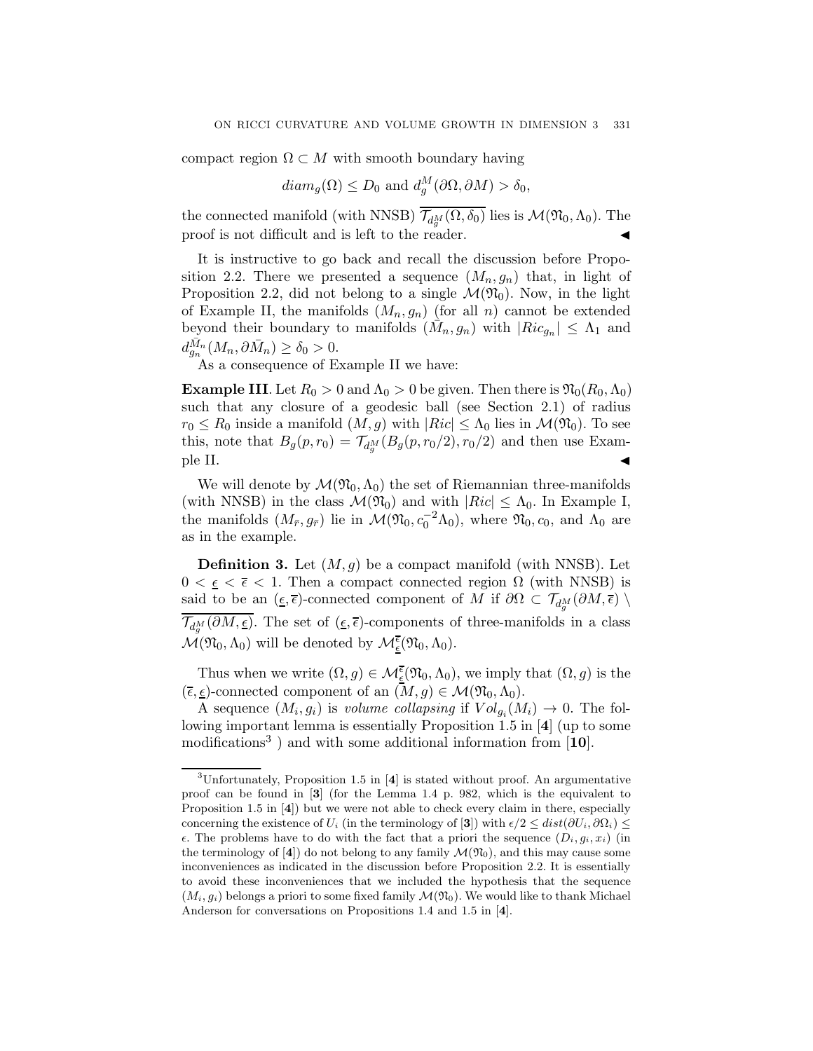compact region $\Omega \subset M$ with smooth boundary having

$$diam_g(\Omega) \leq D_0 \text{ and } d_g^M(\partial\Omega, \partial M) > \delta_0,$$

the connected manifold (with NNSB) $\overline{\mathcal{T}_{d_g^M}(\Omega, \delta_0)}$ lies is $\mathcal{M}(\mathfrak{N}_0, \Lambda_0)$. The proof is not difficult and is left to the reader. ◀

It is instructive to go back and recall the discussion before Proposition 2.2. There we presented a sequence $(M_n, g_n)$ that, in light of Proposition 2.2, did not belong to a single $\mathcal{M}(\mathfrak{N}_0)$. Now, in the light of Example II, the manifolds $(M_n, g_n)$ (for all $n$) cannot be extended beyond their boundary to manifolds $(\bar{M}_n, g_n)$ with $|Ric_{g_n}| \leq \Lambda_1$ and $d_{g_n}^{\bar{M}_n}(M_n, \partial\bar{M}_n) \geq \delta_0 > 0$.

As a consequence of Example II we have:

**Example III**. Let $R_0 > 0$ and $\Lambda_0 > 0$ be given. Then there is $\mathfrak{N}_0(R_0, \Lambda_0)$ such that any closure of a geodesic ball (see Section 2.1) of radius $r_0 \leq R_0$ inside a manifold $(M, g)$ with $|Ric| \leq \Lambda_0$ lies in $\mathcal{M}(\mathfrak{N}_0)$. To see this, note that $B_g(p, r_0) = \mathcal{T}_{d_g^M}(B_g(p, r_0/2), r_0/2)$ and then use Example II. ◀

We will denote by $\mathcal{M}(\mathfrak{N}_0, \Lambda_0)$ the set of Riemannian three-manifolds (with NNSB) in the class $\mathcal{M}(\mathfrak{N}_0)$ and with $|Ric| \leq \Lambda_0$. In Example I, the manifolds $(M_{\bar{r}}, g_{\bar{r}})$ lie in $\mathcal{M}(\mathfrak{N}_0, c_0^{-2}\Lambda_0)$, where $\mathfrak{N}_0, c_0$, and $\Lambda_0$ are as in the example.

**Definition 3.** Let $(M, g)$ be a compact manifold (with NNSB). Let $0 < \underline{\epsilon} < \overline{\epsilon} < 1$. Then a compact connected region $\Omega$ (with NNSB) is said to be an $(\underline{\epsilon}, \overline{\epsilon})$-connected component of $M$ if $\partial\Omega \subset \mathcal{T}_{d_g^M}(\partial M, \overline{\epsilon}) \setminus \overline{\mathcal{T}_{d_g^M}(\partial M, \underline{\epsilon})}$. The set of $(\underline{\epsilon}, \overline{\epsilon})$-components of three-manifolds in a class $\mathcal{M}(\mathfrak{N}_0, \Lambda_0)$ will be denoted by $\mathcal{M}_{\underline{\epsilon}}^{\overline{\epsilon}}(\mathfrak{N}_0, \Lambda_0)$.

Thus when we write $(\Omega, g) \in \mathcal{M}_{\underline{\epsilon}}^{\overline{\epsilon}}(\mathfrak{N}_0, \Lambda_0)$, we imply that $(\Omega, g)$ is the $(\overline{\epsilon}, \underline{\epsilon})$-connected component of an $(M, g) \in \mathcal{M}(\mathfrak{N}_0, \Lambda_0)$.

A sequence $(M_i, g_i)$ is *volume collapsing* if $Vol_{g_i}(M_i) \to 0$. The following important lemma is essentially Proposition 1.5 in [**4**] (up to some modifications[3] ) and with some additional information from [**10**].

---

[3]Unfortunately, Proposition 1.5 in [**4**] is stated without proof. An argumentative proof can be found in [**3**] (for the Lemma 1.4 p. 982, which is the equivalent to Proposition 1.5 in [**4**]) but we were not able to check every claim in there, especially concerning the existence of $U_i$ (in the terminology of [**3**]) with $\epsilon/2 \leq dist(\partial U_i, \partial\Omega_i) \leq \epsilon$. The problems have to do with the fact that a priori the sequence $(D_i, g_i, x_i)$ (in the terminology of [**4**]) do not belong to any family $\mathcal{M}(\mathfrak{N}_0)$, and this may cause some inconveniences as indicated in the discussion before Proposition 2.2. It is essentially to avoid these inconveniences that we included the hypothesis that the sequence $(M_i, g_i)$ belongs a priori to some fixed family $\mathcal{M}(\mathfrak{N}_0)$. We would like to thank Michael Anderson for conversations on Propositions 1.4 and 1.5 in [**4**].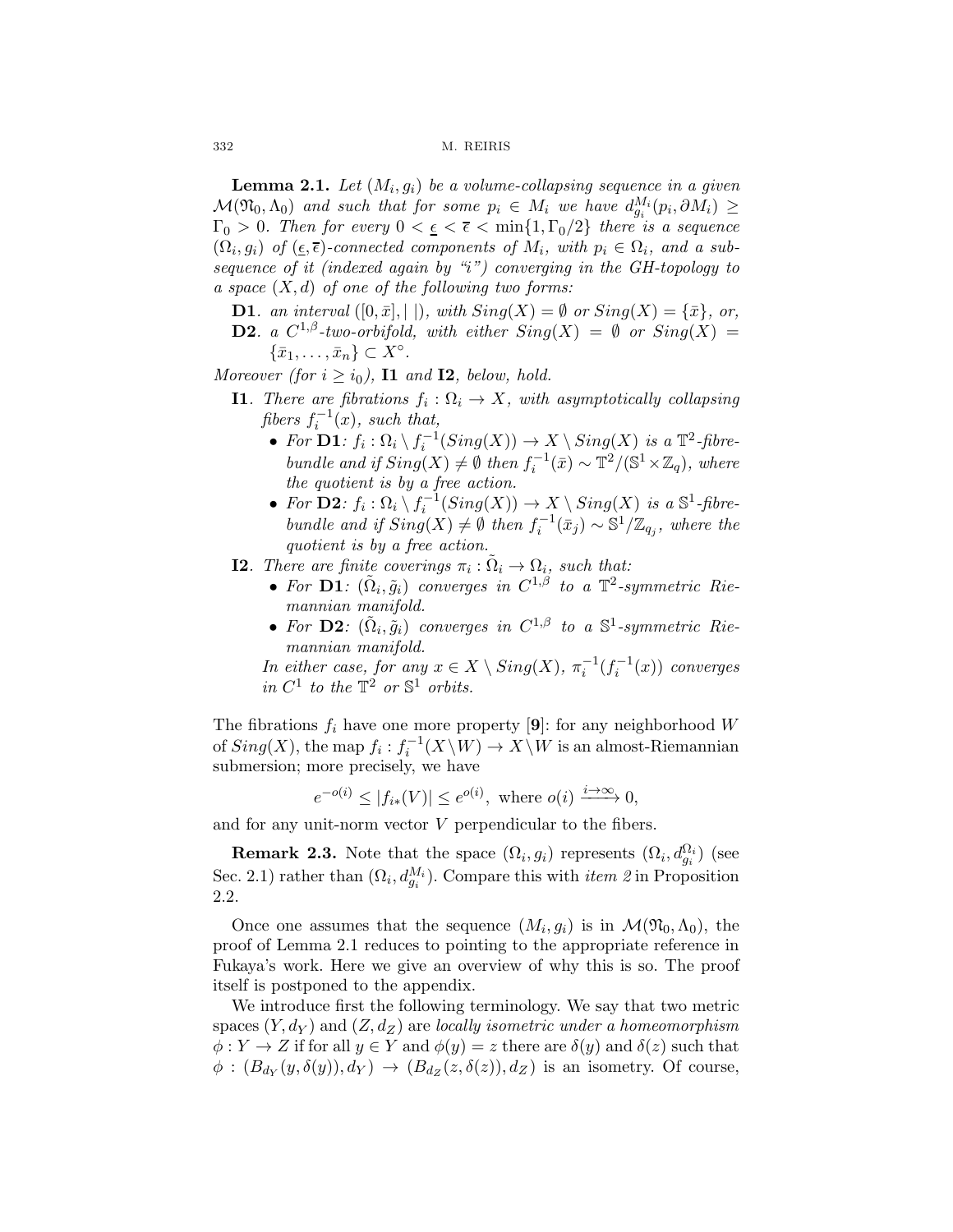**Lemma 2.1.** *Let $(M_i, g_i)$ be a volume-collapsing sequence in a given $\mathcal{M}(\mathfrak{N}_0, \Lambda_0)$ and such that for some $p_i \in M_i$ we have $d^{M_i}_{g_i}(p_i, \partial M_i) \geq \Gamma_0 > 0$. Then for every $0 < \underline{\epsilon} < \overline{\epsilon} < \min\{1, \Gamma_0/2\}$ there is a sequence $(\Omega_i, g_i)$ of $(\underline{\epsilon}, \overline{\epsilon})$-connected components of $M_i$, with $p_i \in \Omega_i$, and a subsequence of it (indexed again by "i") converging in the GH-topology to a space $(X, d)$ of one of the following two forms:*

**D1**. *an interval $([0, \bar{x}], |\ |)$, with $Sing(X) = \emptyset$ or $Sing(X) = \{\bar{x}\}$, or,*

**D2**. *a $C^{1,\beta}$-two-orbifold, with either $Sing(X) = \emptyset$ or $Sing(X) = \{\bar{x}_1, \ldots, \bar{x}_n\} \subset X^\circ$.*

*Moreover (for $i \geq i_0$),* **I1** *and* **I2***, below, hold.*

**I1**. *There are fibrations $f_i : \Omega_i \to X$, with asymptotically collapsing fibers $f_i^{-1}(x)$, such that,*

- *For* **D1***: $f_i : \Omega_i \setminus f_i^{-1}(Sing(X)) \to X \setminus Sing(X)$ is a $\mathbb{T}^2$-fibre-bundle and if $Sing(X) \neq \emptyset$ then $f_i^{-1}(\bar{x}) \sim \mathbb{T}^2/(\mathbb{S}^1 \times \mathbb{Z}_q)$, where the quotient is by a free action.*
- *For* **D2***: $f_i : \Omega_i \setminus f_i^{-1}(Sing(X)) \to X \setminus Sing(X)$ is a $\mathbb{S}^1$-fibre-bundle and if $Sing(X) \neq \emptyset$ then $f_i^{-1}(\bar{x}_j) \sim \mathbb{S}^1/\mathbb{Z}_{q_j}$, where the quotient is by a free action.*

**I2**. *There are finite coverings $\pi_i : \tilde{\Omega}_i \to \Omega_i$, such that:*

- *For* **D1***: $(\tilde{\Omega}_i, \tilde{g}_i)$ converges in $C^{1,\beta}$ to a $\mathbb{T}^2$-symmetric Riemannian manifold.*
- *For* **D2***: $(\tilde{\Omega}_i, \tilde{g}_i)$ converges in $C^{1,\beta}$ to a $\mathbb{S}^1$-symmetric Riemannian manifold.*

*In either case, for any $x \in X \setminus Sing(X)$, $\pi_i^{-1}(f_i^{-1}(x))$ converges in $C^1$ to the $\mathbb{T}^2$ or $\mathbb{S}^1$ orbits.*

The fibrations $f_i$ have one more property [**9**]: for any neighborhood $W$ of $Sing(X)$, the map $f_i : f_i^{-1}(X \setminus W) \to X \setminus W$ is an almost-Riemannian submersion; more precisely, we have

$$e^{-o(i)} \leq |f_{i*}(V)| \leq e^{o(i)}, \text{ where } o(i) \xrightarrow{i \to \infty} 0,$$

and for any unit-norm vector $V$ perpendicular to the fibers.

**Remark 2.3.** Note that the space $(\Omega_i, g_i)$ represents $(\Omega_i, d^{\Omega_i}_{g_i})$ (see Sec. 2.1) rather than $(\Omega_i, d^{M_i}_{g_i})$. Compare this with *item 2* in Proposition 2.2.

Once one assumes that the sequence $(M_i, g_i)$ is in $\mathcal{M}(\mathfrak{N}_0, \Lambda_0)$, the proof of Lemma 2.1 reduces to pointing to the appropriate reference in Fukaya's work. Here we give an overview of why this is so. The proof itself is postponed to the appendix.

We introduce first the following terminology. We say that two metric spaces $(Y, d_Y)$ and $(Z, d_Z)$ are *locally isometric under a homeomorphism* $\phi : Y \to Z$ if for all $y \in Y$ and $\phi(y) = z$ there are $\delta(y)$ and $\delta(z)$ such that $\phi : (B_{d_Y}(y, \delta(y)), d_Y) \to (B_{d_Z}(z, \delta(z)), d_Z)$ is an isometry. Of course,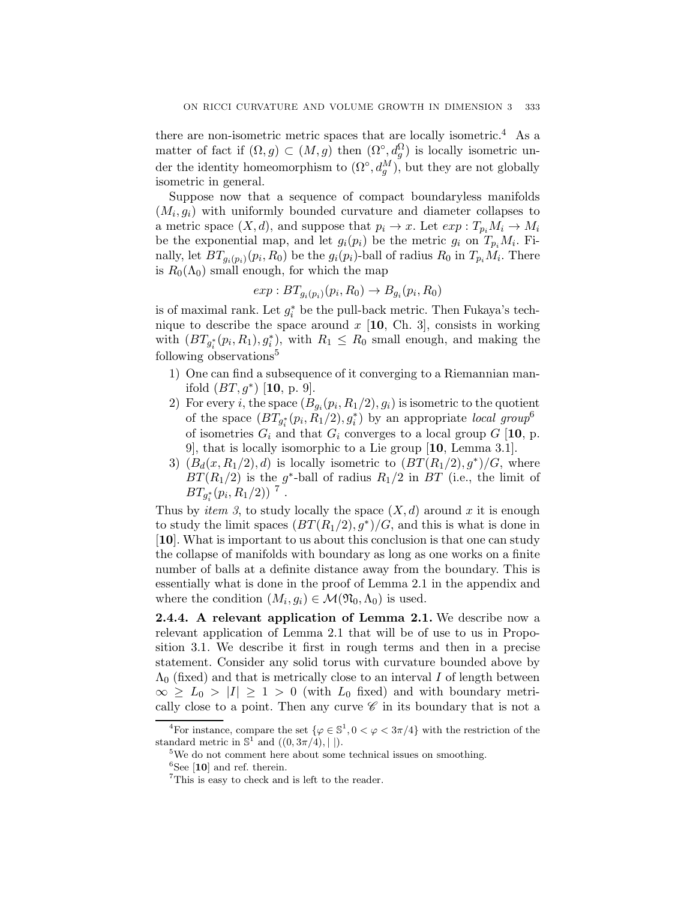there are non-isometric metric spaces that are locally isometric.[4] As a matter of fact if $(\Omega, g) \subset (M, g)$ then $(\Omega^\circ, d_g^\Omega)$ is locally isometric under the identity homeomorphism to $(\Omega^\circ, d_g^M)$, but they are not globally isometric in general.

Suppose now that a sequence of compact boundaryless manifolds $(M_i, g_i)$ with uniformly bounded curvature and diameter collapses to a metric space $(X, d)$, and suppose that $p_i \to x$. Let $exp : T_{p_i}M_i \to M_i$ be the exponential map, and let $g_i(p_i)$ be the metric $g_i$ on $T_{p_i}M_i$. Finally, let $BT_{g_i(p_i)}(p_i, R_0)$ be the $g_i(p_i)$-ball of radius $R_0$ in $T_{p_i}M_i$. There is $R_0(\Lambda_0)$ small enough, for which the map

$$exp : BT_{g_i(p_i)}(p_i, R_0) \to B_{g_i}(p_i, R_0)$$

is of maximal rank. Let $g_i^*$ be the pull-back metric. Then Fukaya's technique to describe the space around $x$ [**10**, Ch. 3], consists in working with $(BT_{g_i^*}(p_i, R_1), g_i^*)$, with $R_1 \leq R_0$ small enough, and making the following observations[5]

1) One can find a subsequence of it converging to a Riemannian manifold $(BT, g^*)$ [**10**, p. 9].
2) For every $i$, the space $(B_{g_i}(p_i, R_1/2), g_i)$ is isometric to the quotient of the space $(BT_{g_i^*}(p_i, R_1/2), g_i^*)$ by an appropriate *local group*[6] of isometries $G_i$ and that $G_i$ converges to a local group $G$ [**10**, p. 9], that is locally isomorphic to a Lie group [**10**, Lemma 3.1].
3) $(B_d(x, R_1/2), d)$ is locally isometric to $(BT(R_1/2), g^*)/G$, where $BT(R_1/2)$ is the $g^*$-ball of radius $R_1/2$ in $BT$ (i.e., the limit of $BT_{g_i^*}(p_i, R_1/2)$) [7].

Thus by *item 3*, to study locally the space $(X, d)$ around $x$ it is enough to study the limit spaces $(BT(R_1/2), g^*)/G$, and this is what is done in [**10**]. What is important to us about this conclusion is that one can study the collapse of manifolds with boundary as long as one works on a finite number of balls at a definite distance away from the boundary. This is essentially what is done in the proof of Lemma 2.1 in the appendix and where the condition $(M_i, g_i) \in \mathcal{M}(\mathfrak{N}_0, \Lambda_0)$ is used.

**2.4.4. A relevant application of Lemma 2.1.** We describe now a relevant application of Lemma 2.1 that will be of use to us in Proposition 3.1. We describe it first in rough terms and then in a precise statement. Consider any solid torus with curvature bounded above by $\Lambda_0$ (fixed) and that is metrically close to an interval $I$ of length between $\infty \geq L_0 > |I| \geq 1 > 0$ (with $L_0$ fixed) and with boundary metrically close to a point. Then any curve $\mathscr{C}$ in its boundary that is not a

---

[4] For instance, compare the set $\{\varphi \in \mathbb{S}^1, 0 < \varphi < 3\pi/4\}$ with the restriction of the standard metric in $\mathbb{S}^1$ and $((0, 3\pi/4), |\,|)$.

[5] We do not comment here about some technical issues on smoothing.

[6] See [**10**] and ref. therein.

[7] This is easy to check and is left to the reader.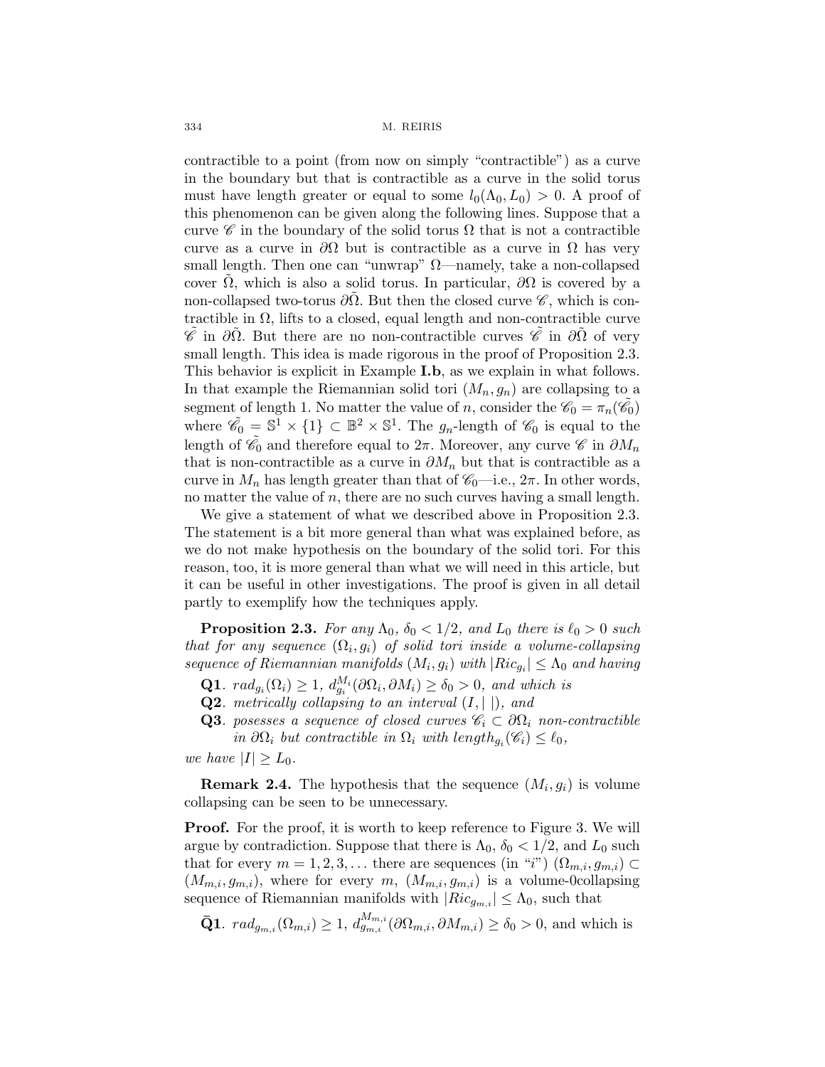contractible to a point (from now on simply "contractible") as a curve in the boundary but that is contractible as a curve in the solid torus must have length greater or equal to some $l_0(\Lambda_0, L_0) > 0$. A proof of this phenomenon can be given along the following lines. Suppose that a curve $\mathscr{C}$ in the boundary of the solid torus $\Omega$ that is not a contractible curve as a curve in $\partial\Omega$ but is contractible as a curve in $\Omega$ has very small length. Then one can "unwrap" $\Omega$—namely, take a non-collapsed cover $\tilde{\Omega}$, which is also a solid torus. In particular, $\partial\Omega$ is covered by a non-collapsed two-torus $\partial\tilde{\Omega}$. But then the closed curve $\mathscr{C}$, which is contractible in $\Omega$, lifts to a closed, equal length and non-contractible curve $\tilde{\mathscr{C}}$ in $\partial\tilde{\Omega}$. But there are no non-contractible curves $\tilde{\mathscr{C}}$ in $\partial\tilde{\Omega}$ of very small length. This idea is made rigorous in the proof of Proposition 2.3. This behavior is explicit in Example **I.b**, as we explain in what follows. In that example the Riemannian solid tori $(M_n, g_n)$ are collapsing to a segment of length 1. No matter the value of $n$, consider the $\mathscr{C}_0 = \pi_n(\tilde{\mathscr{C}}_0)$ where $\tilde{\mathscr{C}}_0 = \mathbb{S}^1 \times \{1\} \subset \mathbb{B}^2 \times \mathbb{S}^1$. The $g_n$-length of $\mathscr{C}_0$ is equal to the length of $\tilde{\mathscr{C}}_0$ and therefore equal to $2\pi$. Moreover, any curve $\mathscr{C}$ in $\partial M_n$ that is non-contractible as a curve in $\partial M_n$ but that is contractible as a curve in $M_n$ has length greater than that of $\mathscr{C}_0$—i.e., $2\pi$. In other words, no matter the value of $n$, there are no such curves having a small length.

We give a statement of what we described above in Proposition 2.3. The statement is a bit more general than what was explained before, as we do not make hypothesis on the boundary of the solid tori. For this reason, too, it is more general than what we will need in this article, but it can be useful in other investigations. The proof is given in all detail partly to exemplify how the techniques apply.

**Proposition 2.3.** *For any $\Lambda_0$, $\delta_0 < 1/2$, and $L_0$ there is $\ell_0 > 0$ such that for any sequence $(\Omega_i, g_i)$ of solid tori inside a volume-collapsing sequence of Riemannian manifolds $(M_i, g_i)$ with $|Ric_{g_i}| \leq \Lambda_0$ and having*

- **Q1**. *$rad_{g_i}(\Omega_i) \geq 1$, $d^{M_i}_{g_i}(\partial\Omega_i, \partial M_i) \geq \delta_0 > 0$, and which is*
- **Q2**. *metrically collapsing to an interval $(I, |\,|)$, and*
- **Q3**. *posesses a sequence of closed curves $\mathscr{C}_i \subset \partial\Omega_i$ non-contractible in $\partial\Omega_i$ but contractible in $\Omega_i$ with $length_{g_i}(\mathscr{C}_i) \leq \ell_0$,*

*we have $|I| \geq L_0$.*

**Remark 2.4.** The hypothesis that the sequence $(M_i, g_i)$ is volume collapsing can be seen to be unnecessary.

**Proof.** For the proof, it is worth to keep reference to Figure 3. We will argue by contradiction. Suppose that there is $\Lambda_0$, $\delta_0 < 1/2$, and $L_0$ such that for every $m = 1, 2, 3, \ldots$ there are sequences (in "$i$") $(\Omega_{m,i}, g_{m,i}) \subset (M_{m,i}, g_{m,i})$, where for every $m$, $(M_{m,i}, g_{m,i})$ is a volume-0collapsing sequence of Riemannian manifolds with $|Ric_{g_{m,i}}| \leq \Lambda_0$, such that

$\bar{\mathbf{Q}}\mathbf{1}$. $rad_{g_{m,i}}(\Omega_{m,i}) \geq 1$, $d^{M_{m,i}}_{g_{m,i}}(\partial\Omega_{m,i}, \partial M_{m,i}) \geq \delta_0 > 0$, and which is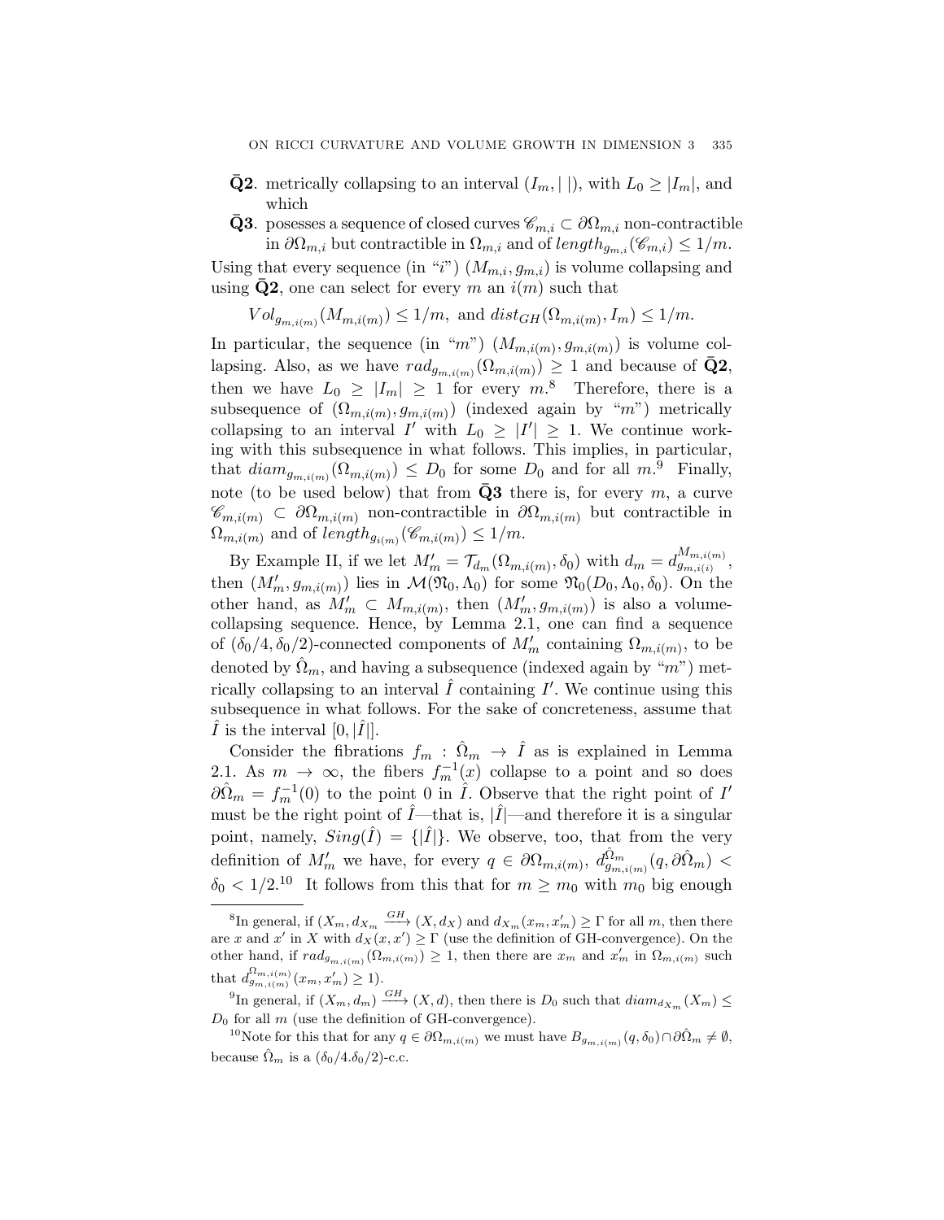- $\bar{\mathbf{Q}}\mathbf{2}$. metrically collapsing to an interval $(I_m, |\ |)$, with $L_0 \geq |I_m|$, and which
- $\bar{\mathbf{Q}}\mathbf{3}$. posesses a sequence of closed curves $\mathscr{C}_{m,i} \subset \partial\Omega_{m,i}$ non-contractible in $\partial\Omega_{m,i}$ but contractible in $\Omega_{m,i}$ and of $length_{g_{m,i}}(\mathscr{C}_{m,i}) \leq 1/m$.

Using that every sequence (in "$i$") $(M_{m,i}, g_{m,i})$ is volume collapsing and using $\bar{\mathbf{Q}}\mathbf{2}$, one can select for every $m$ an $i(m)$ such that

$$Vol_{g_{m,i(m)}}(M_{m,i(m)}) \leq 1/m, \text{ and } dist_{GH}(\Omega_{m,i(m)}, I_m) \leq 1/m.$$

In particular, the sequence (in "$m$") $(M_{m,i(m)}, g_{m,i(m)})$ is volume collapsing. Also, as we have $rad_{g_{m,i(m)}}(\Omega_{m,i(m)}) \geq 1$ and because of $\bar{\mathbf{Q}}\mathbf{2}$, then we have $L_0 \geq |I_m| \geq 1$ for every $m$.[8] Therefore, there is a subsequence of $(\Omega_{m,i(m)}, g_{m,i(m)})$ (indexed again by "$m$") metrically collapsing to an interval $I'$ with $L_0 \geq |I'| \geq 1$. We continue working with this subsequence in what follows. This implies, in particular, that $diam_{g_{m,i(m)}}(\Omega_{m,i(m)}) \leq D_0$ for some $D_0$ and for all $m$.[9] Finally, note (to be used below) that from $\bar{\mathbf{Q}}\mathbf{3}$ there is, for every $m$, a curve $\mathscr{C}_{m,i(m)} \subset \partial\Omega_{m,i(m)}$ non-contractible in $\partial\Omega_{m,i(m)}$ but contractible in $\Omega_{m,i(m)}$ and of $length_{g_{i(m)}}(\mathscr{C}_{m,i(m)}) \leq 1/m$.

By Example II, if we let $M'_m = \mathcal{T}_{d_m}(\Omega_{m,i(m)}, \delta_0)$ with $d_m = d^{M_{m,i(m)}}_{g_{m,i(i)}}$, then $(M'_m, g_{m,i(m)})$ lies in $\mathcal{M}(\mathfrak{N}_0, \Lambda_0)$ for some $\mathfrak{N}_0(D_0, \Lambda_0, \delta_0)$. On the other hand, as $M'_m \subset M_{m,i(m)}$, then $(M'_m, g_{m,i(m)})$ is also a volume-collapsing sequence. Hence, by Lemma 2.1, one can find a sequence of $(\delta_0/4, \delta_0/2)$-connected components of $M'_m$ containing $\Omega_{m,i(m)}$, to be denoted by $\hat{\Omega}_m$, and having a subsequence (indexed again by "$m$") metrically collapsing to an interval $\hat{I}$ containing $I'$. We continue using this subsequence in what follows. For the sake of concreteness, assume that $\hat{I}$ is the interval $[0, |\hat{I}|]$.

Consider the fibrations $f_m : \hat{\Omega}_m \to \hat{I}$ as is explained in Lemma 2.1. As $m \to \infty$, the fibers $f_m^{-1}(x)$ collapse to a point and so does $\partial\hat{\Omega}_m = f_m^{-1}(0)$ to the point 0 in $\hat{I}$. Observe that the right point of $I'$ must be the right point of $\hat{I}$—that is, $|\hat{I}|$—and therefore it is a singular point, namely, $Sing(\hat{I}) = \{|\hat{I}|\}$. We observe, too, that from the very definition of $M'_m$ we have, for every $q \in \partial\Omega_{m,i(m)}$, $d^{\hat{\Omega}_m}_{g_{m,i(m)}}(q, \partial\hat{\Omega}_m) < \delta_0 < 1/2$.[10] It follows from this that for $m \geq m_0$ with $m_0$ big enough

---

[8] In general, if $(X_m, d_{X_m} \xrightarrow{GH} (X, d_X)$ and $d_{X_m}(x_m, x'_m) \geq \Gamma$ for all $m$, then there are $x$ and $x'$ in $X$ with $d_X(x, x') \geq \Gamma$ (use the definition of GH-convergence). On the other hand, if $rad_{g_{m,i(m)}}(\Omega_{m,i(m)}) \geq 1$, then there are $x_m$ and $x'_m$ in $\Omega_{m,i(m)}$ such that $d^{\Omega_{m,i(m)}}_{g_{m,i(m)}}(x_m, x'_m) \geq 1$).

[9] In general, if $(X_m, d_m) \xrightarrow{GH} (X, d)$, then there is $D_0$ such that $diam_{d_{X_m}}(X_m) \leq D_0$ for all $m$ (use the definition of GH-convergence).

[10] Note for this that for any $q \in \partial\Omega_{m,i(m)}$ we must have $B_{g_{m,i(m)}}(q, \delta_0) \cap \partial\hat{\Omega}_m \neq \emptyset$, because $\hat{\Omega}_m$ is a $(\delta_0/4.\delta_0/2)$-c.c.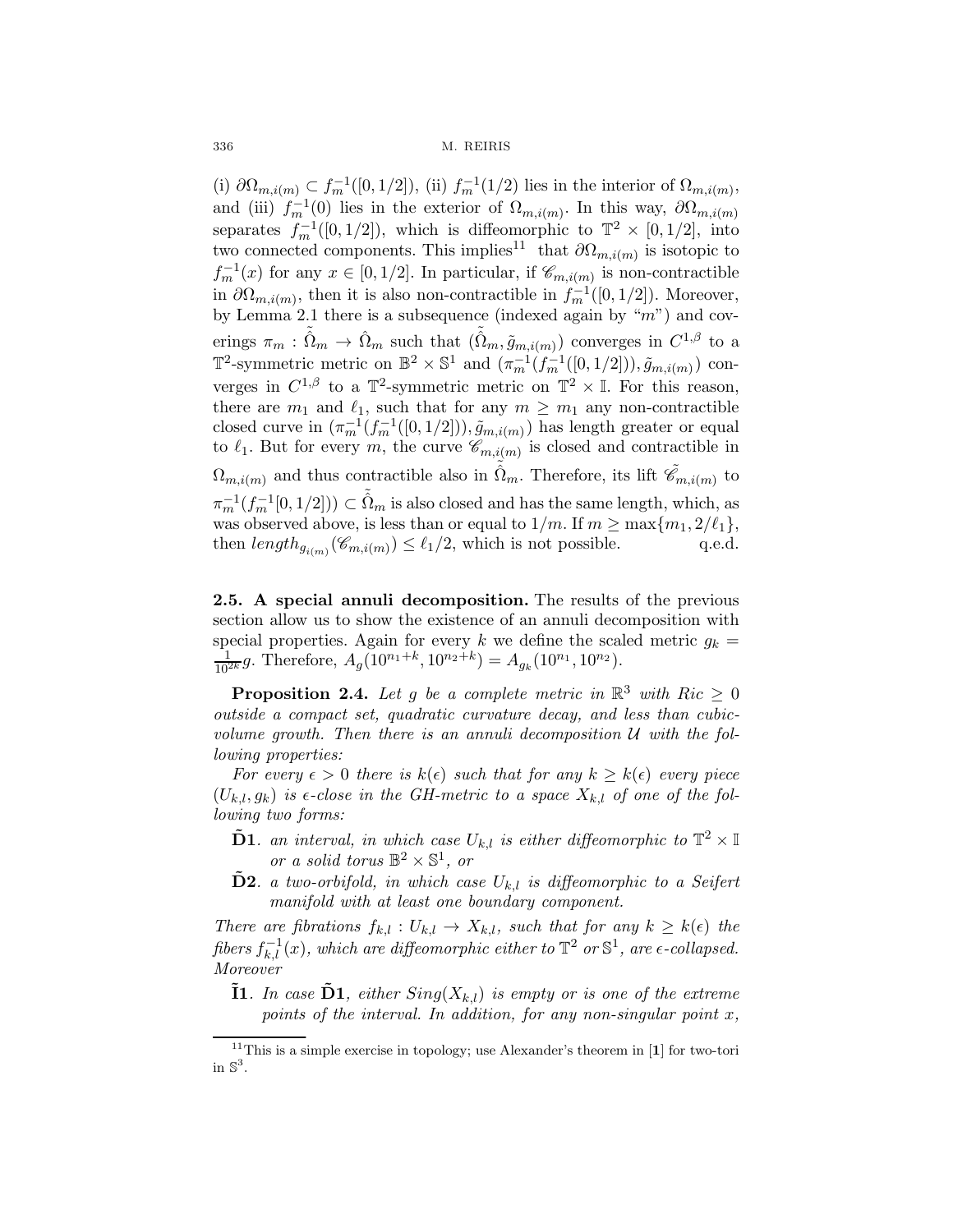(i) $\partial\Omega_{m,i(m)} \subset f_m^{-1}([0,1/2])$, (ii) $f_m^{-1}(1/2)$ lies in the interior of $\Omega_{m,i(m)}$, and (iii) $f_m^{-1}(0)$ lies in the exterior of $\Omega_{m,i(m)}$. In this way, $\partial\Omega_{m,i(m)}$ separates $f_m^{-1}([0,1/2])$, which is diffeomorphic to $\mathbb{T}^2 \times [0,1/2]$, into two connected components. This implies[11] that $\partial\Omega_{m,i(m)}$ is isotopic to $f_m^{-1}(x)$ for any $x \in [0,1/2]$. In particular, if $\mathscr{C}_{m,i(m)}$ is non-contractible in $\partial\Omega_{m,i(m)}$, then it is also non-contractible in $f_m^{-1}([0,1/2])$. Moreover, by Lemma 2.1 there is a subsequence (indexed again by "$m$") and coverings $\pi_m : \tilde{\hat{\Omega}}_m \to \hat{\Omega}_m$ such that $(\tilde{\hat{\Omega}}_m, \tilde{g}_{m,i(m)})$ converges in $C^{1,\beta}$ to a $\mathbb{T}^2$-symmetric metric on $\mathbb{B}^2 \times \mathbb{S}^1$ and $(\pi_m^{-1}(f_m^{-1}([0,1/2])), \tilde{g}_{m,i(m)})$ converges in $C^{1,\beta}$ to a $\mathbb{T}^2$-symmetric metric on $\mathbb{T}^2 \times \mathbb{I}$. For this reason, there are $m_1$ and $\ell_1$, such that for any $m \geq m_1$ any non-contractible closed curve in $(\pi_m^{-1}(f_m^{-1}([0,1/2])), \tilde{g}_{m,i(m)})$ has length greater or equal to $\ell_1$. But for every $m$, the curve $\mathscr{C}_{m,i(m)}$ is closed and contractible in $\Omega_{m,i(m)}$ and thus contractible also in $\tilde{\hat{\Omega}}_m$. Therefore, its lift $\tilde{\mathscr{C}}_{m,i(m)}$ to $\pi_m^{-1}(f_m^{-1}[0,1/2])) \subset \tilde{\hat{\Omega}}_m$ is also closed and has the same length, which, as was observed above, is less than or equal to $1/m$. If $m \geq \max\{m_1, 2/\ell_1\}$, then $length_{g_{i(m)}}(\mathscr{C}_{m,i(m)}) \leq \ell_1/2$, which is not possible. q.e.d.

**2.5. A special annuli decomposition.** The results of the previous section allow us to show the existence of an annuli decomposition with special properties. Again for every $k$ we define the scaled metric $g_k = \frac{1}{10^{2k}}g$. Therefore, $A_g(10^{n_1+k}, 10^{n_2+k}) = A_{g_k}(10^{n_1}, 10^{n_2})$.

**Proposition 2.4.** *Let $g$ be a complete metric in $\mathbb{R}^3$ with $Ric \geq 0$ outside a compact set, quadratic curvature decay, and less than cubic-volume growth. Then there is an annuli decomposition $\mathcal{U}$ with the following properties:*

*For every $\epsilon > 0$ there is $k(\epsilon)$ such that for any $k \geq k(\epsilon)$ every piece $(U_{k,l}, g_k)$ is $\epsilon$-close in the GH-metric to a space $X_{k,l}$ of one of the following two forms:*

- $\tilde{\mathbf{D}}\mathbf{1}$. *an interval, in which case $U_{k,l}$ is either diffeomorphic to $\mathbb{T}^2 \times \mathbb{I}$ or a solid torus $\mathbb{B}^2 \times \mathbb{S}^1$, or*
- $\tilde{\mathbf{D}}\mathbf{2}$. *a two-orbifold, in which case $U_{k,l}$ is diffeomorphic to a Seifert manifold with at least one boundary component.*

*There are fibrations $f_{k,l} : U_{k,l} \to X_{k,l}$, such that for any $k \geq k(\epsilon)$ the fibers $f_{k,l}^{-1}(x)$, which are diffeomorphic either to $\mathbb{T}^2$ or $\mathbb{S}^1$, are $\epsilon$-collapsed. Moreover*

- $\tilde{\mathbf{I}}\mathbf{1}$. *In case $\tilde{\mathbf{D}}\mathbf{1}$, either $Sing(X_{k,l})$ is empty or is one of the extreme points of the interval. In addition, for any non-singular point $x$,*

[11] This is a simple exercise in topology; use Alexander's theorem in [**1**] for two-tori in $\mathbb{S}^3$.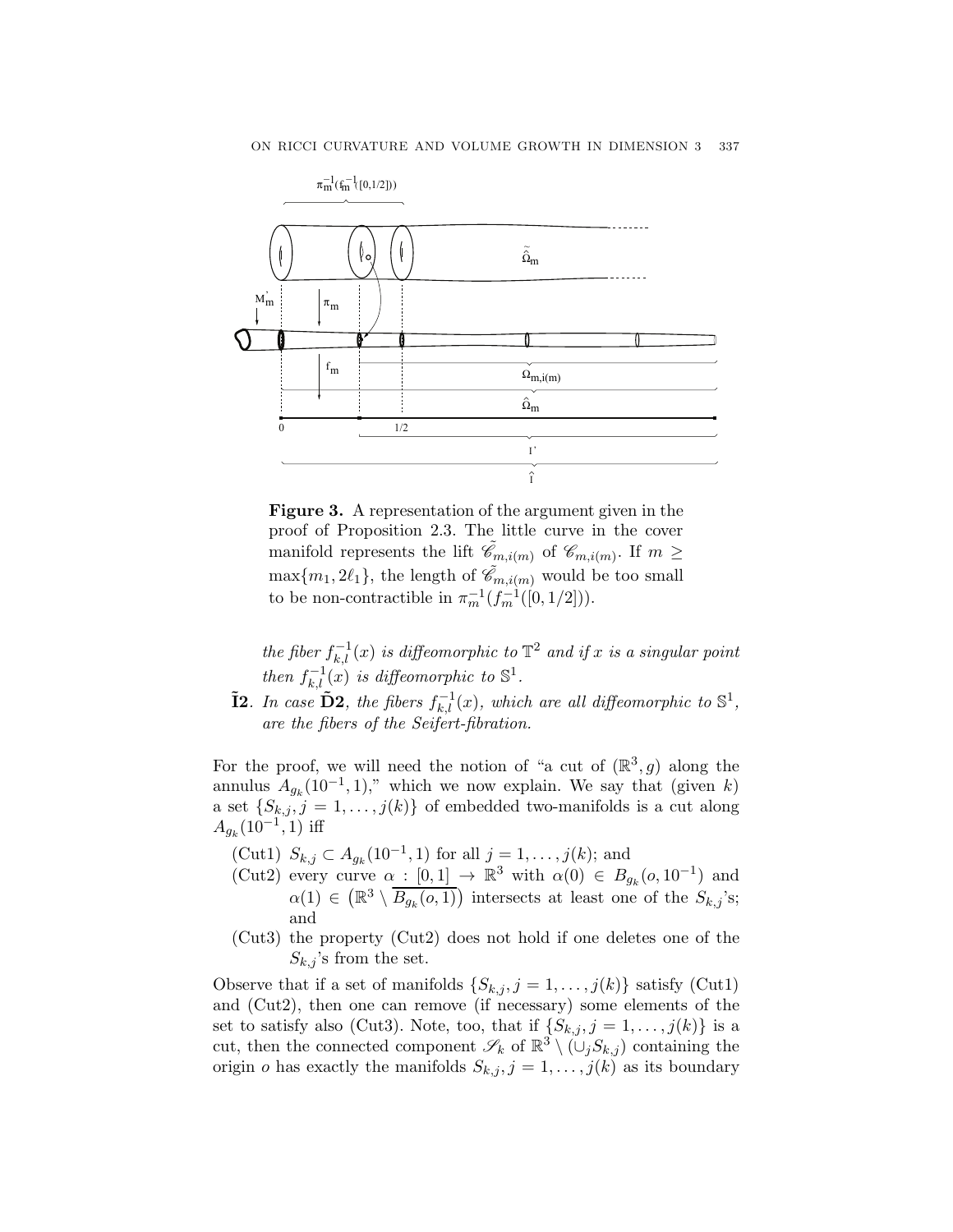**Figure 3.** A representation of the argument given in the proof of Proposition 2.3. The little curve in the cover manifold represents the lift $\tilde{\mathscr{C}}_{m,i(m)}$ of $\mathscr{C}_{m,i(m)}$. If $m \geq \max\{m_1, 2\ell_1\}$, the length of $\tilde{\mathscr{C}}_{m,i(m)}$ would be too small to be non-contractible in $\pi_m^{-1}(f_m^{-1}([0,1/2]))$.

*the fiber $f_{k,l}^{-1}(x)$ is diffeomorphic to $\mathbb{T}^2$ and if $x$ is a singular point then $f_{k,l}^{-1}(x)$ is diffeomorphic to $\mathbb{S}^1$.*

**$\tilde{\mathbf{I}}$2**. *In case $\tilde{\mathbf{D}}$**2**, the fibers $f_{k,l}^{-1}(x)$, which are all diffeomorphic to $\mathbb{S}^1$, are the fibers of the Seifert-fibration.*

For the proof, we will need the notion of "a cut of $(\mathbb{R}^3, g)$ along the annulus $A_{g_k}(10^{-1}, 1)$," which we now explain. We say that (given $k$) a set $\{S_{k,j}, j = 1, \ldots, j(k)\}$ of embedded two-manifolds is a cut along $A_{g_k}(10^{-1}, 1)$ iff

- (Cut1) $S_{k,j} \subset A_{g_k}(10^{-1}, 1)$ for all $j = 1, \ldots, j(k)$; and
- (Cut2) every curve $\alpha : [0,1] \to \mathbb{R}^3$ with $\alpha(0) \in B_{g_k}(o, 10^{-1})$ and $\alpha(1) \in \left(\mathbb{R}^3 \setminus \overline{B_{g_k}(o,1)}\right)$ intersects at least one of the $S_{k,j}$'s; and
- (Cut3) the property (Cut2) does not hold if one deletes one of the $S_{k,j}$'s from the set.

Observe that if a set of manifolds $\{S_{k,j}, j = 1, \ldots, j(k)\}$ satisfy (Cut1) and (Cut2), then one can remove (if necessary) some elements of the set to satisfy also (Cut3). Note, too, that if $\{S_{k,j}, j = 1, \ldots, j(k)\}$ is a cut, then the connected component $\mathscr{S}_k$ of $\mathbb{R}^3 \setminus (\cup_j S_{k,j})$ containing the origin $o$ has exactly the manifolds $S_{k,j}, j = 1, \ldots, j(k)$ as its boundary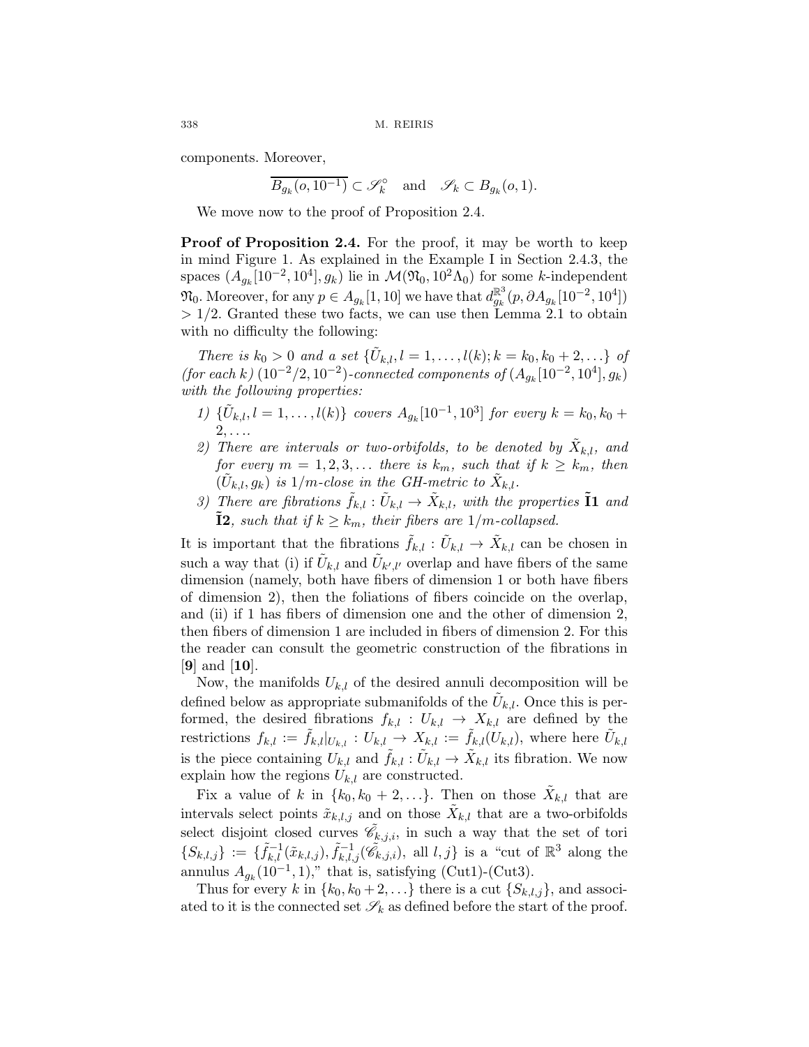components. Moreover,

$$\overline{B_{g_k}(o, 10^{-1})} \subset \mathscr{S}_k^\circ \quad \text{and} \quad \mathscr{S}_k \subset B_{g_k}(o, 1).$$

We move now to the proof of Proposition 2.4.

**Proof of Proposition 2.4.** For the proof, it may be worth to keep in mind Figure 1. As explained in the Example I in Section 2.4.3, the spaces $(A_{g_k}[10^{-2}, 10^4], g_k)$ lie in $\mathcal{M}(\mathfrak{N}_0, 10^2\Lambda_0)$ for some $k$-independent $\mathfrak{N}_0$. Moreover, for any $p \in A_{g_k}[1, 10]$ we have that $d^{\mathbb{R}^3}_{g_k}(p, \partial A_{g_k}[10^{-2}, 10^4]) > 1/2$. Granted these two facts, we can use then Lemma 2.1 to obtain with no difficulty the following:

*There is $k_0 > 0$ and a set $\{\tilde{U}_{k,l}, l = 1, \ldots, l(k); k = k_0, k_0 + 2, \ldots\}$ of (for each $k$) $(10^{-2}/2, 10^{-2})$-connected components of $(A_{g_k}[10^{-2}, 10^4], g_k)$ with the following properties:*

1) *$\{\tilde{U}_{k,l}, l = 1, \ldots, l(k)\}$ covers $A_{g_k}[10^{-1}, 10^3]$ for every $k = k_0, k_0 + 2, \ldots$.*
2) *There are intervals or two-orbifolds, to be denoted by $\tilde{X}_{k,l}$, and for every $m = 1, 2, 3, \ldots$ there is $k_m$, such that if $k \geq k_m$, then $(\tilde{U}_{k,l}, g_k)$ is $1/m$-close in the GH-metric to $\tilde{X}_{k,l}$.*
3) *There are fibrations $\tilde{f}_{k,l} : \tilde{U}_{k,l} \to \tilde{X}_{k,l}$, with the properties* $\mathbf{\tilde{I}1}$ *and* $\mathbf{\tilde{I}2}$*, such that if $k \geq k_m$, their fibers are $1/m$-collapsed.*

It is important that the fibrations $\tilde{f}_{k,l} : \tilde{U}_{k,l} \to \tilde{X}_{k,l}$ can be chosen in such a way that (i) if $\tilde{U}_{k,l}$ and $\tilde{U}_{k',l'}$ overlap and have fibers of the same dimension (namely, both have fibers of dimension 1 or both have fibers of dimension 2), then the foliations of fibers coincide on the overlap, and (ii) if 1 has fibers of dimension one and the other of dimension 2, then fibers of dimension 1 are included in fibers of dimension 2. For this the reader can consult the geometric construction of the fibrations in [**9**] and [**10**].

Now, the manifolds $U_{k,l}$ of the desired annuli decomposition will be defined below as appropriate submanifolds of the $\tilde{U}_{k,l}$. Once this is performed, the desired fibrations $f_{k,l} : U_{k,l} \to X_{k,l}$ are defined by the restrictions $f_{k,l} := \tilde{f}_{k,l}|_{U_{k,l}} : U_{k,l} \to X_{k,l} := \tilde{f}_{k,l}(U_{k,l})$, where here $\tilde{U}_{k,l}$ is the piece containing $U_{k,l}$ and $\tilde{f}_{k,l} : \tilde{U}_{k,l} \to \tilde{X}_{k,l}$ its fibration. We now explain how the regions $U_{k,l}$ are constructed.

Fix a value of $k$ in $\{k_0, k_0 + 2, \ldots\}$. Then on those $\tilde{X}_{k,l}$ that are intervals select points $\tilde{x}_{k,l,j}$ and on those $\tilde{X}_{k,l}$ that are a two-orbifolds select disjoint closed curves $\tilde{\mathscr{C}}_{k,j,i}$, in such a way that the set of tori $\{S_{k,l,j}\} := \{\tilde{f}^{-1}_{k,l}(\tilde{x}_{k,l,j}), \tilde{f}^{-1}_{k,l,j}(\tilde{\mathscr{C}}_{k,j,i}), \text{ all } l, j\}$ is a "cut of $\mathbb{R}^3$ along the annulus $A_{g_k}(10^{-1}, 1)$," that is, satisfying (Cut1)-(Cut3).

Thus for every $k$ in $\{k_0, k_0 + 2, \ldots\}$ there is a cut $\{S_{k,l,j}\}$, and associated to it is the connected set $\mathscr{S}_k$ as defined before the start of the proof.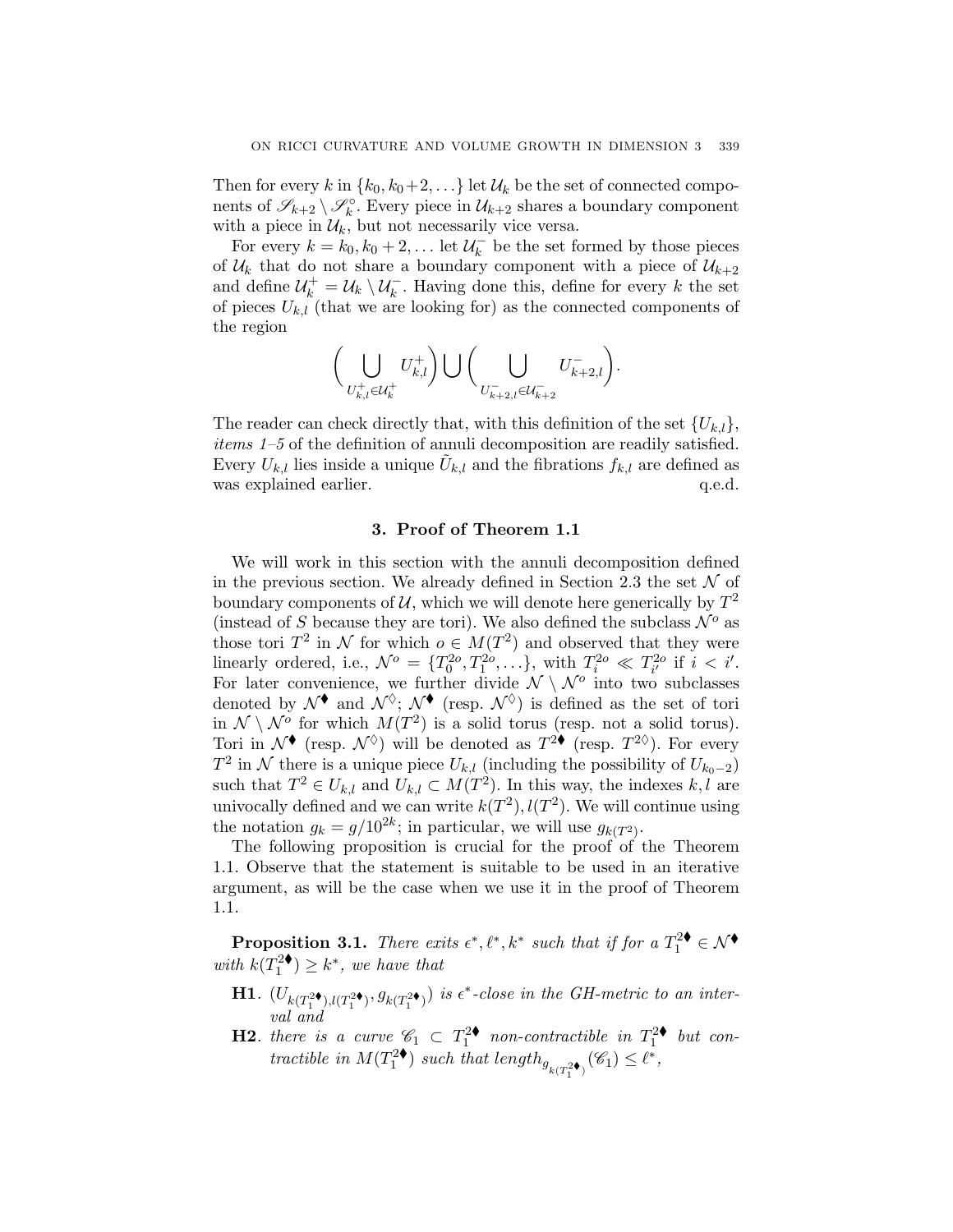Then for every $k$ in $\{k_0, k_0+2, \ldots\}$ let $\mathcal{U}_k$ be the set of connected components of $\mathscr{S}_{k+2} \setminus \mathscr{S}_k^\circ$. Every piece in $\mathcal{U}_{k+2}$ shares a boundary component with a piece in $\mathcal{U}_k$, but not necessarily vice versa.

For every $k = k_0, k_0+2, \ldots$ let $\mathcal{U}_k^-$ be the set formed by those pieces of $\mathcal{U}_k$ that do not share a boundary component with a piece of $\mathcal{U}_{k+2}$ and define $\mathcal{U}_k^+ = \mathcal{U}_k \setminus \mathcal{U}_k^-$. Having done this, define for every $k$ the set of pieces $U_{k,l}$ (that we are looking for) as the connected components of the region

$$\Big(\bigcup_{U_{k,l}^+ \in \mathcal{U}_k^+} U_{k,l}^+\Big) \bigcup \Big(\bigcup_{U_{k+2,l}^- \in \mathcal{U}_{k+2}^-} U_{k+2,l}^-\Big).$$

The reader can check directly that, with this definition of the set $\{U_{k,l}\}$, *items 1–5* of the definition of annuli decomposition are readily satisfied. Every $U_{k,l}$ lies inside a unique $\tilde{U}_{k,l}$ and the fibrations $f_{k,l}$ are defined as was explained earlier. q.e.d.

## 3. Proof of Theorem 1.1

We will work in this section with the annuli decomposition defined in the previous section. We already defined in Section 2.3 the set $\mathcal{N}$ of boundary components of $\mathcal{U}$, which we will denote here generically by $T^2$ (instead of $S$ because they are tori). We also defined the subclass $\mathcal{N}^o$ as those tori $T^2$ in $\mathcal{N}$ for which $o \in M(T^2)$ and observed that they were linearly ordered, i.e., $\mathcal{N}^o = \{T_0^{2o}, T_1^{2o}, \ldots\}$, with $T_i^{2o} \ll T_{i'}^{2o}$ if $i < i'$. For later convenience, we further divide $\mathcal{N} \setminus \mathcal{N}^o$ into two subclasses denoted by $\mathcal{N}^\blacklozenge$ and $\mathcal{N}^\lozenge$; $\mathcal{N}^\blacklozenge$ (resp. $\mathcal{N}^\lozenge$) is defined as the set of tori in $\mathcal{N} \setminus \mathcal{N}^o$ for which $M(T^2)$ is a solid torus (resp. not a solid torus). Tori in $\mathcal{N}^\blacklozenge$ (resp. $\mathcal{N}^\lozenge$) will be denoted as $T^{2\blacklozenge}$ (resp. $T^{2\lozenge}$). For every $T^2$ in $\mathcal{N}$ there is a unique piece $U_{k,l}$ (including the possibility of $U_{k_0-2}$) such that $T^2 \in U_{k,l}$ and $U_{k,l} \subset M(T^2)$. In this way, the indexes $k, l$ are univocally defined and we can write $k(T^2), l(T^2)$. We will continue using the notation $g_k = g/10^{2k}$; in particular, we will use $g_{k(T^2)}$.

The following proposition is crucial for the proof of the Theorem 1.1. Observe that the statement is suitable to be used in an iterative argument, as will be the case when we use it in the proof of Theorem 1.1.

**Proposition 3.1.** *There exits $\epsilon^*, \ell^*, k^*$ such that if for a $T_1^{2\blacklozenge} \in \mathcal{N}^\blacklozenge$ with $k(T_1^{2\blacklozenge}) \geq k^*$, we have that*

- **H1**. *$(U_{k(T_1^{2\blacklozenge}), l(T_1^{2\blacklozenge})}, g_{k(T_1^{2\blacklozenge})})$ is $\epsilon^*$-close in the GH-metric to an interval and*
- **H2**. *there is a curve $\mathscr{C}_1 \subset T_1^{2\blacklozenge}$ non-contractible in $T_1^{2\blacklozenge}$ but contractible in $M(T_1^{2\blacklozenge})$ such that $\text{length}_{g_{k(T_1^{2\blacklozenge})}}(\mathscr{C}_1) \leq \ell^*$,*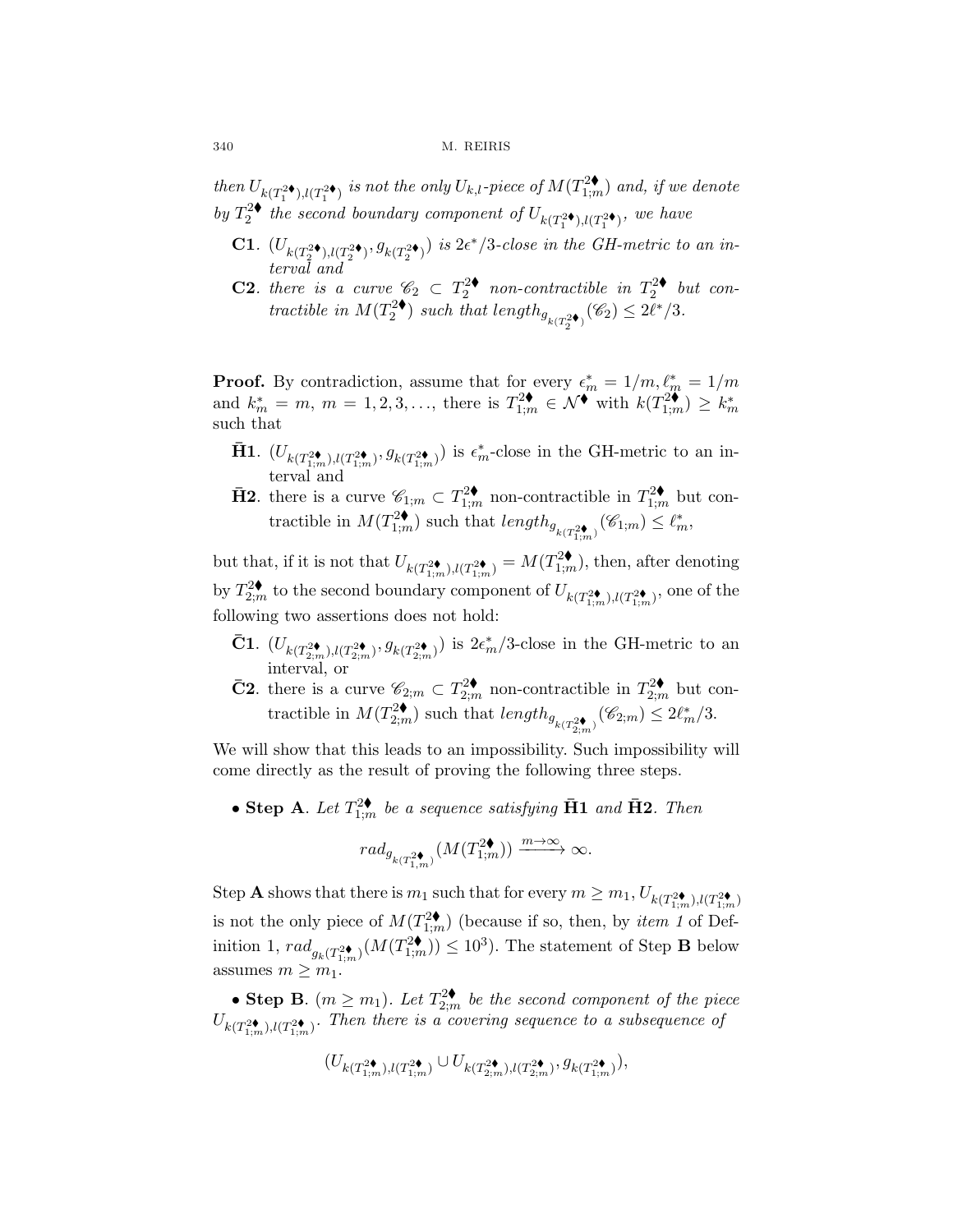then $U_{k(T_1^{2\blacklozenge}),l(T_1^{2\blacklozenge})}$ *is not the only* $U_{k,l}$*-piece of* $M(T_{1;m}^{2\blacklozenge})$ *and, if we denote by* $T_2^{2\blacklozenge}$ *the second boundary component of* $U_{k(T_1^{2\blacklozenge}),l(T_1^{2\blacklozenge})}$*, we have*

- **C1**. $(U_{k(T_2^{2\blacklozenge}),l(T_2^{2\blacklozenge})}, g_{k(T_2^{2\blacklozenge})})$ *is* $2\epsilon^*/3$*-close in the GH-metric to an interval and*
- **C2**. *there is a curve* $\mathscr{C}_2 \subset T_2^{2\blacklozenge}$ *non-contractible in* $T_2^{2\blacklozenge}$ *but contractible in* $M(T_2^{2\blacklozenge})$ *such that* $length_{g_{k(T_2^{2\blacklozenge})}}(\mathscr{C}_2) \leq 2\ell^*/3$.

**Proof.** By contradiction, assume that for every $\epsilon_m^* = 1/m, \ell_m^* = 1/m$ and $k_m^* = m$, $m = 1, 2, 3, \ldots$, there is $T_{1;m}^{2\blacklozenge} \in \mathcal{N}^{\blacklozenge}$ with $k(T_{1;m}^{2\blacklozenge}) \geq k_m^*$ such that

- $\bar{\mathbf{H}}\mathbf{1}$. $(U_{k(T_{1;m}^{2\blacklozenge}),l(T_{1;m}^{2\blacklozenge})}, g_{k(T_{1;m}^{2\blacklozenge})})$ is $\epsilon_m^*$-close in the GH-metric to an interval and
- $\bar{\mathbf{H}}\mathbf{2}$. there is a curve $\mathscr{C}_{1;m} \subset T_{1;m}^{2\blacklozenge}$ non-contractible in $T_{1;m}^{2\blacklozenge}$ but contractible in $M(T_{1;m}^{2\blacklozenge})$ such that $length_{g_{k(T_{1;m}^{2\blacklozenge})}}(\mathscr{C}_{1;m}) \leq \ell_m^*$,

but that, if it is not that $U_{k(T_{1;m}^{2\blacklozenge}),l(T_{1;m}^{2\blacklozenge})} = M(T_{1;m}^{2\blacklozenge})$, then, after denoting by $T_{2;m}^{2\blacklozenge}$ to the second boundary component of $U_{k(T_{1;m}^{2\blacklozenge}),l(T_{1;m}^{2\blacklozenge})}$, one of the following two assertions does not hold:

- $\bar{\mathbf{C}}\mathbf{1}$. $(U_{k(T_{2;m}^{2\blacklozenge}),l(T_{2;m}^{2\blacklozenge})}, g_{k(T_{2;m}^{2\blacklozenge})})$ is $2\epsilon_m^*/3$-close in the GH-metric to an interval, or
- $\bar{\mathbf{C}}\mathbf{2}$. there is a curve $\mathscr{C}_{2;m} \subset T_{2;m}^{2\blacklozenge}$ non-contractible in $T_{2;m}^{2\blacklozenge}$ but contractible in $M(T_{2;m}^{2\blacklozenge})$ such that $length_{g_{k(T_{2;m}^{2\blacklozenge})}}(\mathscr{C}_{2;m}) \leq 2\ell_m^*/3$.

We will show that this leads to an impossibility. Such impossibility will come directly as the result of proving the following three steps.

- **Step A**. *Let* $T_{1;m}^{2\blacklozenge}$ *be a sequence satisfying* $\bar{\mathbf{H}}\mathbf{1}$ *and* $\bar{\mathbf{H}}\mathbf{2}$. *Then*

$$rad_{g_{k(T_{1,m}^{2\blacklozenge})}}(M(T_{1;m}^{2\blacklozenge})) \xrightarrow{m\to\infty} \infty.$$

Step **A** shows that there is $m_1$ such that for every $m \geq m_1$, $U_{k(T_{1;m}^{2\blacklozenge}),l(T_{1;m}^{2\blacklozenge})}$ is not the only piece of $M(T_{1;m}^{2\blacklozenge})$ (because if so, then, by *item 1* of Definition 1, $rad_{g_{k(T_{1;m}^{2\blacklozenge})}}(M(T_{1;m}^{2\blacklozenge})) \leq 10^3$). The statement of Step **B** below assumes $m \geq m_1$.

- **Step B**. ($m \geq m_1$). *Let* $T_{2;m}^{2\blacklozenge}$ *be the second component of the piece* $U_{k(T_{1;m}^{2\blacklozenge}),l(T_{1;m}^{2\blacklozenge})}$. *Then there is a covering sequence to a subsequence of*

$$(U_{k(T_{1;m}^{2\blacklozenge}),l(T_{1;m}^{2\blacklozenge})} \cup U_{k(T_{2;m}^{2\blacklozenge}),l(T_{2;m}^{2\blacklozenge})}, g_{k(T_{1;m}^{2\blacklozenge})}),$$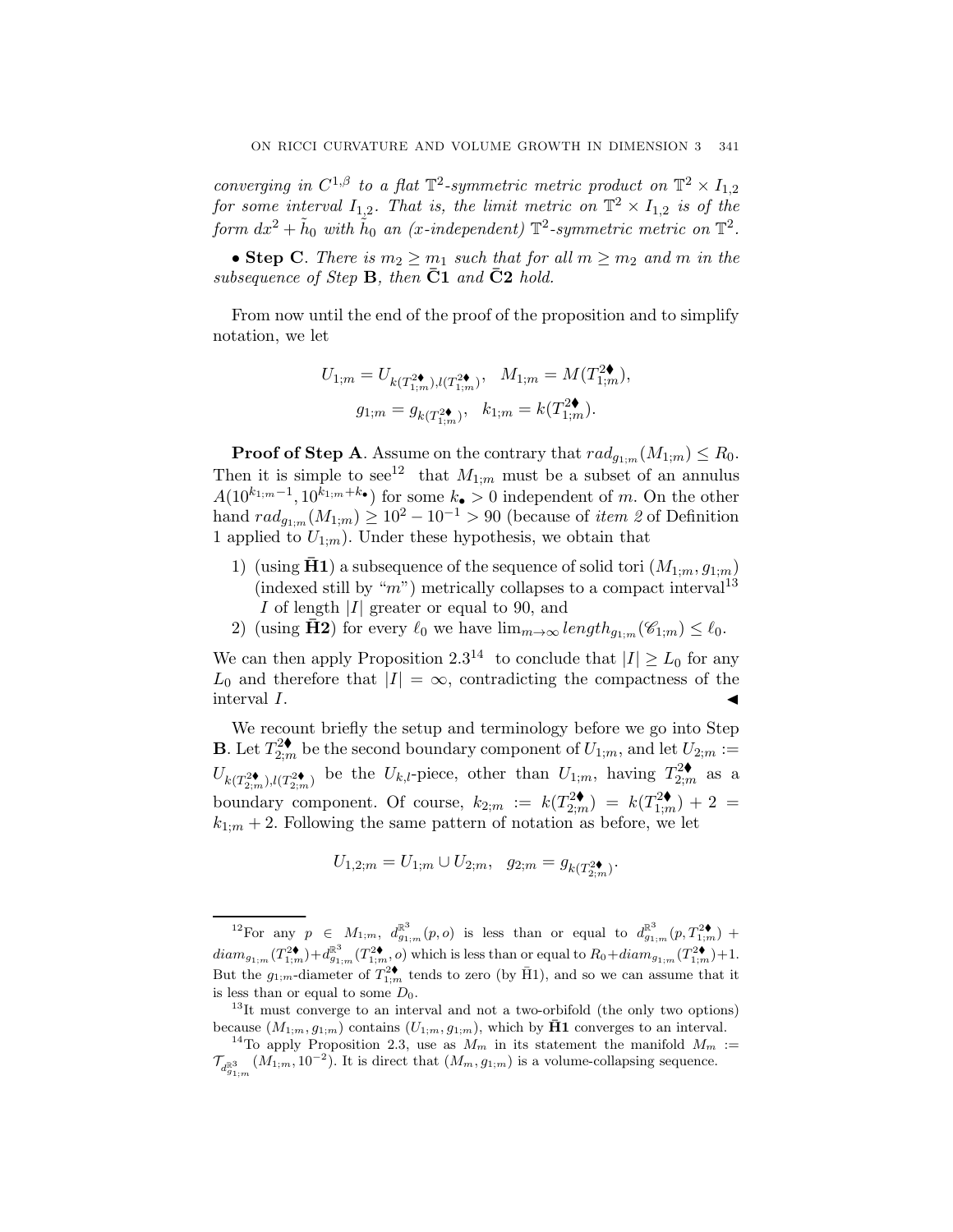*converging in $C^{1,\beta}$ to a flat $\mathbb{T}^2$-symmetric metric product on $\mathbb{T}^2 \times I_{1,2}$ for some interval $I_{1,2}$. That is, the limit metric on $\mathbb{T}^2 \times I_{1,2}$ is of the form $dx^2 + \tilde{h}_0$ with $\tilde{h}_0$ an (x-independent) $\mathbb{T}^2$-symmetric metric on $\mathbb{T}^2$.*

• **Step C**. *There is $m_2 \geq m_1$ such that for all $m \geq m_2$ and $m$ in the subsequence of Step* **B**, *then* $\bar{\mathbf{C}}\mathbf{1}$ *and* $\bar{\mathbf{C}}\mathbf{2}$ *hold.*

From now until the end of the proof of the proposition and to simplify notation, we let

$$U_{1;m} = U_{k(T^{2\blacklozenge}_{1;m}),l(T^{2\blacklozenge}_{1;m})}, \quad M_{1;m} = M(T^{2\blacklozenge}_{1;m}),$$
$$g_{1;m} = g_{k(T^{2\blacklozenge}_{1;m})}, \quad k_{1;m} = k(T^{2\blacklozenge}_{1;m}).$$

**Proof of Step A**. Assume on the contrary that $rad_{g_{1;m}}(M_{1;m}) \leq R_0$. Then it is simple to see[12] that $M_{1;m}$ must be a subset of an annulus $A(10^{k_{1;m}-1}, 10^{k_{1;m}+k_\bullet})$ for some $k_\bullet > 0$ independent of $m$. On the other hand $rad_{g_{1;m}}(M_{1;m}) \geq 10^2 - 10^{-1} > 90$ (because of *item 2* of Definition 1 applied to $U_{1;m}$). Under these hypothesis, we obtain that

1) (using $\bar{\mathbf{H}}\mathbf{1}$) a subsequence of the sequence of solid tori $(M_{1;m}, g_{1;m})$ (indexed still by "$m$") metrically collapses to a compact interval[13] $I$ of length $|I|$ greater or equal to 90, and
2) (using $\bar{\mathbf{H}}\mathbf{2}$) for every $\ell_0$ we have $\lim_{m\to\infty} length_{g_{1;m}}(\mathscr{C}_{1;m}) \leq \ell_0$.

We can then apply Proposition 2.3[14] to conclude that $|I| \geq L_0$ for any $L_0$ and therefore that $|I| = \infty$, contradicting the compactness of the interval $I$. ◀

We recount briefly the setup and terminology before we go into Step **B**. Let $T^{2\blacklozenge}_{2;m}$ be the second boundary component of $U_{1;m}$, and let $U_{2;m} := U_{k(T^{2\blacklozenge}_{2;m}),l(T^{2\blacklozenge}_{2;m})}$ be the $U_{k,l}$-piece, other than $U_{1;m}$, having $T^{2\blacklozenge}_{2;m}$ as a boundary component. Of course, $k_{2;m} := k(T^{2\blacklozenge}_{2;m}) = k(T^{2\blacklozenge}_{1;m}) + 2 = k_{1;m} + 2$. Following the same pattern of notation as before, we let

$$U_{1,2;m} = U_{1;m} \cup U_{2;m}, \quad g_{2;m} = g_{k(T^{2\blacklozenge}_{2;m})}.$$

---

[12] For any $p \in M_{1;m}$, $d^{\mathbb{R}^3}_{g_{1;m}}(p, o)$ is less than or equal to $d^{\mathbb{R}^3}_{g_{1;m}}(p, T^{2\blacklozenge}_{1;m}) + diam_{g_{1;m}}(T^{2\blacklozenge}_{1;m}) + d^{\mathbb{R}^3}_{g_{1;m}}(T^{2\blacklozenge}_{1;m}, o)$ which is less than or equal to $R_0 + diam_{g_{1;m}}(T^{2\blacklozenge}_{1;m}) + 1$. But the $g_{1;m}$-diameter of $T^{2\blacklozenge}_{1;m}$ tends to zero (by $\bar{\text{H}}1$), and so we can assume that it is less than or equal to some $D_0$.

[13] It must converge to an interval and not a two-orbifold (the only two options) because $(M_{1;m}, g_{1;m})$ contains $(U_{1;m}, g_{1;m})$, which by $\bar{\mathbf{H}}\mathbf{1}$ converges to an interval.

[14] To apply Proposition 2.3, use as $M_m$ in its statement the manifold $M_m := \mathcal{T}_{d^{\mathbb{R}^3}_{g_{1;m}}}(M_{1;m}, 10^{-2})$. It is direct that $(M_m, g_{1;m})$ is a volume-collapsing sequence.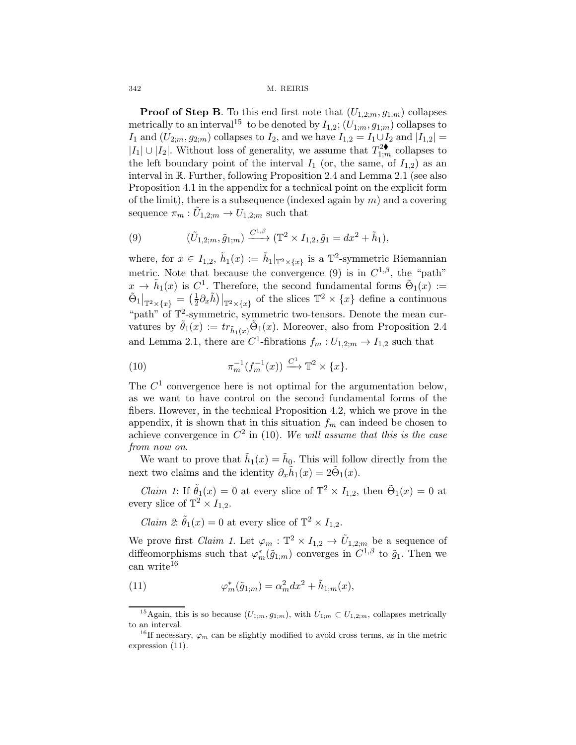**Proof of Step B**. To this end first note that $(U_{1,2;m}, g_{1;m})$ collapses metrically to an interval[15] to be denoted by $I_{1,2}$; $(U_{1;m}, g_{1;m})$ collapses to $I_1$ and $(U_{2;m}, g_{2;m})$ collapses to $I_2$, and we have $I_{1,2} = I_1 \cup I_2$ and $|I_{1,2}| = |I_1| \cup |I_2|$. Without loss of generality, we assume that $T^{2\blacklozenge}_{1;m}$ collapses to the left boundary point of the interval $I_1$ (or, the same, of $I_{1,2}$) as an interval in $\mathbb{R}$. Further, following Proposition 2.4 and Lemma 2.1 (see also Proposition 4.1 in the appendix for a technical point on the explicit form of the limit), there is a subsequence (indexed again by $m$) and a covering sequence $\pi_m : \tilde{U}_{1,2;m} \to U_{1,2;m}$ such that

$$(\tilde{U}_{1,2;m}, \tilde{g}_{1;m}) \xrightarrow{C^{1,\beta}} (\mathbb{T}^2 \times I_{1,2}, \tilde{g}_1 = dx^2 + \tilde{h}_1), \tag{9}$$

where, for $x \in I_{1,2}$, $\tilde{h}_1(x) := \tilde{h}_1|_{\mathbb{T}^2 \times \{x\}}$ is a $\mathbb{T}^2$-symmetric Riemannian metric. Note that because the convergence (9) is in $C^{1,\beta}$, the "path" $x \to \tilde{h}_1(x)$ is $C^1$. Therefore, the second fundamental forms $\tilde{\Theta}_1(x) := \tilde{\Theta}_1\big|_{\mathbb{T}^2 \times \{x\}} = \big(\frac{1}{2}\partial_x \tilde{h}\big)\big|_{\mathbb{T}^2 \times \{x\}}$ of the slices $\mathbb{T}^2 \times \{x\}$ define a continuous "path" of $\mathbb{T}^2$-symmetric, symmetric two-tensors. Denote the mean curvatures by $\tilde{\theta}_1(x) := tr_{\tilde{h}_1(x)} \tilde{\Theta}_1(x)$. Moreover, also from Proposition 2.4 and Lemma 2.1, there are $C^1$-fibrations $f_m : U_{1,2;m} \to I_{1,2}$ such that

$$\pi_m^{-1}(f_m^{-1}(x)) \xrightarrow{C^1} \mathbb{T}^2 \times \{x\}. \tag{10}$$

The $C^1$ convergence here is not optimal for the argumentation below, as we want to have control on the second fundamental forms of the fibers. However, in the technical Proposition 4.2, which we prove in the appendix, it is shown that in this situation $f_m$ can indeed be chosen to achieve convergence in $C^2$ in (10). *We will assume that this is the case from now on.*

We want to prove that $\tilde{h}_1(x) = \tilde{h}_0$. This will follow directly from the next two claims and the identity $\partial_x \tilde{h}_1(x) = 2\tilde{\Theta}_1(x)$.

*Claim 1*: If $\tilde{\theta}_1(x) = 0$ at every slice of $\mathbb{T}^2 \times I_{1,2}$, then $\tilde{\Theta}_1(x) = 0$ at every slice of $\mathbb{T}^2 \times I_{1,2}$.

*Claim 2*: $\tilde{\theta}_1(x) = 0$ at every slice of $\mathbb{T}^2 \times I_{1,2}$.

We prove first *Claim 1*. Let $\varphi_m : \mathbb{T}^2 \times I_{1,2} \to \tilde{U}_{1,2;m}$ be a sequence of diffeomorphisms such that $\varphi_m^*(\tilde{g}_{1;m})$ converges in $C^{1,\beta}$ to $\tilde{g}_1$. Then we can write[16]

$$\varphi_m^*(\tilde{g}_{1;m}) = \alpha_m^2 dx^2 + \tilde{h}_{1;m}(x), \tag{11}$$

---

[15] Again, this is so because $(U_{1;m}, g_{1;m})$, with $U_{1;m} \subset U_{1,2;m}$, collapses metrically to an interval.

[16] If necessary, $\varphi_m$ can be slightly modified to avoid cross terms, as in the metric expression (11).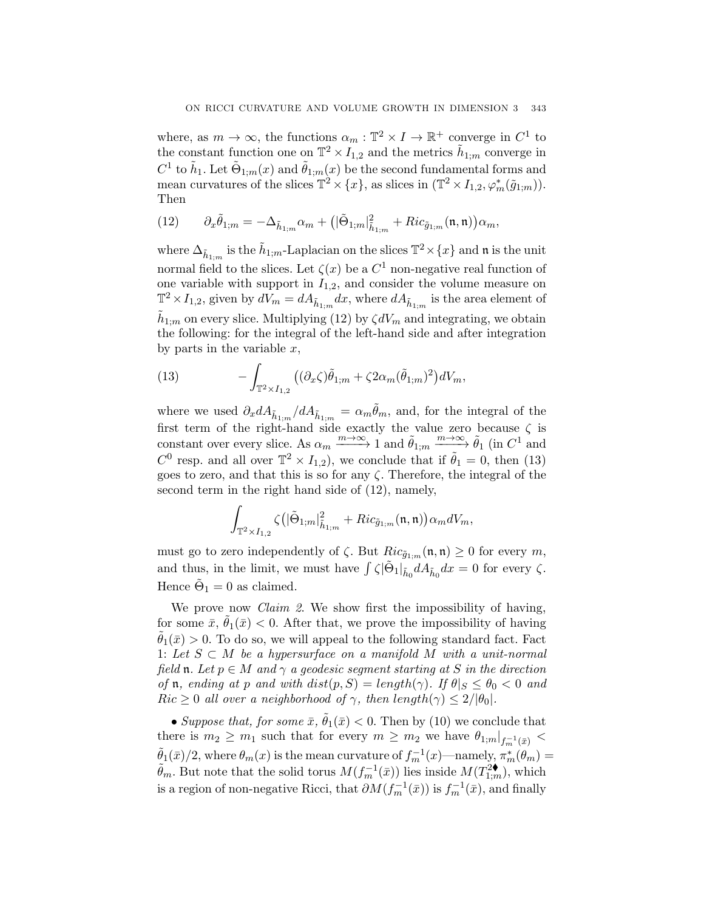where, as $m \to \infty$, the functions $\alpha_m : \mathbb{T}^2 \times I \to \mathbb{R}^+$ converge in $C^1$ to the constant function one on $\mathbb{T}^2 \times I_{1,2}$ and the metrics $\tilde{h}_{1;m}$ converge in $C^1$ to $\tilde{h}_1$. Let $\tilde{\Theta}_{1;m}(x)$ and $\tilde{\theta}_{1;m}(x)$ be the second fundamental forms and mean curvatures of the slices $\mathbb{T}^2 \times \{x\}$, as slices in $(\mathbb{T}^2 \times I_{1,2}, \varphi_m^*(\tilde{g}_{1;m}))$. Then

$$\partial_x \tilde{\theta}_{1;m} = -\Delta_{\tilde{h}_{1;m}} \alpha_m + \left(|\tilde{\Theta}_{1;m}|^2_{\tilde{h}_{1;m}} + Ric_{\tilde{g}_{1;m}}(\mathfrak{n}, \mathfrak{n})\right)\alpha_m, \tag{12}$$

where $\Delta_{\tilde{h}_{1;m}}$ is the $\tilde{h}_{1;m}$-Laplacian on the slices $\mathbb{T}^2 \times \{x\}$ and $\mathfrak{n}$ is the unit normal field to the slices. Let $\zeta(x)$ be a $C^1$ non-negative real function of one variable with support in $I_{1,2}$, and consider the volume measure on $\mathbb{T}^2 \times I_{1,2}$, given by $dV_m = dA_{\tilde{h}_{1;m}} dx$, where $dA_{\tilde{h}_{1;m}}$ is the area element of $\tilde{h}_{1;m}$ on every slice. Multiplying (12) by $\zeta dV_m$ and integrating, we obtain the following: for the integral of the left-hand side and after integration by parts in the variable $x$,

$$-\int_{\mathbb{T}^2 \times I_{1,2}} \left((\partial_x \zeta)\tilde{\theta}_{1;m} + \zeta 2\alpha_m (\tilde{\theta}_{1;m})^2\right) dV_m, \tag{13}$$

where we used $\partial_x dA_{\tilde{h}_{1;m}}/dA_{\tilde{h}_{1;m}} = \alpha_m \tilde{\theta}_m$, and, for the integral of the first term of the right-hand side exactly the value zero because $\zeta$ is constant over every slice. As $\alpha_m \xrightarrow{m\to\infty} 1$ and $\tilde{\theta}_{1;m} \xrightarrow{m\to\infty} \tilde{\theta}_1$ (in $C^1$ and $C^0$ resp. and all over $\mathbb{T}^2 \times I_{1,2}$), we conclude that if $\tilde{\theta}_1 = 0$, then (13) goes to zero, and that this is so for any $\zeta$. Therefore, the integral of the second term in the right hand side of (12), namely,

$$\int_{\mathbb{T}^2 \times I_{1,2}} \zeta\left(|\tilde{\Theta}_{1;m}|^2_{\tilde{h}_{1;m}} + Ric_{\tilde{g}_{1;m}}(\mathfrak{n}, \mathfrak{n})\right)\alpha_m dV_m,$$

must go to zero independently of $\zeta$. But $Ric_{\tilde{g}_{1;m}}(\mathfrak{n}, \mathfrak{n}) \geq 0$ for every $m$, and thus, in the limit, we must have $\int \zeta |\tilde{\Theta}_1|_{\tilde{h}_0} dA_{\tilde{h}_0} dx = 0$ for every $\zeta$. Hence $\tilde{\Theta}_1 = 0$ as claimed.

We prove now *Claim 2*. We show first the impossibility of having, for some $\bar{x}$, $\tilde{\theta}_1(\bar{x}) < 0$. After that, we prove the impossibility of having $\tilde{\theta}_1(\bar{x}) > 0$. To do so, we will appeal to the following standard fact. Fact 1: *Let $S \subset M$ be a hypersurface on a manifold $M$ with a unit-normal field $\mathfrak{n}$. Let $p \in M$ and $\gamma$ a geodesic segment starting at $S$ in the direction of $\mathfrak{n}$, ending at $p$ and with $dist(p, S) = length(\gamma)$. If $\theta|_S \leq \theta_0 < 0$ and $Ric \geq 0$ all over a neighborhood of $\gamma$, then $length(\gamma) \leq 2/|\theta_0|$.*

- *Suppose that, for some $\bar{x}$, $\tilde{\theta}_1(\bar{x}) < 0$.* Then by (10) we conclude that there is $m_2 \geq m_1$ such that for every $m \geq m_2$ we have $\theta_{1;m}|_{f_m^{-1}(\bar{x})} < \tilde{\theta}_1(\bar{x})/2$, where $\theta_m(x)$ is the mean curvature of $f_m^{-1}(x)$—namely, $\pi_m^*(\theta_m) = \tilde{\theta}_m$. But note that the solid torus $M(f_m^{-1}(\bar{x}))$ lies inside $M(T^{2\blacklozenge}_{1;m})$, which is a region of non-negative Ricci, that $\partial M(f_m^{-1}(\bar{x}))$ is $f_m^{-1}(\bar{x})$, and finally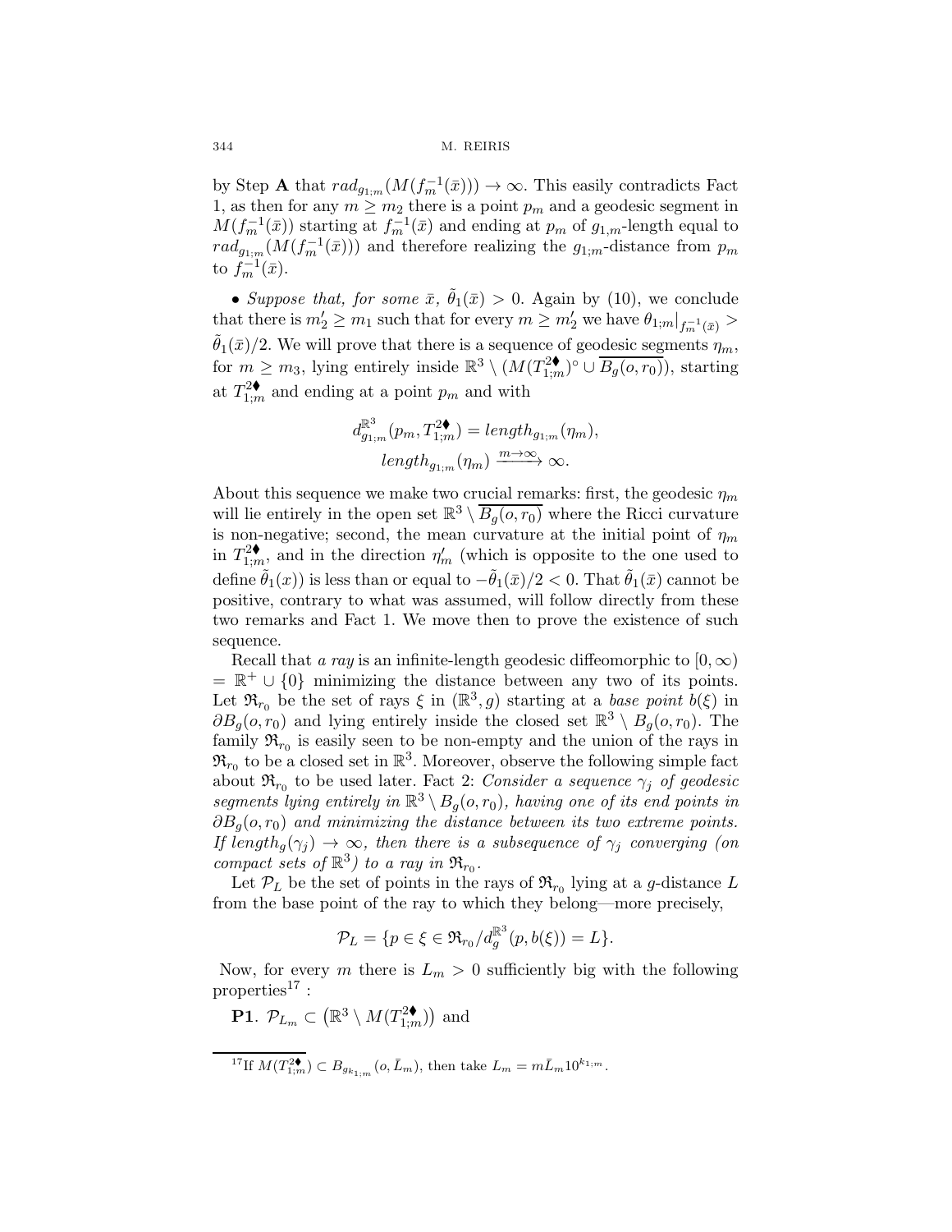by Step **A** that $rad_{g_{1;m}}(M(f_m^{-1}(\bar{x}))) \to \infty$. This easily contradicts Fact 1, as then for any $m \geq m_2$ there is a point $p_m$ and a geodesic segment in $M(f_m^{-1}(\bar{x}))$ starting at $f_m^{-1}(\bar{x})$ and ending at $p_m$ of $g_{1,m}$-length equal to $rad_{g_{1;m}}(M(f_m^{-1}(\bar{x})))$ and therefore realizing the $g_{1;m}$-distance from $p_m$ to $f_m^{-1}(\bar{x})$.

• *Suppose that, for some $\bar{x}$, $\tilde{\theta}_1(\bar{x}) > 0$.* Again by (10), we conclude that there is $m_2' \geq m_1$ such that for every $m \geq m_2'$ we have $\theta_{1;m}|_{f_m^{-1}(\bar{x})} > \tilde{\theta}_1(\bar{x})/2$. We will prove that there is a sequence of geodesic segments $\eta_m$, for $m \geq m_3$, lying entirely inside $\mathbb{R}^3 \setminus (M(T^{2\blacklozenge}_{1;m})^\circ \cup \overline{B_g(o,r_0)})$, starting at $T^{2\blacklozenge}_{1;m}$ and ending at a point $p_m$ and with

$$d^{\mathbb{R}^3}_{g_{1;m}}(p_m, T^{2\blacklozenge}_{1;m}) = length_{g_{1;m}}(\eta_m),$$
$$length_{g_{1;m}}(\eta_m) \xrightarrow{m\to\infty} \infty.$$

About this sequence we make two crucial remarks: first, the geodesic $\eta_m$ will lie entirely in the open set $\mathbb{R}^3 \setminus \overline{B_g(o,r_0)}$ where the Ricci curvature is non-negative; second, the mean curvature at the initial point of $\eta_m$ in $T^{2\blacklozenge}_{1;m}$, and in the direction $\eta_m'$ (which is opposite to the one used to define $\tilde{\theta}_1(x)$) is less than or equal to $-\tilde{\theta}_1(\bar{x})/2 < 0$. That $\tilde{\theta}_1(\bar{x})$ cannot be positive, contrary to what was assumed, will follow directly from these two remarks and Fact 1. We move then to prove the existence of such sequence.

Recall that *a ray* is an infinite-length geodesic diffeomorphic to $[0,\infty) = \mathbb{R}^+ \cup \{0\}$ minimizing the distance between any two of its points. Let $\mathfrak{R}_{r_0}$ be the set of rays $\xi$ in $(\mathbb{R}^3, g)$ starting at a *base point* $b(\xi)$ in $\partial B_g(o,r_0)$ and lying entirely inside the closed set $\mathbb{R}^3 \setminus B_g(o,r_0)$. The family $\mathfrak{R}_{r_0}$ is easily seen to be non-empty and the union of the rays in $\mathfrak{R}_{r_0}$ to be a closed set in $\mathbb{R}^3$. Moreover, observe the following simple fact about $\mathfrak{R}_{r_0}$ to be used later. Fact 2: *Consider a sequence $\gamma_j$ of geodesic segments lying entirely in $\mathbb{R}^3 \setminus B_g(o,r_0)$, having one of its end points in $\partial B_g(o,r_0)$ and minimizing the distance between its two extreme points. If $length_g(\gamma_j) \to \infty$, then there is a subsequence of $\gamma_j$ converging (on compact sets of $\mathbb{R}^3$) to a ray in $\mathfrak{R}_{r_0}$.*

Let $\mathcal{P}_L$ be the set of points in the rays of $\mathfrak{R}_{r_0}$ lying at a $g$-distance $L$ from the base point of the ray to which they belong—more precisely,

$$\mathcal{P}_L = \{p \in \xi \in \mathfrak{R}_{r_0} / d^{\mathbb{R}^3}_g(p, b(\xi)) = L\}.$$

Now, for every $m$ there is $L_m > 0$ sufficiently big with the following properties[17] :

**P1**. $\mathcal{P}_{L_m} \subset (\mathbb{R}^3 \setminus M(T^{2\blacklozenge}_{1;m}))$ and

[17] If $M(T^{2\blacklozenge}_{1;m}) \subset B_{g_{k_{1;m}}}(o, \bar{L}_m)$, then take $L_m = m\bar{L}_m 10^{k_{1;m}}$.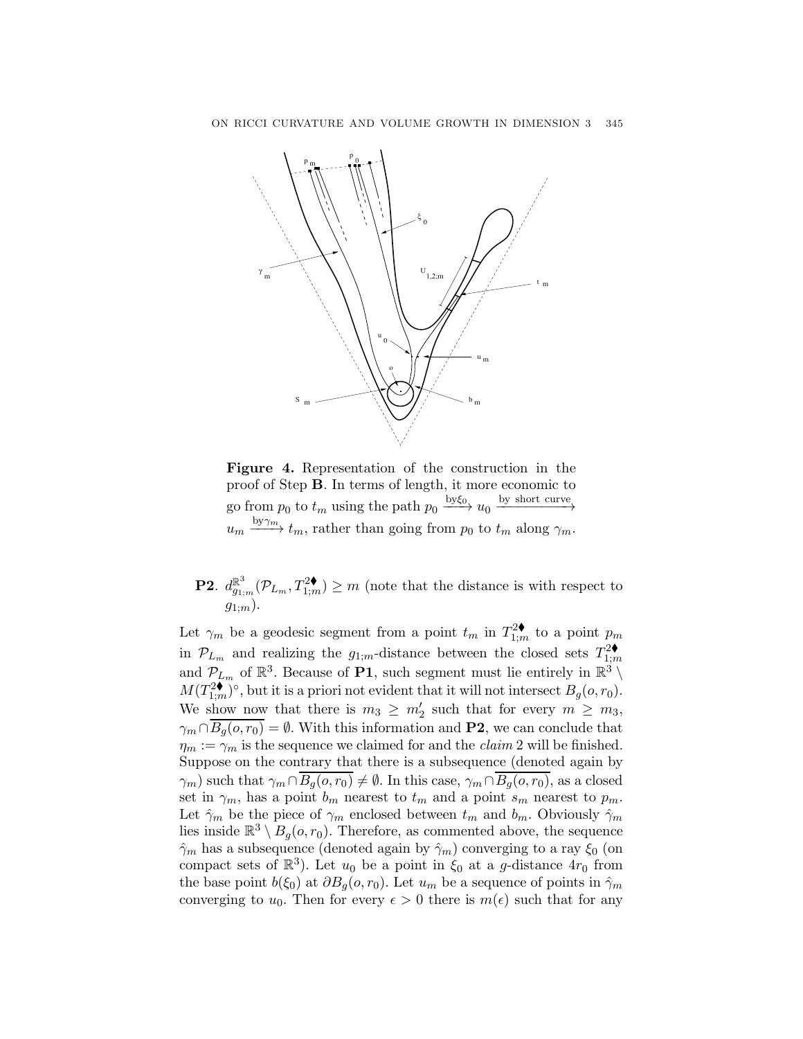**Figure 4.** Representation of the construction in the proof of Step **B**. In terms of length, it more economic to go from $p_0$ to $t_m$ using the path $p_0 \xrightarrow{\text{by}\xi_0} u_0 \xrightarrow{\text{by short curve}} u_m \xrightarrow{\text{by}\gamma_m} t_m$, rather than going from $p_0$ to $t_m$ along $\gamma_m$.

**P2**. $d^{\mathbb{R}^3}_{g_{1;m}}(\mathcal{P}_{L_m}, T^{2\blacklozenge}_{1;m}) \geq m$ (note that the distance is with respect to $g_{1;m}$).

Let $\gamma_m$ be a geodesic segment from a point $t_m$ in $T^{2\blacklozenge}_{1;m}$ to a point $p_m$ in $\mathcal{P}_{L_m}$ and realizing the $g_{1;m}$-distance between the closed sets $T^{2\blacklozenge}_{1;m}$ and $\mathcal{P}_{L_m}$ of $\mathbb{R}^3$. Because of **P1**, such segment must lie entirely in $\mathbb{R}^3 \setminus M(T^{2\blacklozenge}_{1;m})^\circ$, but it is a priori not evident that it will not intersect $B_g(o, r_0)$. We show now that there is $m_3 \geq m_2'$ such that for every $m \geq m_3$, $\gamma_m \cap \overline{B_g(o, r_0)} = \emptyset$. With this information and **P2**, we can conclude that $\eta_m := \gamma_m$ is the sequence we claimed for and the *claim* 2 will be finished. Suppose on the contrary that there is a subsequence (denoted again by $\gamma_m$) such that $\gamma_m \cap \overline{B_g(o, r_0)} \neq \emptyset$. In this case, $\gamma_m \cap \overline{B_g(o, r_0)}$, as a closed set in $\gamma_m$, has a point $b_m$ nearest to $t_m$ and a point $s_m$ nearest to $p_m$. Let $\hat{\gamma}_m$ be the piece of $\gamma_m$ enclosed between $t_m$ and $b_m$. Obviously $\hat{\gamma}_m$ lies inside $\mathbb{R}^3 \setminus B_g(o, r_0)$. Therefore, as commented above, the sequence $\hat{\gamma}_m$ has a subsequence (denoted again by $\hat{\gamma}_m$) converging to a ray $\xi_0$ (on compact sets of $\mathbb{R}^3$). Let $u_0$ be a point in $\xi_0$ at a $g$-distance $4r_0$ from the base point $b(\xi_0)$ at $\partial B_g(o, r_0)$. Let $u_m$ be a sequence of points in $\hat{\gamma}_m$ converging to $u_0$. Then for every $\epsilon > 0$ there is $m(\epsilon)$ such that for any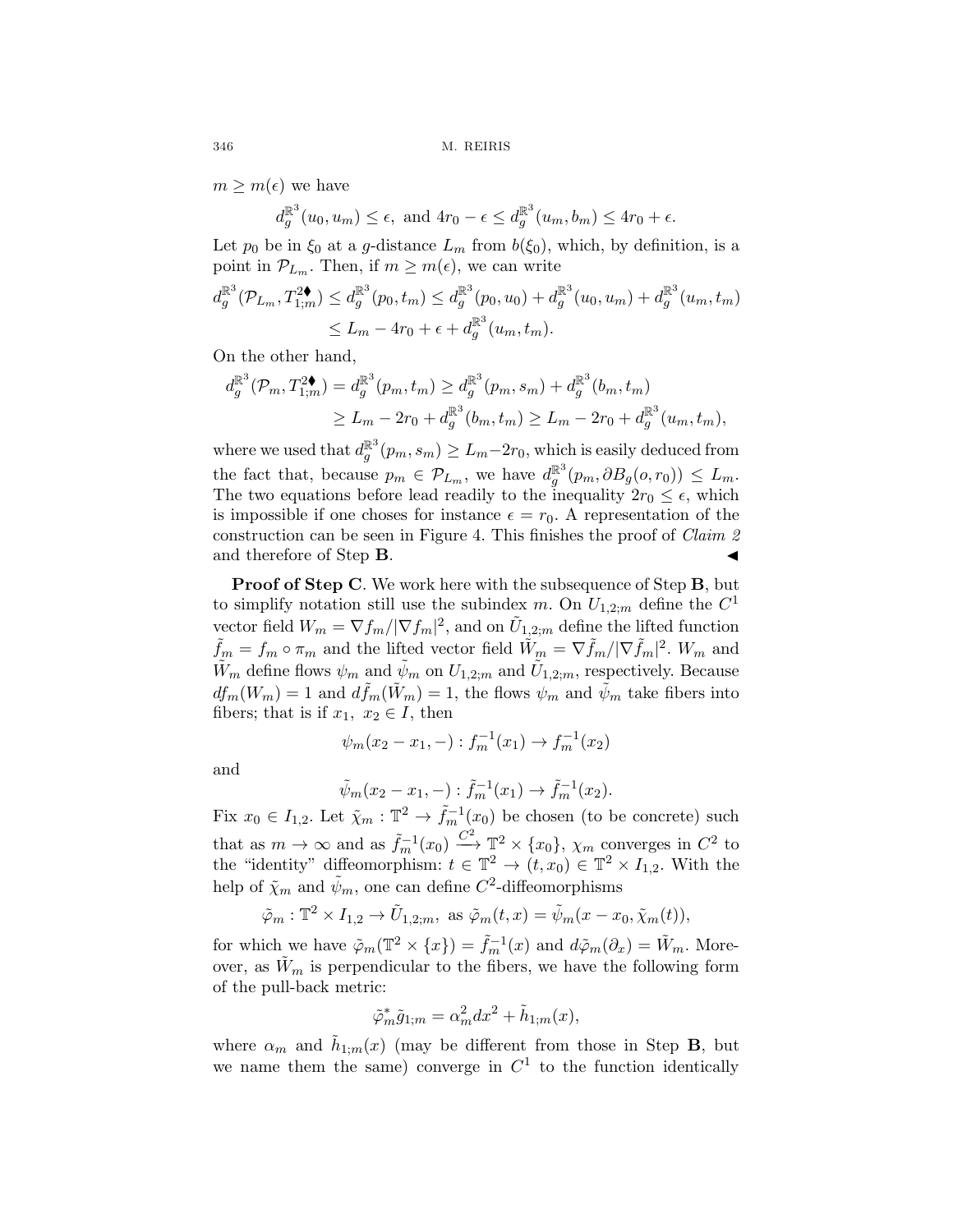$m \geq m(\epsilon)$ we have

$$d_g^{\mathbb{R}^3}(u_0, u_m) \leq \epsilon, \text{ and } 4r_0 - \epsilon \leq d_g^{\mathbb{R}^3}(u_m, b_m) \leq 4r_0 + \epsilon.$$

Let $p_0$ be in $\xi_0$ at a $g$-distance $L_m$ from $b(\xi_0)$, which, by definition, is a point in $\mathcal{P}_{L_m}$. Then, if $m \geq m(\epsilon)$, we can write

$$\begin{aligned} d_g^{\mathbb{R}^3}(\mathcal{P}_{L_m}, T^{2\blacklozenge}_{1;m}) &\leq d_g^{\mathbb{R}^3}(p_0, t_m) \leq d_g^{\mathbb{R}^3}(p_0, u_0) + d_g^{\mathbb{R}^3}(u_0, u_m) + d_g^{\mathbb{R}^3}(u_m, t_m) \\ &\leq L_m - 4r_0 + \epsilon + d_g^{\mathbb{R}^3}(u_m, t_m). \end{aligned}$$

On the other hand,

$$\begin{aligned} d_g^{\mathbb{R}^3}(\mathcal{P}_m, T^{2\blacklozenge}_{1;m}) &= d_g^{\mathbb{R}^3}(p_m, t_m) \geq d_g^{\mathbb{R}^3}(p_m, s_m) + d_g^{\mathbb{R}^3}(b_m, t_m) \\ &\geq L_m - 2r_0 + d_g^{\mathbb{R}^3}(b_m, t_m) \geq L_m - 2r_0 + d_g^{\mathbb{R}^3}(u_m, t_m), \end{aligned}$$

where we used that $d_g^{\mathbb{R}^3}(p_m, s_m) \geq L_m - 2r_0$, which is easily deduced from the fact that, because $p_m \in \mathcal{P}_{L_m}$, we have $d_g^{\mathbb{R}^3}(p_m, \partial B_g(o, r_0)) \leq L_m$. The two equations before lead readily to the inequality $2r_0 \leq \epsilon$, which is impossible if one choses for instance $\epsilon = r_0$. A representation of the construction can be seen in Figure 4. This finishes the proof of *Claim 2* and therefore of Step **B**. ◀

**Proof of Step C**. We work here with the subsequence of Step **B**, but to simplify notation still use the subindex $m$. On $U_{1,2;m}$ define the $C^1$ vector field $W_m = \nabla f_m / |\nabla f_m|^2$, and on $\tilde{U}_{1,2;m}$ define the lifted function $\tilde{f}_m = f_m \circ \pi_m$ and the lifted vector field $\tilde{W}_m = \nabla \tilde{f}_m / |\nabla \tilde{f}_m|^2$. $W_m$ and $\tilde{W}_m$ define flows $\psi_m$ and $\tilde{\psi}_m$ on $U_{1,2;m}$ and $\tilde{U}_{1,2;m}$, respectively. Because $df_m(W_m) = 1$ and $d\tilde{f}_m(\tilde{W}_m) = 1$, the flows $\psi_m$ and $\tilde{\psi}_m$ take fibers into fibers; that is if $x_1,\ x_2 \in I$, then

$$\psi_m(x_2 - x_1, -) : f_m^{-1}(x_1) \to f_m^{-1}(x_2)$$

and

$$\tilde{\psi}_m(x_2 - x_1, -) : \tilde{f}_m^{-1}(x_1) \to \tilde{f}_m^{-1}(x_2).$$

Fix $x_0 \in I_{1,2}$. Let $\tilde{\chi}_m : \mathbb{T}^2 \to \tilde{f}_m^{-1}(x_0)$ be chosen (to be concrete) such that as $m \to \infty$ and as $\tilde{f}_m^{-1}(x_0) \xrightarrow{C^2} \mathbb{T}^2 \times \{x_0\}$, $\chi_m$ converges in $C^2$ to the "identity" diffeomorphism: $t \in \mathbb{T}^2 \to (t, x_0) \in \mathbb{T}^2 \times I_{1,2}$. With the help of $\tilde{\chi}_m$ and $\tilde{\psi}_m$, one can define $C^2$-diffeomorphisms

$$\tilde{\varphi}_m : \mathbb{T}^2 \times I_{1,2} \to \tilde{U}_{1,2;m}, \text{ as } \tilde{\varphi}_m(t, x) = \tilde{\psi}_m(x - x_0, \tilde{\chi}_m(t)),$$

for which we have $\tilde{\varphi}_m(\mathbb{T}^2 \times \{x\}) = \tilde{f}_m^{-1}(x)$ and $d\tilde{\varphi}_m(\partial_x) = \tilde{W}_m$. Moreover, as $\tilde{W}_m$ is perpendicular to the fibers, we have the following form of the pull-back metric:

$$\tilde{\varphi}_m^* \tilde{g}_{1;m} = \alpha_m^2 dx^2 + \tilde{h}_{1;m}(x),$$

where $\alpha_m$ and $\tilde{h}_{1;m}(x)$ (may be different from those in Step **B**, but we name them the same) converge in $C^1$ to the function identically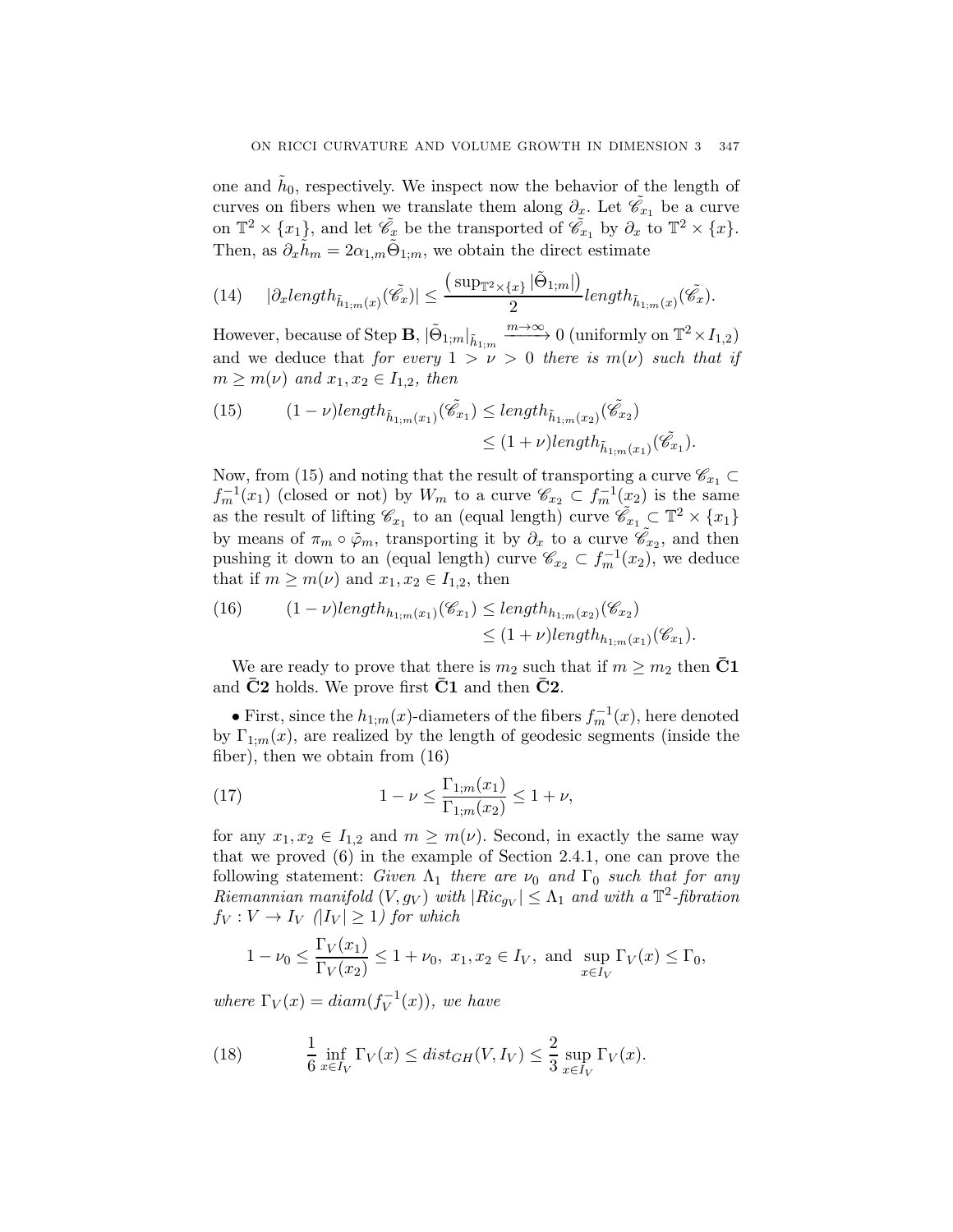one and $\tilde{h}_0$, respectively. We inspect now the behavior of the length of curves on fibers when we translate them along $\partial_x$. Let $\tilde{\mathscr{C}}_{x_1}$ be a curve on $\mathbb{T}^2 \times \{x_1\}$, and let $\tilde{\mathscr{C}}_x$ be the transported of $\tilde{\mathscr{C}}_{x_1}$ by $\partial_x$ to $\mathbb{T}^2 \times \{x\}$. Then, as $\partial_x \tilde{h}_m = 2\alpha_{1,m}\tilde{\Theta}_{1;m}$, we obtain the direct estimate

$$
(14) \qquad |\partial_x length_{\tilde{h}_{1;m}(x)}(\tilde{\mathscr{C}}_x)| \leq \frac{\left(\sup_{\mathbb{T}^2\times\{x\}} |\tilde{\Theta}_{1;m}|\right)}{2} length_{\tilde{h}_{1;m}(x)}(\tilde{\mathscr{C}}_x).
$$

However, because of Step **B**, $|\tilde{\Theta}_{1;m}|_{\tilde{h}_{1;m}} \xrightarrow{m\to\infty} 0$ (uniformly on $\mathbb{T}^2 \times I_{1,2}$) and we deduce that *for every $1 > \nu > 0$ there is $m(\nu)$ such that if $m \geq m(\nu)$ and $x_1, x_2 \in I_{1,2}$, then*

$$
(15) \qquad (1-\nu) length_{\tilde{h}_{1;m}(x_1)}(\tilde{\mathscr{C}}_{x_1}) \leq length_{\tilde{h}_{1;m}(x_2)}(\tilde{\mathscr{C}}_{x_2}) \leq (1+\nu) length_{\tilde{h}_{1;m}(x_1)}(\tilde{\mathscr{C}}_{x_1}).
$$

Now, from (15) and noting that the result of transporting a curve $\mathscr{C}_{x_1} \subset f_m^{-1}(x_1)$ (closed or not) by $W_m$ to a curve $\mathscr{C}_{x_2} \subset f_m^{-1}(x_2)$ is the same as the result of lifting $\mathscr{C}_{x_1}$ to an (equal length) curve $\tilde{\mathscr{C}}_{x_1} \subset \mathbb{T}^2 \times \{x_1\}$ by means of $\pi_m \circ \tilde{\varphi}_m$, transporting it by $\partial_x$ to a curve $\tilde{\mathscr{C}}_{x_2}$, and then pushing it down to an (equal length) curve $\mathscr{C}_{x_2} \subset f_m^{-1}(x_2)$, we deduce that if $m \geq m(\nu)$ and $x_1, x_2 \in I_{1,2}$, then

$$
(16) \qquad (1-\nu) length_{h_{1;m}(x_1)}(\mathscr{C}_{x_1}) \leq length_{h_{1;m}(x_2)}(\mathscr{C}_{x_2}) \leq (1+\nu) length_{h_{1;m}(x_1)}(\mathscr{C}_{x_1}).
$$

We are ready to prove that there is $m_2$ such that if $m \geq m_2$ then $\bar{\mathbf{C}}\mathbf{1}$ and $\bar{\mathbf{C}}\mathbf{2}$ holds. We prove first $\bar{\mathbf{C}}\mathbf{1}$ and then $\bar{\mathbf{C}}\mathbf{2}$.

• First, since the $h_{1;m}(x)$-diameters of the fibers $f_m^{-1}(x)$, here denoted by $\Gamma_{1;m}(x)$, are realized by the length of geodesic segments (inside the fiber), then we obtain from (16)

$$
(17) \qquad 1-\nu \leq \frac{\Gamma_{1;m}(x_1)}{\Gamma_{1;m}(x_2)} \leq 1+\nu,
$$

for any $x_1, x_2 \in I_{1,2}$ and $m \geq m(\nu)$. Second, in exactly the same way that we proved (6) in the example of Section 2.4.1, one can prove the following statement: *Given $\Lambda_1$ there are $\nu_0$ and $\Gamma_0$ such that for any Riemannian manifold $(V, g_V)$ with $|Ric_{g_V}| \leq \Lambda_1$ and with a $\mathbb{T}^2$-fibration $f_V : V \to I_V$ ($|I_V| \geq 1$) for which*

$$
1-\nu_0 \leq \frac{\Gamma_V(x_1)}{\Gamma_V(x_2)} \leq 1+\nu_0, \ x_1, x_2 \in I_V, \text{ and } \sup_{x\in I_V} \Gamma_V(x) \leq \Gamma_0,
$$

*where $\Gamma_V(x) = diam(f_V^{-1}(x))$, we have*

$$
(18) \qquad \frac{1}{6} \inf_{x\in I_V} \Gamma_V(x) \leq dist_{GH}(V, I_V) \leq \frac{2}{3} \sup_{x\in I_V} \Gamma_V(x).
$$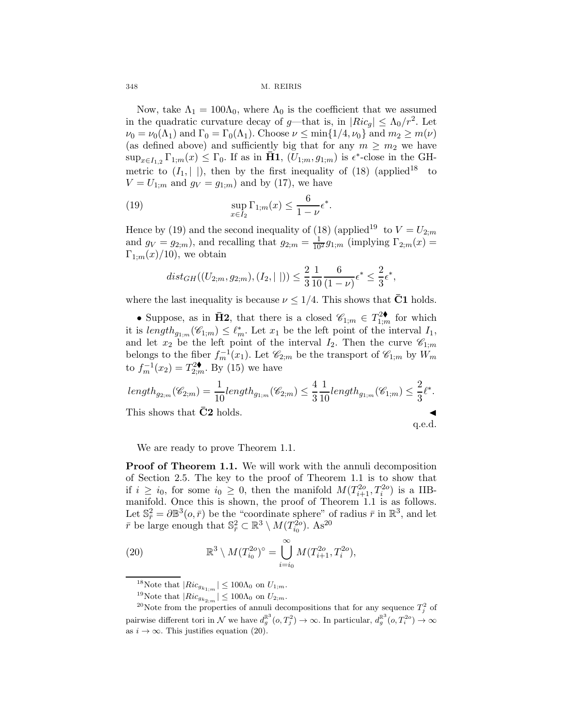Now, take $\Lambda_1 = 100\Lambda_0$, where $\Lambda_0$ is the coefficient that we assumed in the quadratic curvature decay of $g$—that is, in $|Ric_g| \leq \Lambda_0/r^2$. Let $\nu_0 = \nu_0(\Lambda_1)$ and $\Gamma_0 = \Gamma_0(\Lambda_1)$. Choose $\nu \leq \min\{1/4, \nu_0\}$ and $m_2 \geq m(\nu)$ (as defined above) and sufficiently big that for any $m \geq m_2$ we have $\sup_{x\in I_{1,2}} \Gamma_{1;m}(x) \leq \Gamma_0$. If as in $\bar{\mathbf{H}}\mathbf{1}$, $(U_{1;m}, g_{1;m})$ is $\epsilon^*$-close in the GH-metric to $(I_1, |\ |)$, then by the first inequality of (18) (applied[18] to $V = U_{1;m}$ and $g_V = g_{1;m}$) and by (17), we have

$$\sup_{x\in I_2} \Gamma_{1;m}(x) \leq \frac{6}{1-\nu}\epsilon^*. \tag{19}$$

Hence by (19) and the second inequality of (18) (applied[19] to $V = U_{2;m}$ and $g_V = g_{2;m}$), and recalling that $g_{2;m} = \frac{1}{10^2} g_{1;m}$ (implying $\Gamma_{2;m}(x) = \Gamma_{1;m}(x)/10$), we obtain

$$dist_{GH}((U_{2;m}, g_{2;m}), (I_2, |\ |)) \leq \frac{2}{3}\frac{1}{10}\frac{6}{(1-\nu)}\epsilon^* \leq \frac{2}{3}\epsilon^*,$$

where the last inequality is because $\nu \leq 1/4$. This shows that $\bar{\mathbf{C}}\mathbf{1}$ holds.

• Suppose, as in $\bar{\mathbf{H}}\mathbf{2}$, that there is a closed $\mathscr{C}_{1;m} \in T^{2\blacklozenge}_{1;m}$ for which it is $length_{g_{1;m}}(\mathscr{C}_{1;m}) \leq \ell^*_m$. Let $x_1$ be the left point of the interval $I_1$, and let $x_2$ be the left point of the interval $I_2$. Then the curve $\mathscr{C}_{1;m}$ belongs to the fiber $f_m^{-1}(x_1)$. Let $\mathscr{C}_{2;m}$ be the transport of $\mathscr{C}_{1;m}$ by $W_m$ to $f_m^{-1}(x_2) = T^{2\blacklozenge}_{2;m}$. By (15) we have

$$length_{g_{2;m}}(\mathscr{C}_{2;m}) = \frac{1}{10} length_{g_{1;m}}(\mathscr{C}_{2;m}) \leq \frac{4}{3}\frac{1}{10} length_{g_{1;m}}(\mathscr{C}_{1;m}) \leq \frac{2}{3}\ell^*.$$

This shows that $\bar{\mathbf{C}}\mathbf{2}$ holds. ◀

q.e.d.

We are ready to prove Theorem 1.1.

**Proof of Theorem 1.1.** We will work with the annuli decomposition of Section 2.5. The key to the proof of Theorem 1.1 is to show that if $i \geq i_0$, for some $i_0 \geq 0$, then the manifold $M(T^{2o}_{i+1}, T^{2o}_i)$ is a IIB-manifold. Once this is shown, the proof of Theorem 1.1 is as follows. Let $\mathbb{S}^2_{\bar{r}} = \partial\mathbb{B}^3(o, \bar{r})$ be the "coordinate sphere" of radius $\bar{r}$ in $\mathbb{R}^3$, and let $\bar{r}$ be large enough that $\mathbb{S}^2_{\bar{r}} \subset \mathbb{R}^3 \setminus M(T^{2o}_{i_0})$. As[20]

$$\mathbb{R}^3 \setminus M(T^{2o}_{i_0})^\circ = \bigcup_{i=i_0}^{\infty} M(T^{2o}_{i+1}, T^{2o}_i), \tag{20}$$

[18] Note that $|Ric_{g_{k_{1;m}}}| \leq 100\Lambda_0$ on $U_{1;m}$.

[19] Note that $|Ric_{g_{k_{2;m}}}| \leq 100\Lambda_0$ on $U_{2;m}$.

[20] Note from the properties of annuli decompositions that for any sequence $T^2_j$ of pairwise different tori in $\mathcal{N}$ we have $d^{\mathbb{R}^3}_g(o, T^2_j) \to \infty$. In particular, $d^{\mathbb{R}^3}_g(o, T^{2o}_i) \to \infty$ as $i \to \infty$. This justifies equation (20).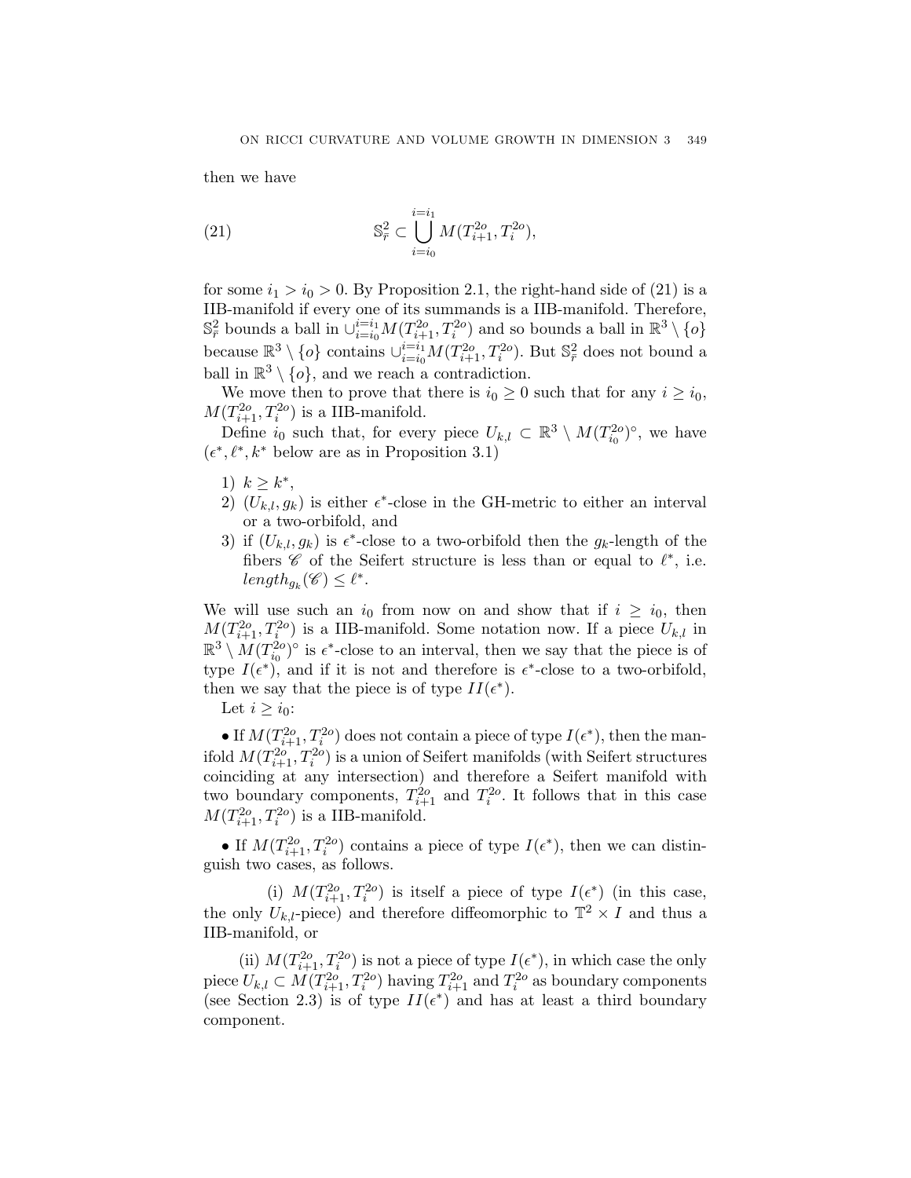then we have

$$\mathbb{S}^2_{\bar{r}} \subset \bigcup_{i=i_0}^{i=i_1} M(T^{2o}_{i+1}, T^{2o}_i), \tag{21}$$

for some $i_1 > i_0 > 0$. By Proposition 2.1, the right-hand side of (21) is a IIB-manifold if every one of its summands is a IIB-manifold. Therefore, $\mathbb{S}^2_{\bar{r}}$ bounds a ball in $\cup_{i=i_0}^{i=i_1} M(T^{2o}_{i+1}, T^{2o}_i)$ and so bounds a ball in $\mathbb{R}^3 \setminus \{o\}$ because $\mathbb{R}^3 \setminus \{o\}$ contains $\cup_{i=i_0}^{i=i_1} M(T^{2o}_{i+1}, T^{2o}_i)$. But $\mathbb{S}^2_{\bar{r}}$ does not bound a ball in $\mathbb{R}^3 \setminus \{o\}$, and we reach a contradiction.

We move then to prove that there is $i_0 \geq 0$ such that for any $i \geq i_0$, $M(T^{2o}_{i+1}, T^{2o}_i)$ is a IIB-manifold.

Define $i_0$ such that, for every piece $U_{k,l} \subset \mathbb{R}^3 \setminus M(T^{2o}_{i_0})^\circ$, we have ($\epsilon^*, \ell^*, k^*$ below are as in Proposition 3.1)

1) $k \geq k^*$,
2) $(U_{k,l}, g_k)$ is either $\epsilon^*$-close in the GH-metric to either an interval or a two-orbifold, and
3) if $(U_{k,l}, g_k)$ is $\epsilon^*$-close to a two-orbifold then the $g_k$-length of the fibers $\mathscr{C}$ of the Seifert structure is less than or equal to $\ell^*$, i.e. $length_{g_k}(\mathscr{C}) \leq \ell^*$.

We will use such an $i_0$ from now on and show that if $i \geq i_0$, then $M(T^{2o}_{i+1}, T^{2o}_i)$ is a IIB-manifold. Some notation now. If a piece $U_{k,l}$ in $\mathbb{R}^3 \setminus M(T^{2o}_{i_0})^\circ$ is $\epsilon^*$-close to an interval, then we say that the piece is of type $I(\epsilon^*)$, and if it is not and therefore is $\epsilon^*$-close to a two-orbifold, then we say that the piece is of type $II(\epsilon^*)$.

Let $i \geq i_0$:

• If $M(T^{2o}_{i+1}, T^{2o}_i)$ does not contain a piece of type $I(\epsilon^*)$, then the manifold $M(T^{2o}_{i+1}, T^{2o}_i)$ is a union of Seifert manifolds (with Seifert structures coinciding at any intersection) and therefore a Seifert manifold with two boundary components, $T^{2o}_{i+1}$ and $T^{2o}_i$. It follows that in this case $M(T^{2o}_{i+1}, T^{2o}_i)$ is a IIB-manifold.

• If $M(T^{2o}_{i+1}, T^{2o}_i)$ contains a piece of type $I(\epsilon^*)$, then we can distinguish two cases, as follows.

(i) $M(T^{2o}_{i+1}, T^{2o}_i)$ is itself a piece of type $I(\epsilon^*)$ (in this case, the only $U_{k,l}$-piece) and therefore diffeomorphic to $\mathbb{T}^2 \times I$ and thus a IIB-manifold, or

(ii) $M(T^{2o}_{i+1}, T^{2o}_i)$ is not a piece of type $I(\epsilon^*)$, in which case the only piece $U_{k,l} \subset M(T^{2o}_{i+1}, T^{2o}_i)$ having $T^{2o}_{i+1}$ and $T^{2o}_i$ as boundary components (see Section 2.3) is of type $II(\epsilon^*)$ and has at least a third boundary component.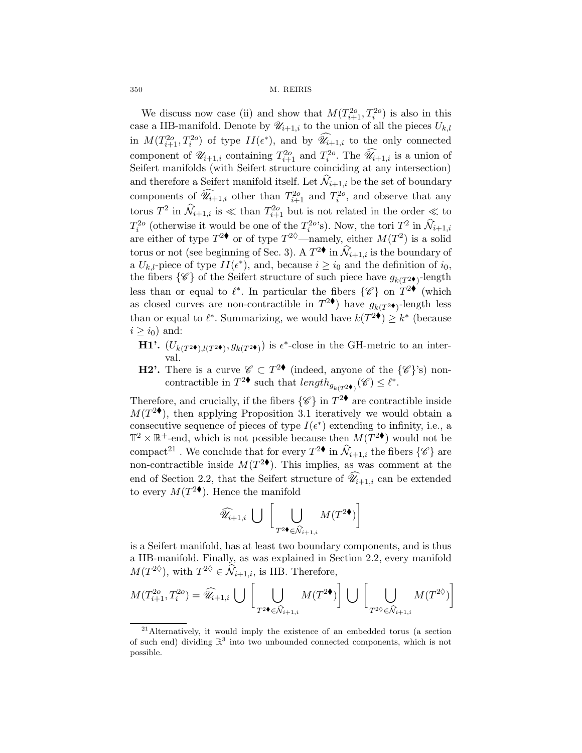We discuss now case (ii) and show that $M(T^{2o}_{i+1}, T^{2o}_{i})$ is also in this case a IIB-manifold. Denote by $\mathscr{U}_{i+1,i}$ to the union of all the pieces $U_{k,l}$ in $M(T^{2o}_{i+1}, T^{2o}_{i})$ of type $II(\epsilon^*)$, and by $\widehat{\mathscr{U}}_{i+1,i}$ to the only connected component of $\mathscr{U}_{i+1,i}$ containing $T^{2o}_{i+1}$ and $T^{2o}_{i}$. The $\widehat{\mathscr{U}}_{i+1,i}$ is a union of Seifert manifolds (with Seifert structure coinciding at any intersection) and therefore a Seifert manifold itself. Let $\widehat{\mathcal{N}}_{i+1,i}$ be the set of boundary components of $\widehat{\mathscr{U}}_{i+1,i}$ other than $T^{2o}_{i+1}$ and $T^{2o}_{i}$, and observe that any torus $T^2$ in $\widehat{\mathcal{N}}_{i+1,i}$ is $\ll$ than $T^{2o}_{i+1}$ but is not related in the order $\ll$ to $T^{2o}_{i}$ (otherwise it would be one of the $T^{2o}_{i}$'s). Now, the tori $T^2$ in $\widehat{\mathcal{N}}_{i+1,i}$ are either of type $T^{2\blacklozenge}$ or of type $T^{2\lozenge}$—namely, either $M(T^2)$ is a solid torus or not (see beginning of Sec. 3). A $T^{2\blacklozenge}$ in $\widehat{\mathcal{N}}_{i+1,i}$ is the boundary of a $U_{k,l}$-piece of type $II(\epsilon^*)$, and, because $i \geq i_0$ and the definition of $i_0$, the fibers $\{\mathscr{C}\}$ of the Seifert structure of such piece have $g_{k(T^{2\blacklozenge})}$-length less than or equal to $\ell^*$. In particular the fibers $\{\mathscr{C}\}$ on $T^{2\blacklozenge}$ (which as closed curves are non-contractible in $T^{2\blacklozenge}$) have $g_{k(T^{2\blacklozenge})}$-length less than or equal to $\ell^*$. Summarizing, we would have $k(T^{2\blacklozenge}) \geq k^*$ (because $i \geq i_0$) and:

- **H1'.** $(U_{k(T^{2\blacklozenge}),l(T^{2\blacklozenge})}, g_{k(T^{2\blacklozenge})})$ is $\epsilon^*$-close in the GH-metric to an interval.
- **H2'.** There is a curve $\mathscr{C} \subset T^{2\blacklozenge}$ (indeed, anyone of the $\{\mathscr{C}\}$'s) non-contractible in $T^{2\blacklozenge}$ such that $length_{g_{k(T^{2\blacklozenge})}}(\mathscr{C}) \leq \ell^*$.

Therefore, and crucially, if the fibers $\{\mathscr{C}\}$ in $T^{2\blacklozenge}$ are contractible inside $M(T^{2\blacklozenge})$, then applying Proposition 3.1 iteratively we would obtain a consecutive sequence of pieces of type $I(\epsilon^*)$ extending to infinity, i.e., a $\mathbb{T}^2 \times \mathbb{R}^+$-end, which is not possible because then $M(T^{2\blacklozenge})$ would not be compact[21] . We conclude that for every $T^{2\blacklozenge}$ in $\widehat{\mathcal{N}}_{i+1,i}$ the fibers $\{\mathscr{C}\}$ are non-contractible inside $M(T^{2\blacklozenge})$. This implies, as was comment at the end of Section 2.2, that the Seifert structure of $\widehat{\mathscr{U}}_{i+1,i}$ can be extended to every $M(T^{2\blacklozenge})$. Hence the manifold

$$\widehat{\mathscr{U}}_{i+1,i} \bigcup \left[ \bigcup_{T^{2\blacklozenge} \in \widehat{\mathcal{N}}_{i+1,i}} M(T^{2\blacklozenge}) \right]$$

is a Seifert manifold, has at least two boundary components, and is thus a IIB-manifold. Finally, as was explained in Section 2.2, every manifold $M(T^{2\lozenge})$, with $T^{2\lozenge} \in \widehat{\mathcal{N}}_{i+1,i}$, is IIB. Therefore,

$$M(T^{2o}_{i+1}, T^{2o}_{i}) = \widehat{\mathscr{U}}_{i+1,i} \bigcup \left[ \bigcup_{T^{2\blacklozenge} \in \widehat{\mathcal{N}}_{i+1,i}} M(T^{2\blacklozenge}) \right] \bigcup \left[ \bigcup_{T^{2\lozenge} \in \widehat{\mathcal{N}}_{i+1,i}} M(T^{2\lozenge}) \right]$$

[21] Alternatively, it would imply the existence of an embedded torus (a section of such end) dividing $\mathbb{R}^3$ into two unbounded connected components, which is not possible.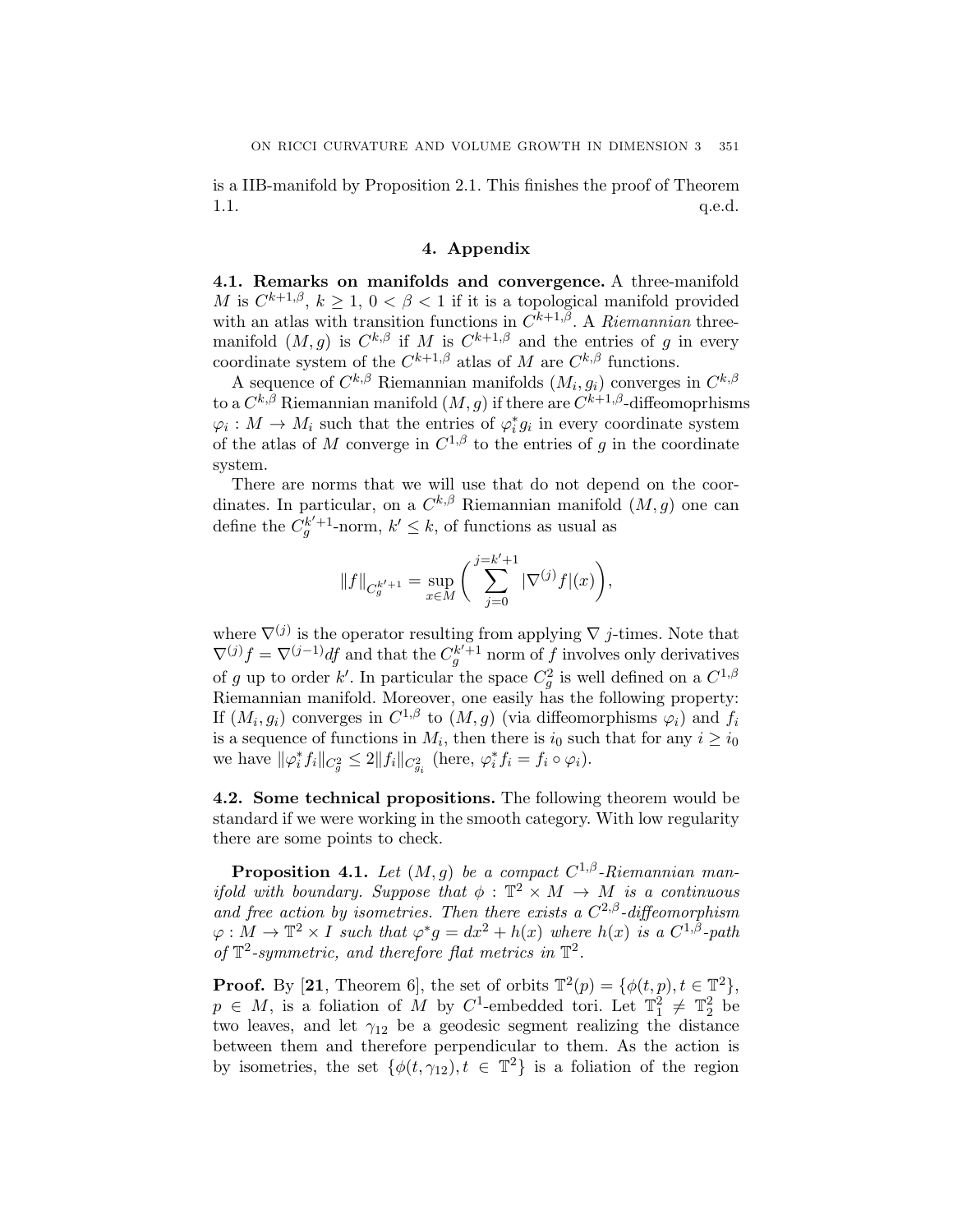is a IIB-manifold by Proposition 2.1. This finishes the proof of Theorem 1.1. q.e.d.

## 4. Appendix

**4.1. Remarks on manifolds and convergence.** A three-manifold $M$ is $C^{k+1,\beta}$, $k \geq 1$, $0 < \beta < 1$ if it is a topological manifold provided with an atlas with transition functions in $C^{k+1,\beta}$. A *Riemannian* three-manifold $(M, g)$ is $C^{k,\beta}$ if $M$ is $C^{k+1,\beta}$ and the entries of $g$ in every coordinate system of the $C^{k+1,\beta}$ atlas of $M$ are $C^{k,\beta}$ functions.

A sequence of $C^{k,\beta}$ Riemannian manifolds $(M_i, g_i)$ converges in $C^{k,\beta}$ to a $C^{k,\beta}$ Riemannian manifold $(M, g)$ if there are $C^{k+1,\beta}$-diffeomoprhisms $\varphi_i : M \to M_i$ such that the entries of $\varphi_i^* g_i$ in every coordinate system of the atlas of $M$ converge in $C^{1,\beta}$ to the entries of $g$ in the coordinate system.

There are norms that we will use that do not depend on the coordinates. In particular, on a $C^{k,\beta}$ Riemannian manifold $(M, g)$ one can define the $C_g^{k'+1}$-norm, $k' \leq k$, of functions as usual as

$$\|f\|_{C_g^{k'+1}} = \sup_{x \in M} \bigg( \sum_{j=0}^{j=k'+1} |\nabla^{(j)} f|(x) \bigg),$$

where $\nabla^{(j)}$ is the operator resulting from applying $\nabla$ $j$-times. Note that $\nabla^{(j)} f = \nabla^{(j-1)} df$ and that the $C_g^{k'+1}$ norm of $f$ involves only derivatives of $g$ up to order $k'$. In particular the space $C_g^2$ is well defined on a $C^{1,\beta}$ Riemannian manifold. Moreover, one easily has the following property: If $(M_i, g_i)$ converges in $C^{1,\beta}$ to $(M, g)$ (via diffeomorphisms $\varphi_i$) and $f_i$ is a sequence of functions in $M_i$, then there is $i_0$ such that for any $i \geq i_0$ we have $\|\varphi_i^* f_i\|_{C_g^2} \leq 2\|f_i\|_{C_{g_i}^2}$ (here, $\varphi_i^* f_i = f_i \circ \varphi_i$).

**4.2. Some technical propositions.** The following theorem would be standard if we were working in the smooth category. With low regularity there are some points to check.

**Proposition 4.1.** *Let $(M, g)$ be a compact $C^{1,\beta}$-Riemannian manifold with boundary. Suppose that $\phi : \mathbb{T}^2 \times M \to M$ is a continuous and free action by isometries. Then there exists a $C^{2,\beta}$-diffeomorphism $\varphi : M \to \mathbb{T}^2 \times I$ such that $\varphi^* g = dx^2 + h(x)$ where $h(x)$ is a $C^{1,\beta}$-path of $\mathbb{T}^2$-symmetric, and therefore flat metrics in $\mathbb{T}^2$.*

**Proof.** By [**21**, Theorem 6], the set of orbits $\mathbb{T}^2(p) = \{\phi(t, p), t \in \mathbb{T}^2\}$, $p \in M$, is a foliation of $M$ by $C^1$-embedded tori. Let $\mathbb{T}_1^2 \neq \mathbb{T}_2^2$ be two leaves, and let $\gamma_{12}$ be a geodesic segment realizing the distance between them and therefore perpendicular to them. As the action is by isometries, the set $\{\phi(t, \gamma_{12}), t \in \mathbb{T}^2\}$ is a foliation of the region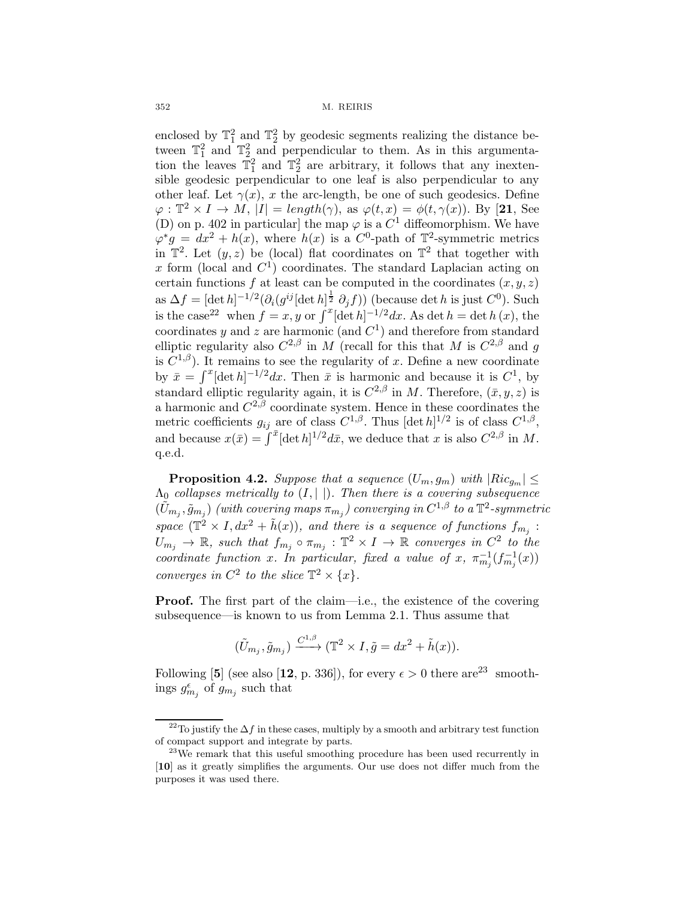enclosed by $\mathbb{T}^2_1$ and $\mathbb{T}^2_2$ by geodesic segments realizing the distance between $\mathbb{T}^2_1$ and $\mathbb{T}^2_2$ and perpendicular to them. As in this argumentation the leaves $\mathbb{T}^2_1$ and $\mathbb{T}^2_2$ are arbitrary, it follows that any inextensible geodesic perpendicular to one leaf is also perpendicular to any other leaf. Let $\gamma(x)$, $x$ the arc-length, be one of such geodesics. Define $\varphi : \mathbb{T}^2 \times I \to M$, $|I| = length(\gamma)$, as $\varphi(t, x) = \phi(t, \gamma(x))$. By [**21**, See (D) on p. 402 in particular] the map $\varphi$ is a $C^1$ diffeomorphism. We have $\varphi^* g = dx^2 + h(x)$, where $h(x)$ is a $C^0$-path of $\mathbb{T}^2$-symmetric metrics in $\mathbb{T}^2$. Let $(y, z)$ be (local) flat coordinates on $\mathbb{T}^2$ that together with $x$ form (local and $C^1$) coordinates. The standard Laplacian acting on certain functions $f$ at least can be computed in the coordinates $(x, y, z)$ as $\Delta f = [\det h]^{-1/2}(\partial_i(g^{ij}[\det h]^{\frac{1}{2}}\,\partial_j f))$ (because $\det h$ is just $C^0$). Such is the case[22] when $f = x, y$ or $\int^x [\det h]^{-1/2} dx$. As $\det h = \det h\,(x)$, the coordinates $y$ and $z$ are harmonic (and $C^1$) and therefore from standard elliptic regularity also $C^{2,\beta}$ in $M$ (recall for this that $M$ is $C^{2,\beta}$ and $g$ is $C^{1,\beta}$). It remains to see the regularity of $x$. Define a new coordinate by $\bar{x} = \int^x [\det h]^{-1/2} dx$. Then $\bar{x}$ is harmonic and because it is $C^1$, by standard elliptic regularity again, it is $C^{2,\beta}$ in $M$. Therefore, $(\bar{x}, y, z)$ is a harmonic and $C^{2,\beta}$ coordinate system. Hence in these coordinates the metric coefficients $g_{ij}$ are of class $C^{1,\beta}$. Thus $[\det h]^{1/2}$ is of class $C^{1,\beta}$, and because $x(\bar{x}) = \int^{\bar{x}} [\det h]^{1/2} d\bar{x}$, we deduce that $x$ is also $C^{2,\beta}$ in $M$. q.e.d.

**Proposition 4.2.** *Suppose that a sequence $(U_m, g_m)$ with $|Ric_{g_m}| \leq \Lambda_0$ collapses metrically to $(I, |\ |)$. Then there is a covering subsequence $(\tilde{U}_{m_j}, \tilde{g}_{m_j})$ (with covering maps $\pi_{m_j}$) converging in $C^{1,\beta}$ to a $\mathbb{T}^2$-symmetric space $(\mathbb{T}^2 \times I, dx^2 + \tilde{h}(x))$, and there is a sequence of functions $f_{m_j} : U_{m_j} \to \mathbb{R}$, such that $f_{m_j} \circ \pi_{m_j} : \mathbb{T}^2 \times I \to \mathbb{R}$ converges in $C^2$ to the coordinate function $x$. In particular, fixed a value of $x$, $\pi^{-1}_{m_j}(f^{-1}_{m_j}(x))$ converges in $C^2$ to the slice $\mathbb{T}^2 \times \{x\}$.*

**Proof.** The first part of the claim—i.e., the existence of the covering subsequence—is known to us from Lemma 2.1. Thus assume that

$$(\tilde{U}_{m_j}, \tilde{g}_{m_j}) \xrightarrow{C^{1,\beta}} (\mathbb{T}^2 \times I, \tilde{g} = dx^2 + \tilde{h}(x)).$$

Following [**5**] (see also [**12**, p. 336]), for every $\epsilon > 0$ there are[23] smoothings $g^{\epsilon}_{m_j}$ of $g_{m_j}$ such that

[22] To justify the $\Delta f$ in these cases, multiply by a smooth and arbitrary test function of compact support and integrate by parts.

[23] We remark that this useful smoothing procedure has been used recurrently in [**10**] as it greatly simplifies the arguments. Our use does not differ much from the purposes it was used there.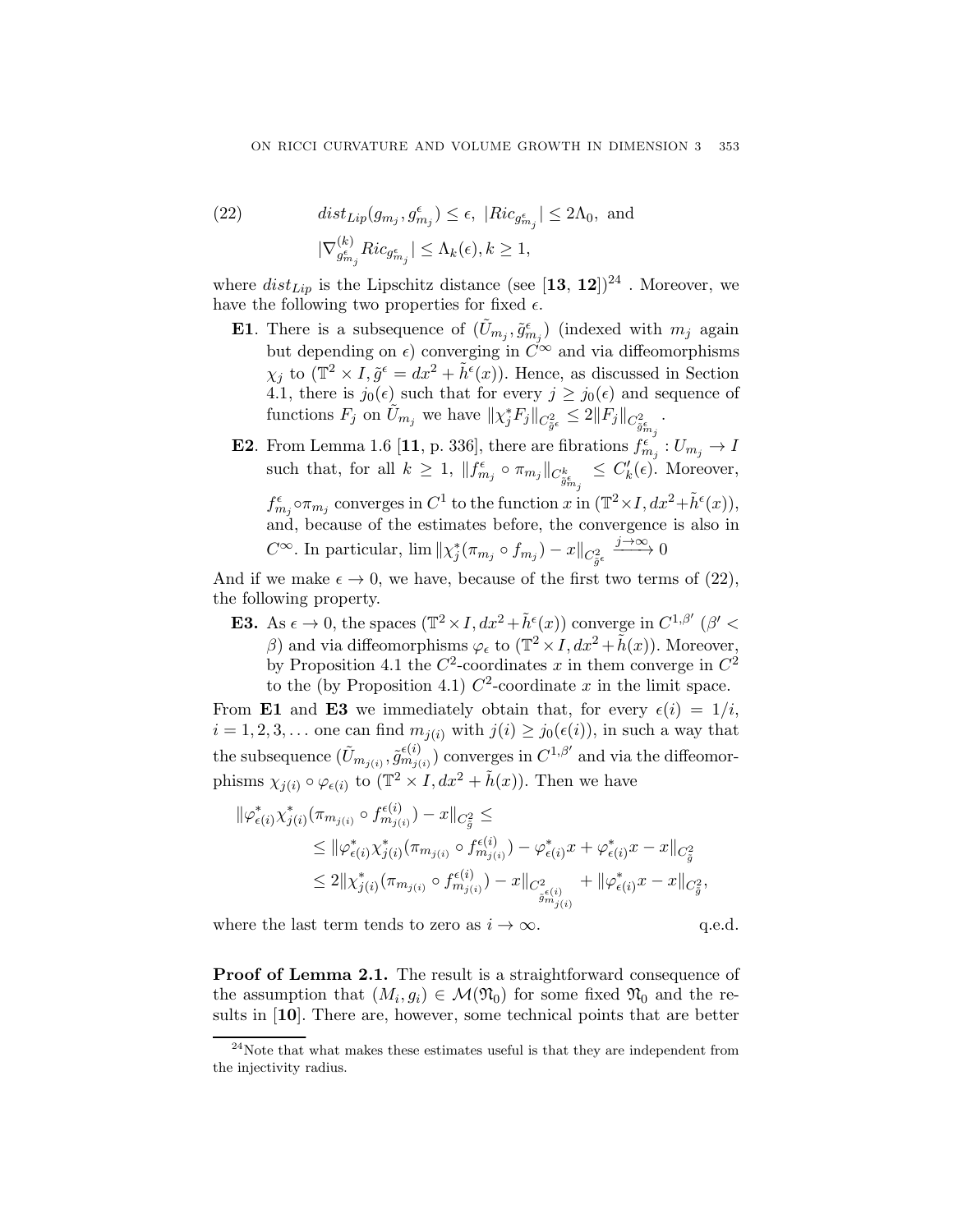$$
\begin{aligned}
(22) \qquad & dist_{Lip}(g_{m_j}, g^{\epsilon}_{m_j}) \leq \epsilon,\ |Ric_{g^{\epsilon}_{m_j}}| \leq 2\Lambda_0, \text{ and} \\
& |\nabla^{(k)}_{g^{\epsilon}_{m_j}} Ric_{g^{\epsilon}_{m_j}}| \leq \Lambda_k(\epsilon), k \geq 1,
\end{aligned}
$$

where $dist_{Lip}$ is the Lipschitz distance (see [**13**, **12**])[24] . Moreover, we have the following two properties for fixed $\epsilon$.

- **E1**. There is a subsequence of $(\tilde{U}_{m_j}, \tilde{g}^{\epsilon}_{m_j})$ (indexed with $m_j$ again but depending on $\epsilon$) converging in $C^{\infty}$ and via diffeomorphisms $\chi_j$ to $(\mathbb{T}^2 \times I, \tilde{g}^{\epsilon} = dx^2 + \tilde{h}^{\epsilon}(x))$. Hence, as discussed in Section 4.1, there is $j_0(\epsilon)$ such that for every $j \geq j_0(\epsilon)$ and sequence of functions $F_j$ on $\tilde{U}_{m_j}$ we have $\|\chi^*_j F_j\|_{C^2_{\tilde{g}^{\epsilon}}} \leq 2\|F_j\|_{C^2_{\tilde{g}^{\epsilon}_{m_j}}}$.
- **E2**. From Lemma 1.6 [**11**, p. 336], there are fibrations $f^{\epsilon}_{m_j} : U_{m_j} \to I$ such that, for all $k \geq 1$, $\|f^{\epsilon}_{m_j} \circ \pi_{m_j}\|_{C^k_{\tilde{g}^{\epsilon}_{m_j}}} \leq C'_k(\epsilon)$. Moreover, $f^{\epsilon}_{m_j} \circ \pi_{m_j}$ converges in $C^1$ to the function $x$ in $(\mathbb{T}^2 \times I, dx^2 + \tilde{h}^{\epsilon}(x))$, and, because of the estimates before, the convergence is also in $C^{\infty}$. In particular, $\lim \|\chi^*_j(\pi_{m_j} \circ f_{m_j}) - x\|_{C^2_{\tilde{g}^{\epsilon}}} \xrightarrow{j \to \infty} 0$

And if we make $\epsilon \to 0$, we have, because of the first two terms of (22), the following property.

- **E3.** As $\epsilon \to 0$, the spaces $(\mathbb{T}^2 \times I, dx^2 + \tilde{h}^{\epsilon}(x))$ converge in $C^{1,\beta'}$ ($\beta' < \beta$) and via diffeomorphisms $\varphi_{\epsilon}$ to $(\mathbb{T}^2 \times I, dx^2 + \tilde{h}(x))$. Moreover, by Proposition 4.1 the $C^2$-coordinates $x$ in them converge in $C^2$ to the (by Proposition 4.1) $C^2$-coordinate $x$ in the limit space.

From **E1** and **E3** we immediately obtain that, for every $\epsilon(i) = 1/i$, $i = 1, 2, 3, \ldots$ one can find $m_{j(i)}$ with $j(i) \geq j_0(\epsilon(i))$, in such a way that the subsequence $(\tilde{U}_{m_{j(i)}}, \tilde{g}^{\epsilon(i)}_{m_{j(i)}})$ converges in $C^{1,\beta'}$ and via the diffeomorphisms $\chi_{j(i)} \circ \varphi_{\epsilon(i)}$ to $(\mathbb{T}^2 \times I, dx^2 + \tilde{h}(x))$. Then we have

$$
\begin{aligned}
&\|\varphi^*_{\epsilon(i)}\chi^*_{j(i)}(\pi_{m_{j(i)}} \circ f^{\epsilon(i)}_{m_{j(i)}}) - x\|_{C^2_{\tilde{g}}} \leq \\
&\qquad \leq \|\varphi^*_{\epsilon(i)}\chi^*_{j(i)}(\pi_{m_{j(i)}} \circ f^{\epsilon(i)}_{m_{j(i)}}) - \varphi^*_{\epsilon(i)}x + \varphi^*_{\epsilon(i)}x - x\|_{C^2_{\tilde{g}}} \\
&\qquad \leq 2\|\chi^*_{j(i)}(\pi_{m_{j(i)}} \circ f^{\epsilon(i)}_{m_{j(i)}}) - x\|_{C^2_{\tilde{g}^{\epsilon(i)}_{m_{j(i)}}}} + \|\varphi^*_{\epsilon(i)}x - x\|_{C^2_{\tilde{g}}},
\end{aligned}
$$

where the last term tends to zero as $i \to \infty$. q.e.d.

**Proof of Lemma 2.1.** The result is a straightforward consequence of the assumption that $(M_i, g_i) \in \mathcal{M}(\mathfrak{N}_0)$ for some fixed $\mathfrak{N}_0$ and the results in [**10**]. There are, however, some technical points that are better

---

[24] Note that what makes these estimates useful is that they are independent from the injectivity radius.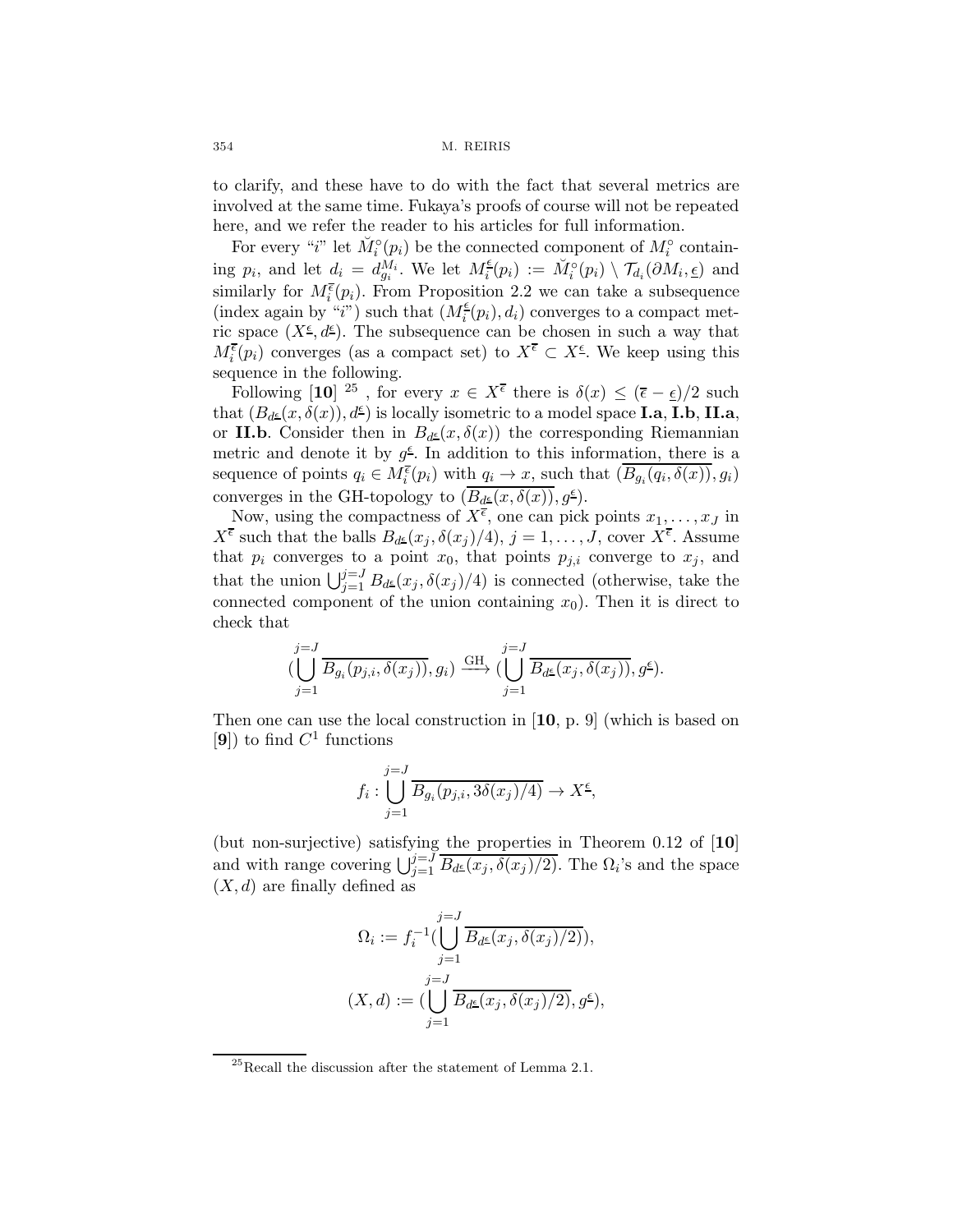to clarify, and these have to do with the fact that several metrics are involved at the same time. Fukaya's proofs of course will not be repeated here, and we refer the reader to his articles for full information.

For every "$i$" let $\breve{M}^{\circ}_i(p_i)$ be the connected component of $M^{\circ}_i$ containing $p_i$, and let $d_i = d^{M_i}_{g_i}$. We let $M^{\underline{\epsilon}}_i(p_i) := \breve{M}^{\circ}_i(p_i) \setminus \mathcal{T}_{d_i}(\partial M_i, \underline{\epsilon})$ and similarly for $M^{\overline{\epsilon}}_i(p_i)$. From Proposition 2.2 we can take a subsequence (index again by "$i$") such that $(M^{\underline{\epsilon}}_i(p_i), d_i)$ converges to a compact metric space $(X^{\underline{\epsilon}}, d^{\underline{\epsilon}})$. The subsequence can be chosen in such a way that $M^{\overline{\epsilon}}_i(p_i)$ converges (as a compact set) to $X^{\overline{\epsilon}} \subset X^{\underline{\epsilon}}$. We keep using this sequence in the following.

Following [10] [25] , for every $x \in X^{\overline{\epsilon}}$ there is $\delta(x) \leq (\overline{\epsilon} - \underline{\epsilon})/2$ such that $(B_{d^{\underline{\epsilon}}}(x, \delta(x)), d^{\underline{\epsilon}})$ is locally isometric to a model space **I.a**, **I.b**, **II.a**, or **II.b**. Consider then in $B_{d^{\underline{\epsilon}}}(x, \delta(x))$ the corresponding Riemannian metric and denote it by $g^{\underline{\epsilon}}$. In addition to this information, there is a sequence of points $q_i \in M^{\overline{\epsilon}}_i(p_i)$ with $q_i \to x$, such that $(\overline{B_{g_i}(q_i, \delta(x))}, g_i)$ converges in the GH-topology to $(\overline{B_{d^{\underline{\epsilon}}}(x, \delta(x))}, g^{\underline{\epsilon}})$.

Now, using the compactness of $X^{\overline{\epsilon}}$, one can pick points $x_1, \ldots, x_J$ in $X^{\overline{\epsilon}}$ such that the balls $B_{d^{\underline{\epsilon}}}(x_j, \delta(x_j)/4)$, $j = 1, \ldots, J$, cover $X^{\overline{\epsilon}}$. Assume that $p_i$ converges to a point $x_0$, that points $p_{j,i}$ converge to $x_j$, and that the union $\bigcup_{j=1}^{j=J} B_{d^{\underline{\epsilon}}}(x_j, \delta(x_j)/4)$ is connected (otherwise, take the connected component of the union containing $x_0$). Then it is direct to check that

$$(\bigcup_{j=1}^{j=J} \overline{B_{g_i}(p_{j,i}, \delta(x_j))}, g_i) \xrightarrow{\text{GH}} (\bigcup_{j=1}^{j=J} \overline{B_{d^{\underline{\epsilon}}}(x_j, \delta(x_j))}, g^{\underline{\epsilon}}).$$

Then one can use the local construction in [10, p. 9] (which is based on [9]) to find $C^1$ functions

$$f_i : \bigcup_{j=1}^{j=J} \overline{B_{g_i}(p_{j,i}, 3\delta(x_j)/4)} \to X^{\underline{\epsilon}},$$

(but non-surjective) satisfying the properties in Theorem 0.12 of [10] and with range covering $\bigcup_{j=1}^{j=J} \overline{B_{d^{\underline{\epsilon}}}(x_j, \delta(x_j)/2)}$. The $\Omega_i$'s and the space $(X, d)$ are finally defined as

$$\Omega_i := f_i^{-1}(\bigcup_{j=1}^{j=J} \overline{B_{d^{\underline{\epsilon}}}(x_j, \delta(x_j)/2)}),$$

$$(X, d) := (\bigcup_{j=1}^{j=J} \overline{B_{d^{\underline{\epsilon}}}(x_j, \delta(x_j)/2)}, g^{\underline{\epsilon}}),$$

[25] Recall the discussion after the statement of Lemma 2.1.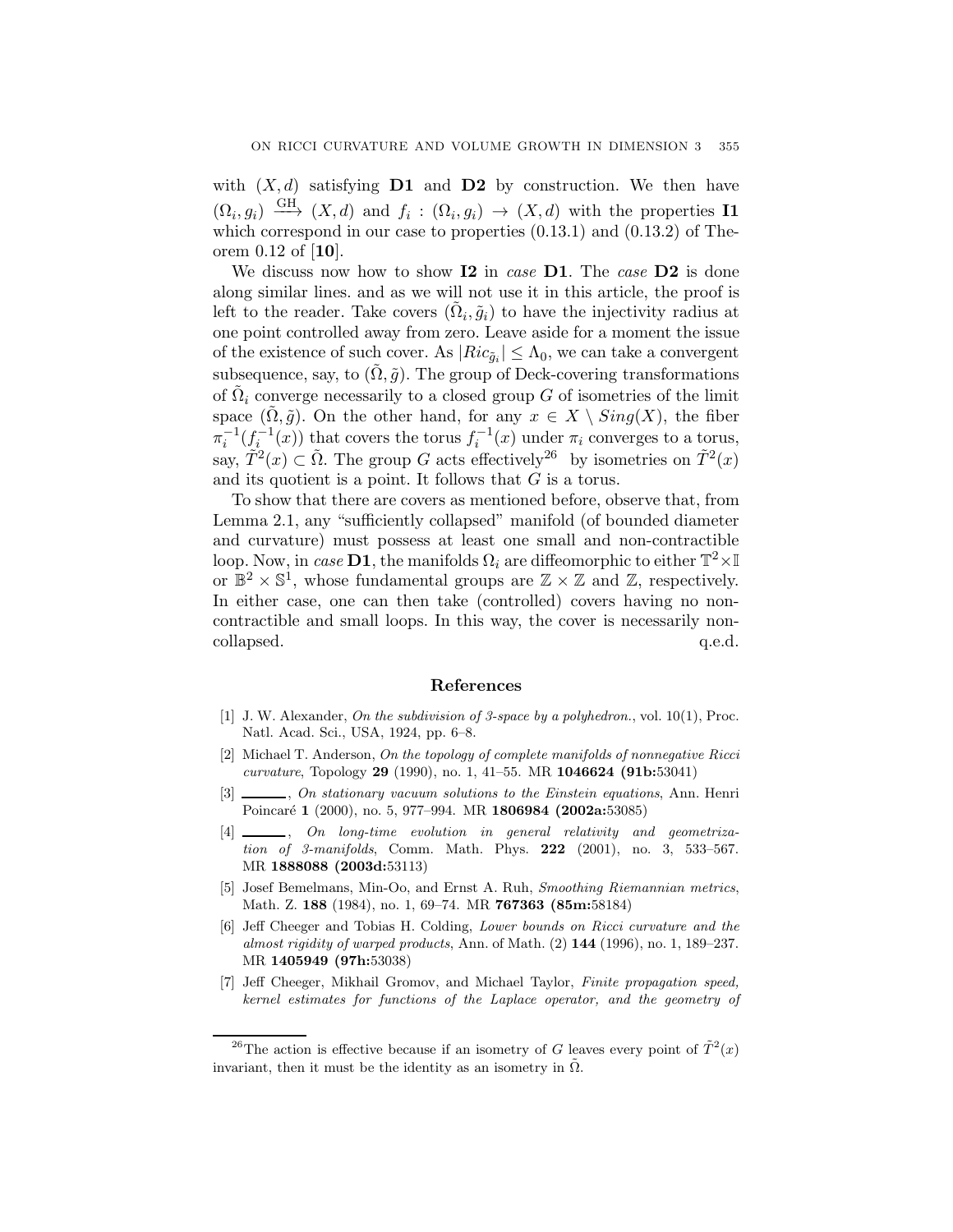with $(X, d)$ satisfying **D1** and **D2** by construction. We then have $(\Omega_i, g_i) \xrightarrow{\text{GH}} (X, d)$ and $f_i : (\Omega_i, g_i) \to (X, d)$ with the properties **I1** which correspond in our case to properties (0.13.1) and (0.13.2) of Theorem 0.12 of [**10**].

We discuss now how to show **I2** in *case* **D1**. The *case* **D2** is done along similar lines. and as we will not use it in this article, the proof is left to the reader. Take covers $(\tilde{\Omega}_i, \tilde{g}_i)$ to have the injectivity radius at one point controlled away from zero. Leave aside for a moment the issue of the existence of such cover. As $|Ric_{\tilde{g}_i}| \leq \Lambda_0$, we can take a convergent subsequence, say, to $(\tilde{\Omega}, \tilde{g})$. The group of Deck-covering transformations of $\tilde{\Omega}_i$ converge necessarily to a closed group $G$ of isometries of the limit space $(\tilde{\Omega}, \tilde{g})$. On the other hand, for any $x \in X \setminus Sing(X)$, the fiber $\pi_i^{-1}(f_i^{-1}(x))$ that covers the torus $f_i^{-1}(x)$ under $\pi_i$ converges to a torus, say, $\tilde{T}^2(x) \subset \tilde{\Omega}$. The group $G$ acts effectively[26] by isometries on $\tilde{T}^2(x)$ and its quotient is a point. It follows that $G$ is a torus.

To show that there are covers as mentioned before, observe that, from Lemma 2.1, any "sufficiently collapsed" manifold (of bounded diameter and curvature) must possess at least one small and non-contractible loop. Now, in *case* **D1**, the manifolds $\Omega_i$ are diffeomorphic to either $\mathbb{T}^2 \times \mathbb{I}$ or $\mathbb{B}^2 \times \mathbb{S}^1$, whose fundamental groups are $\mathbb{Z} \times \mathbb{Z}$ and $\mathbb{Z}$, respectively. In either case, one can then take (controlled) covers having no non-contractible and small loops. In this way, the cover is necessarily non-collapsed. q.e.d.

## References

[1] J. W. Alexander, *On the subdivision of 3-space by a polyhedron.*, vol. 10(1), Proc. Natl. Acad. Sci., USA, 1924, pp. 6–8.

[2] Michael T. Anderson, *On the topology of complete manifolds of nonnegative Ricci curvature*, Topology **29** (1990), no. 1, 41–55. MR **1046624 (91b:**53041)

[3] ______, *On stationary vacuum solutions to the Einstein equations*, Ann. Henri Poincaré **1** (2000), no. 5, 977–994. MR **1806984 (2002a:**53085)

[4] ______, *On long-time evolution in general relativity and geometrization of 3-manifolds*, Comm. Math. Phys. **222** (2001), no. 3, 533–567. MR **1888088 (2003d:**53113)

[5] Josef Bemelmans, Min-Oo, and Ernst A. Ruh, *Smoothing Riemannian metrics*, Math. Z. **188** (1984), no. 1, 69–74. MR **767363 (85m:**58184)

[6] Jeff Cheeger and Tobias H. Colding, *Lower bounds on Ricci curvature and the almost rigidity of warped products*, Ann. of Math. (2) **144** (1996), no. 1, 189–237. MR **1405949 (97h:**53038)

[7] Jeff Cheeger, Mikhail Gromov, and Michael Taylor, *Finite propagation speed, kernel estimates for functions of the Laplace operator, and the geometry of*

[26] The action is effective because if an isometry of $G$ leaves every point of $\tilde{T}^2(x)$ invariant, then it must be the identity as an isometry in $\tilde{\Omega}$.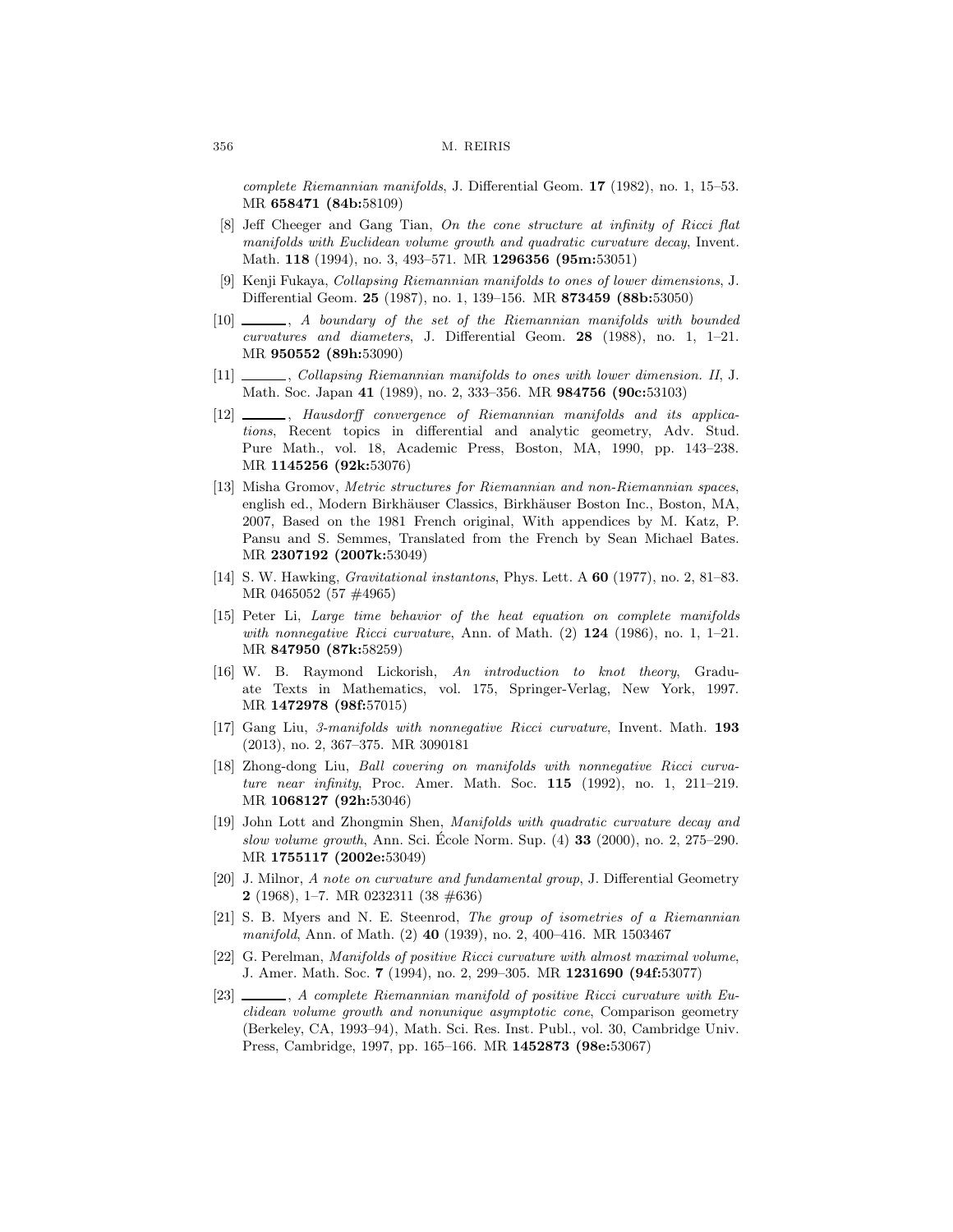complete Riemannian manifolds, J. Differential Geom. **17** (1982), no. 1, 15–53. MR **658471 (84b:**58109)

[8] Jeff Cheeger and Gang Tian, *On the cone structure at infinity of Ricci flat manifolds with Euclidean volume growth and quadratic curvature decay*, Invent. Math. **118** (1994), no. 3, 493–571. MR **1296356 (95m:**53051)

[9] Kenji Fukaya, *Collapsing Riemannian manifolds to ones of lower dimensions*, J. Differential Geom. **25** (1987), no. 1, 139–156. MR **873459 (88b:**53050)

[10] ———, *A boundary of the set of the Riemannian manifolds with bounded curvatures and diameters*, J. Differential Geom. **28** (1988), no. 1, 1–21. MR **950552 (89h:**53090)

[11] ———, *Collapsing Riemannian manifolds to ones with lower dimension. II*, J. Math. Soc. Japan **41** (1989), no. 2, 333–356. MR **984756 (90c:**53103)

[12] ———, *Hausdorff convergence of Riemannian manifolds and its applications*, Recent topics in differential and analytic geometry, Adv. Stud. Pure Math., vol. 18, Academic Press, Boston, MA, 1990, pp. 143–238. MR **1145256 (92k:**53076)

[13] Misha Gromov, *Metric structures for Riemannian and non-Riemannian spaces*, english ed., Modern Birkhäuser Classics, Birkhäuser Boston Inc., Boston, MA, 2007, Based on the 1981 French original, With appendices by M. Katz, P. Pansu and S. Semmes, Translated from the French by Sean Michael Bates. MR **2307192 (2007k:**53049)

[14] S. W. Hawking, *Gravitational instantons*, Phys. Lett. A **60** (1977), no. 2, 81–83. MR 0465052 (57 #4965)

[15] Peter Li, *Large time behavior of the heat equation on complete manifolds with nonnegative Ricci curvature*, Ann. of Math. (2) **124** (1986), no. 1, 1–21. MR **847950 (87k:**58259)

[16] W. B. Raymond Lickorish, *An introduction to knot theory*, Graduate Texts in Mathematics, vol. 175, Springer-Verlag, New York, 1997. MR **1472978 (98f:**57015)

[17] Gang Liu, *3-manifolds with nonnegative Ricci curvature*, Invent. Math. **193** (2013), no. 2, 367–375. MR 3090181

[18] Zhong-dong Liu, *Ball covering on manifolds with nonnegative Ricci curvature near infinity*, Proc. Amer. Math. Soc. **115** (1992), no. 1, 211–219. MR **1068127 (92h:**53046)

[19] John Lott and Zhongmin Shen, *Manifolds with quadratic curvature decay and slow volume growth*, Ann. Sci. École Norm. Sup. (4) **33** (2000), no. 2, 275–290. MR **1755117 (2002e:**53049)

[20] J. Milnor, *A note on curvature and fundamental group*, J. Differential Geometry **2** (1968), 1–7. MR 0232311 (38 #636)

[21] S. B. Myers and N. E. Steenrod, *The group of isometries of a Riemannian manifold*, Ann. of Math. (2) **40** (1939), no. 2, 400–416. MR 1503467

[22] G. Perelman, *Manifolds of positive Ricci curvature with almost maximal volume*, J. Amer. Math. Soc. **7** (1994), no. 2, 299–305. MR **1231690 (94f:**53077)

[23] ———, *A complete Riemannian manifold of positive Ricci curvature with Euclidean volume growth and nonunique asymptotic cone*, Comparison geometry (Berkeley, CA, 1993–94), Math. Sci. Res. Inst. Publ., vol. 30, Cambridge Univ. Press, Cambridge, 1997, pp. 165–166. MR **1452873 (98e:**53067)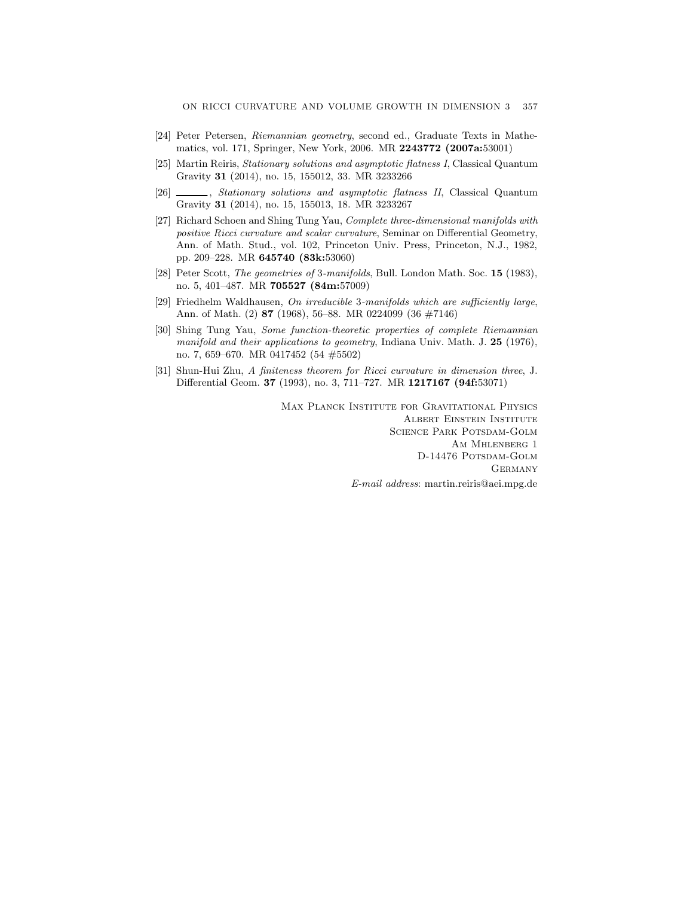[24] Peter Petersen, *Riemannian geometry*, second ed., Graduate Texts in Mathematics, vol. 171, Springer, New York, 2006. MR **2243772 (2007a:**53001)

[25] Martin Reiris, *Stationary solutions and asymptotic flatness I*, Classical Quantum Gravity **31** (2014), no. 15, 155012, 33. MR 3233266

[26] ______, *Stationary solutions and asymptotic flatness II*, Classical Quantum Gravity **31** (2014), no. 15, 155013, 18. MR 3233267

[27] Richard Schoen and Shing Tung Yau, *Complete three-dimensional manifolds with positive Ricci curvature and scalar curvature*, Seminar on Differential Geometry, Ann. of Math. Stud., vol. 102, Princeton Univ. Press, Princeton, N.J., 1982, pp. 209–228. MR **645740 (83k:**53060)

[28] Peter Scott, *The geometries of 3-manifolds*, Bull. London Math. Soc. **15** (1983), no. 5, 401–487. MR **705527 (84m:**57009)

[29] Friedhelm Waldhausen, *On irreducible 3-manifolds which are sufficiently large*, Ann. of Math. (2) **87** (1968), 56–88. MR 0224099 (36 #7146)

[30] Shing Tung Yau, *Some function-theoretic properties of complete Riemannian manifold and their applications to geometry*, Indiana Univ. Math. J. **25** (1976), no. 7, 659–670. MR 0417452 (54 #5502)

[31] Shun-Hui Zhu, *A finiteness theorem for Ricci curvature in dimension three*, J. Differential Geom. **37** (1993), no. 3, 711–727. MR **1217167 (94f:**53071)

Max Planck Institute for Gravitational Physics
Albert Einstein Institute
Science Park Potsdam-Golm
Am Mhlenberg 1
D-14476 Potsdam-Golm
Germany

*E-mail address*: martin.reiris@aei.mpg.de